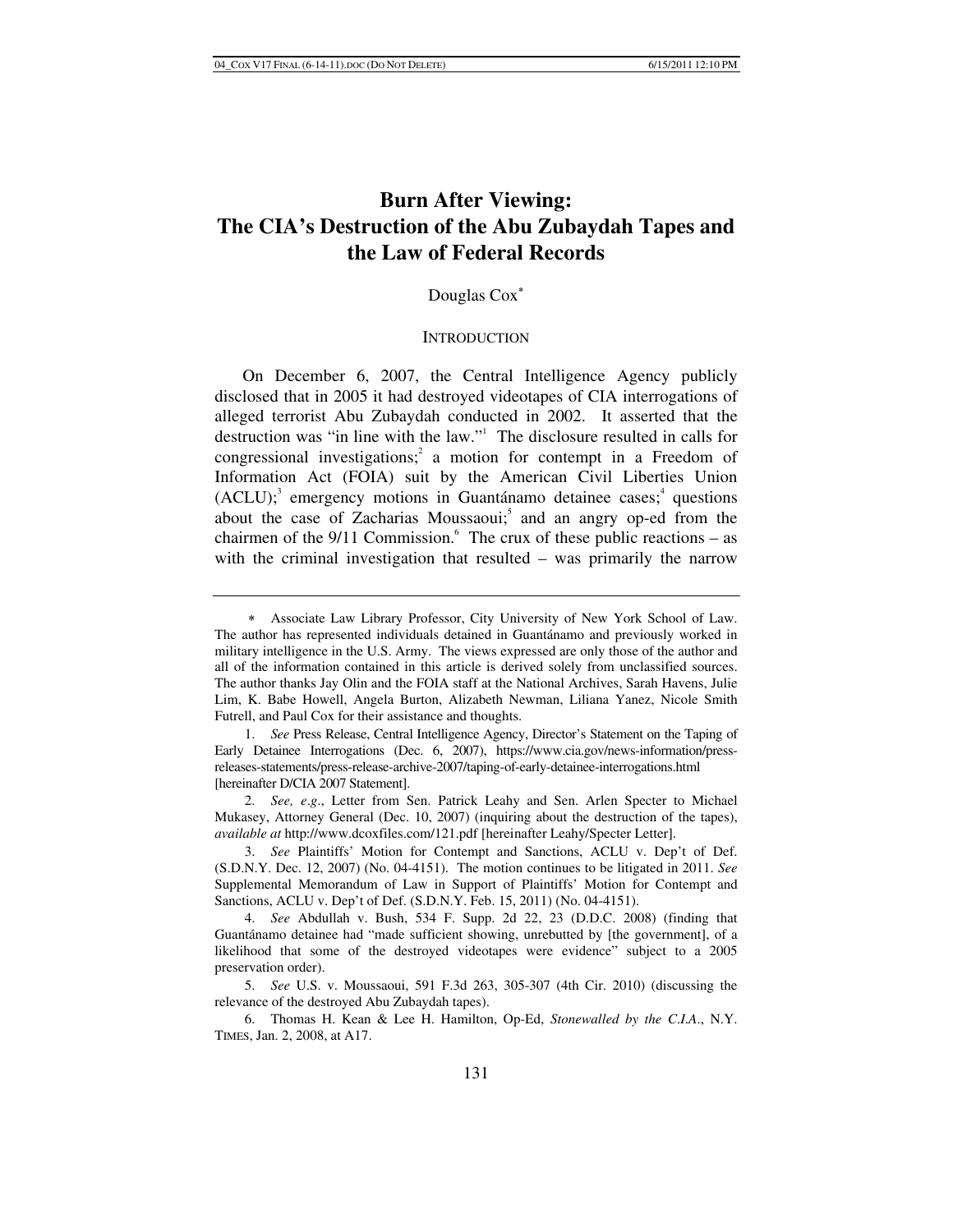# Burn After Viewing: The CIA's Destruction of the Abu Zubaydah Tapes and the Law of Federal Records

Douglas Cox[*]

## INTRODUCTION

On December 6, 2007, the Central Intelligence Agency publicly disclosed that in 2005 it had destroyed videotapes of CIA interrogations of alleged terrorist Abu Zubaydah conducted in 2002. It asserted that the destruction was "in line with the law."[1] The disclosure resulted in calls for congressional investigations;[2] a motion for contempt in a Freedom of Information Act (FOIA) suit by the American Civil Liberties Union (ACLU);[3] emergency motions in Guantánamo detainee cases;[4] questions about the case of Zacharias Moussaoui;[5] and an angry op-ed from the chairmen of the 9/11 Commission.[6] The crux of these public reactions – as with the criminal investigation that resulted – was primarily the narrow

---

\* Associate Law Library Professor, City University of New York School of Law. The author has represented individuals detained in Guantánamo and previously worked in military intelligence in the U.S. Army. The views expressed are only those of the author and all of the information contained in this article is derived solely from unclassified sources. The author thanks Jay Olin and the FOIA staff at the National Archives, Sarah Havens, Julie Lim, K. Babe Howell, Angela Burton, Alizabeth Newman, Liliana Yanez, Nicole Smith Futrell, and Paul Cox for their assistance and thoughts.

1. *See* Press Release, Central Intelligence Agency, Director's Statement on the Taping of Early Detainee Interrogations (Dec. 6, 2007), https://www.cia.gov/news-information/press-releases-statements/press-release-archive-2007/taping-of-early-detainee-interrogations.html [hereinafter D/CIA 2007 Statement].

2. *See, e.g.*, Letter from Sen. Patrick Leahy and Sen. Arlen Specter to Michael Mukasey, Attorney General (Dec. 10, 2007) (inquiring about the destruction of the tapes), *available at* http://www.dcoxfiles.com/121.pdf [hereinafter Leahy/Specter Letter].

3. *See* Plaintiffs' Motion for Contempt and Sanctions, ACLU v. Dep't of Def. (S.D.N.Y. Dec. 12, 2007) (No. 04-4151). The motion continues to be litigated in 2011. *See* Supplemental Memorandum of Law in Support of Plaintiffs' Motion for Contempt and Sanctions, ACLU v. Dep't of Def. (S.D.N.Y. Feb. 15, 2011) (No. 04-4151).

4. *See* Abdullah v. Bush, 534 F. Supp. 2d 22, 23 (D.D.C. 2008) (finding that Guantánamo detainee had "made sufficient showing, unrebutted by [the government], of a likelihood that some of the destroyed videotapes were evidence" subject to a 2005 preservation order).

5. *See* U.S. v. Moussaoui, 591 F.3d 263, 305-307 (4th Cir. 2010) (discussing the relevance of the destroyed Abu Zubaydah tapes).

6. Thomas H. Kean & Lee H. Hamilton, Op-Ed, *Stonewalled by the C.I.A.*, N.Y. TIMES, Jan. 2, 2008, at A17.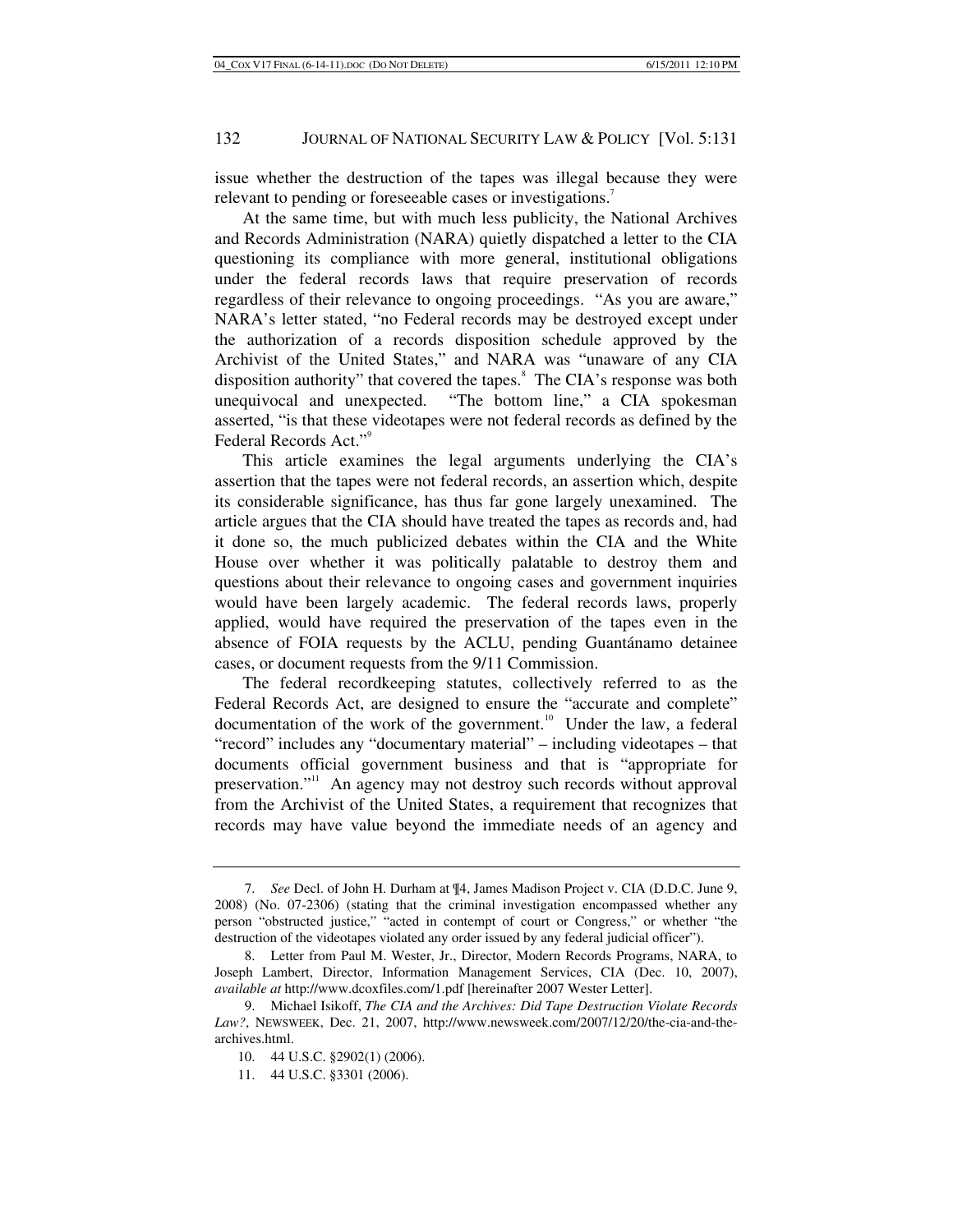issue whether the destruction of the tapes was illegal because they were relevant to pending or foreseeable cases or investigations.[7]

At the same time, but with much less publicity, the National Archives and Records Administration (NARA) quietly dispatched a letter to the CIA questioning its compliance with more general, institutional obligations under the federal records laws that require preservation of records regardless of their relevance to ongoing proceedings. "As you are aware," NARA's letter stated, "no Federal records may be destroyed except under the authorization of a records disposition schedule approved by the Archivist of the United States," and NARA was "unaware of any CIA disposition authority" that covered the tapes.[8] The CIA's response was both unequivocal and unexpected. "The bottom line," a CIA spokesman asserted, "is that these videotapes were not federal records as defined by the Federal Records Act."[9]

This article examines the legal arguments underlying the CIA's assertion that the tapes were not federal records, an assertion which, despite its considerable significance, has thus far gone largely unexamined. The article argues that the CIA should have treated the tapes as records and, had it done so, the much publicized debates within the CIA and the White House over whether it was politically palatable to destroy them and questions about their relevance to ongoing cases and government inquiries would have been largely academic. The federal records laws, properly applied, would have required the preservation of the tapes even in the absence of FOIA requests by the ACLU, pending Guantánamo detainee cases, or document requests from the 9/11 Commission.

The federal recordkeeping statutes, collectively referred to as the Federal Records Act, are designed to ensure the "accurate and complete" documentation of the work of the government.[10] Under the law, a federal "record" includes any "documentary material" – including videotapes – that documents official government business and that is "appropriate for preservation."[11] An agency may not destroy such records without approval from the Archivist of the United States, a requirement that recognizes that records may have value beyond the immediate needs of an agency and

---

7. *See* Decl. of John H. Durham at ¶4, James Madison Project v. CIA (D.D.C. June 9, 2008) (No. 07-2306) (stating that the criminal investigation encompassed whether any person "obstructed justice," "acted in contempt of court or Congress," or whether "the destruction of the videotapes violated any order issued by any federal judicial officer").

8. Letter from Paul M. Wester, Jr., Director, Modern Records Programs, NARA, to Joseph Lambert, Director, Information Management Services, CIA (Dec. 10, 2007), *available at* http://www.dcoxfiles.com/1.pdf [hereinafter 2007 Wester Letter].

9. Michael Isikoff, *The CIA and the Archives: Did Tape Destruction Violate Records Law?*, NEWSWEEK, Dec. 21, 2007, http://www.newsweek.com/2007/12/20/the-cia-and-the-archives.html.

10. 44 U.S.C. §2902(1) (2006).

11. 44 U.S.C. §3301 (2006).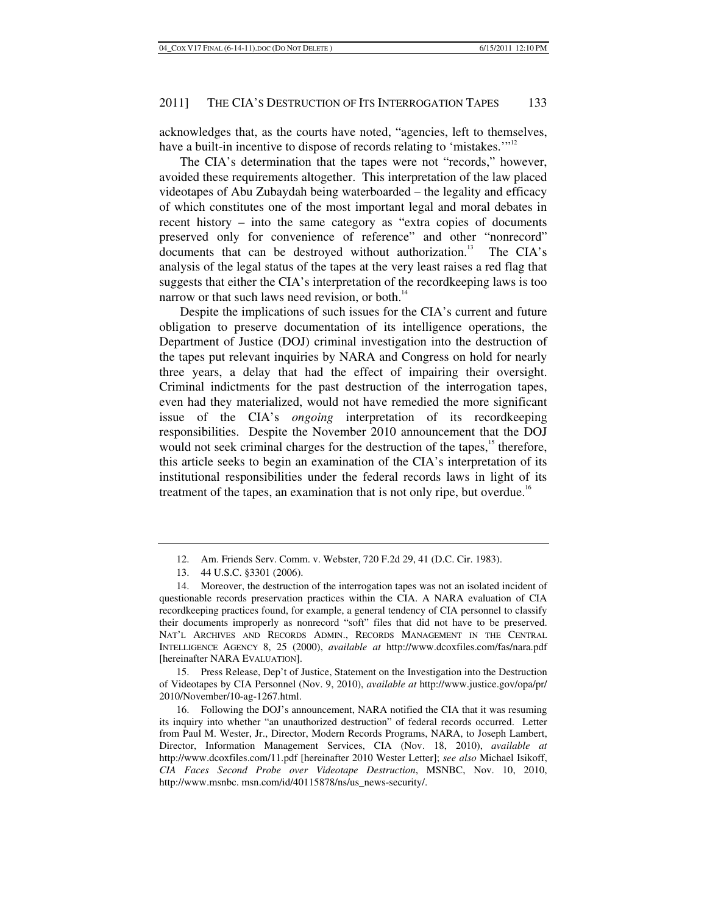acknowledges that, as the courts have noted, "agencies, left to themselves, have a built-in incentive to dispose of records relating to 'mistakes.'"[12]

The CIA's determination that the tapes were not "records," however, avoided these requirements altogether. This interpretation of the law placed videotapes of Abu Zubaydah being waterboarded – the legality and efficacy of which constitutes one of the most important legal and moral debates in recent history – into the same category as "extra copies of documents preserved only for convenience of reference" and other "nonrecord" documents that can be destroyed without authorization.[13] The CIA's analysis of the legal status of the tapes at the very least raises a red flag that suggests that either the CIA's interpretation of the recordkeeping laws is too narrow or that such laws need revision, or both.[14]

Despite the implications of such issues for the CIA's current and future obligation to preserve documentation of its intelligence operations, the Department of Justice (DOJ) criminal investigation into the destruction of the tapes put relevant inquiries by NARA and Congress on hold for nearly three years, a delay that had the effect of impairing their oversight. Criminal indictments for the past destruction of the interrogation tapes, even had they materialized, would not have remedied the more significant issue of the CIA's *ongoing* interpretation of its recordkeeping responsibilities. Despite the November 2010 announcement that the DOJ would not seek criminal charges for the destruction of the tapes,[15] therefore, this article seeks to begin an examination of the CIA's interpretation of its institutional responsibilities under the federal records laws in light of its treatment of the tapes, an examination that is not only ripe, but overdue.[16]

---

12. Am. Friends Serv. Comm. v. Webster, 720 F.2d 29, 41 (D.C. Cir. 1983).

13. 44 U.S.C. §3301 (2006).

14. Moreover, the destruction of the interrogation tapes was not an isolated incident of questionable records preservation practices within the CIA. A NARA evaluation of CIA recordkeeping practices found, for example, a general tendency of CIA personnel to classify their documents improperly as nonrecord "soft" files that did not have to be preserved. NAT'L ARCHIVES AND RECORDS ADMIN., RECORDS MANAGEMENT IN THE CENTRAL INTELLIGENCE AGENCY 8, 25 (2000), *available at* http://www.dcoxfiles.com/fas/nara.pdf [hereinafter NARA EVALUATION].

15. Press Release, Dep't of Justice, Statement on the Investigation into the Destruction of Videotapes by CIA Personnel (Nov. 9, 2010), *available at* http://www.justice.gov/opa/pr/2010/November/10-ag-1267.html.

16. Following the DOJ's announcement, NARA notified the CIA that it was resuming its inquiry into whether "an unauthorized destruction" of federal records occurred. Letter from Paul M. Wester, Jr., Director, Modern Records Programs, NARA, to Joseph Lambert, Director, Information Management Services, CIA (Nov. 18, 2010), *available at* http://www.dcoxfiles.com/11.pdf [hereinafter 2010 Wester Letter]; *see also* Michael Isikoff, *CIA Faces Second Probe over Videotape Destruction*, MSNBC, Nov. 10, 2010, http://www.msnbc.msn.com/id/40115878/ns/us_news-security/.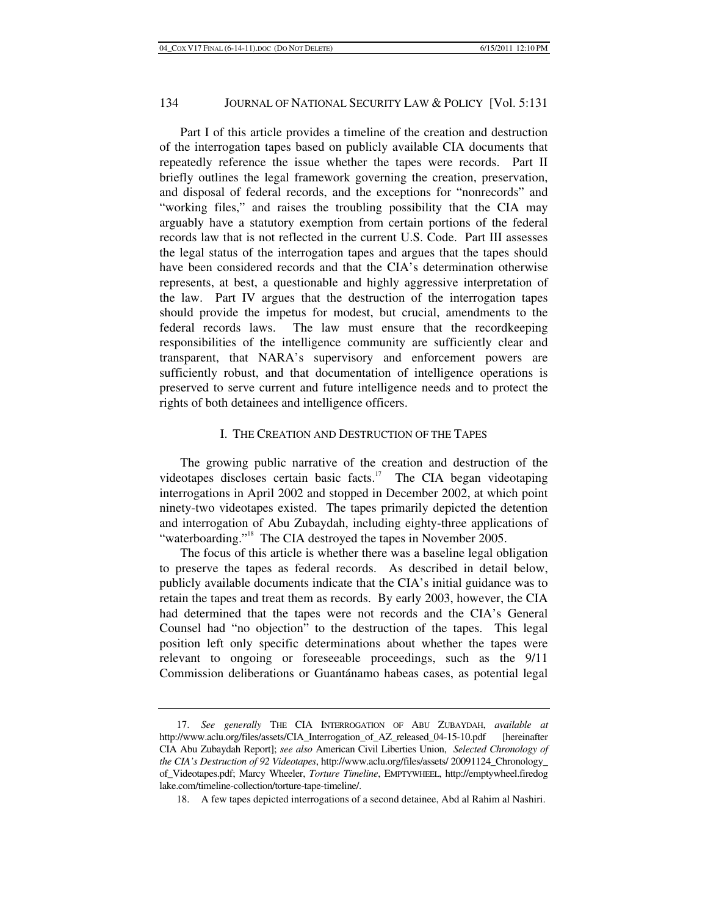Part I of this article provides a timeline of the creation and destruction of the interrogation tapes based on publicly available CIA documents that repeatedly reference the issue whether the tapes were records. Part II briefly outlines the legal framework governing the creation, preservation, and disposal of federal records, and the exceptions for "nonrecords" and "working files," and raises the troubling possibility that the CIA may arguably have a statutory exemption from certain portions of the federal records law that is not reflected in the current U.S. Code. Part III assesses the legal status of the interrogation tapes and argues that the tapes should have been considered records and that the CIA's determination otherwise represents, at best, a questionable and highly aggressive interpretation of the law. Part IV argues that the destruction of the interrogation tapes should provide the impetus for modest, but crucial, amendments to the federal records laws. The law must ensure that the recordkeeping responsibilities of the intelligence community are sufficiently clear and transparent, that NARA's supervisory and enforcement powers are sufficiently robust, and that documentation of intelligence operations is preserved to serve current and future intelligence needs and to protect the rights of both detainees and intelligence officers.

## I. THE CREATION AND DESTRUCTION OF THE TAPES

The growing public narrative of the creation and destruction of the videotapes discloses certain basic facts.[17] The CIA began videotaping interrogations in April 2002 and stopped in December 2002, at which point ninety-two videotapes existed. The tapes primarily depicted the detention and interrogation of Abu Zubaydah, including eighty-three applications of "waterboarding."[18] The CIA destroyed the tapes in November 2005.

The focus of this article is whether there was a baseline legal obligation to preserve the tapes as federal records. As described in detail below, publicly available documents indicate that the CIA's initial guidance was to retain the tapes and treat them as records. By early 2003, however, the CIA had determined that the tapes were not records and the CIA's General Counsel had "no objection" to the destruction of the tapes. This legal position left only specific determinations about whether the tapes were relevant to ongoing or foreseeable proceedings, such as the 9/11 Commission deliberations or Guantánamo habeas cases, as potential legal

---

17. *See generally* THE CIA INTERROGATION OF ABU ZUBAYDAH, *available at* http://www.aclu.org/files/assets/CIA_Interrogation_of_AZ_released_04-15-10.pdf [hereinafter CIA Abu Zubaydah Report]; *see also* American Civil Liberties Union, *Selected Chronology of the CIA's Destruction of 92 Videotapes*, http://www.aclu.org/files/assets/ 20091124_Chronology_ of_Videotapes.pdf; Marcy Wheeler, *Torture Timeline*, EMPTYWHEEL, http://emptywheel.firedog lake.com/timeline-collection/torture-tape-timeline/.

18. A few tapes depicted interrogations of a second detainee, Abd al Rahim al Nashiri.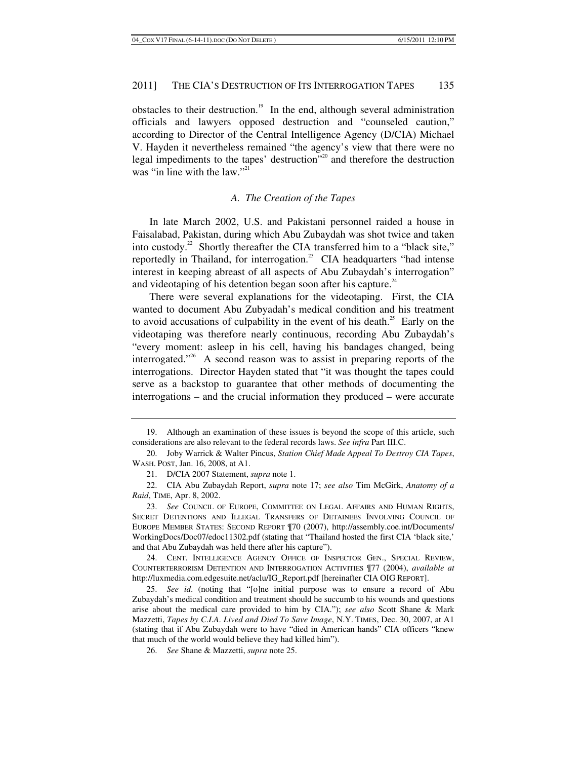obstacles to their destruction.[19] In the end, although several administration officials and lawyers opposed destruction and "counseled caution," according to Director of the Central Intelligence Agency (D/CIA) Michael V. Hayden it nevertheless remained "the agency's view that there were no legal impediments to the tapes' destruction"[20] and therefore the destruction was "in line with the law."[21]

### *A. The Creation of the Tapes*

In late March 2002, U.S. and Pakistani personnel raided a house in Faisalabad, Pakistan, during which Abu Zubaydah was shot twice and taken into custody.[22] Shortly thereafter the CIA transferred him to a "black site," reportedly in Thailand, for interrogation.[23] CIA headquarters "had intense interest in keeping abreast of all aspects of Abu Zubaydah's interrogation" and videotaping of his detention began soon after his capture.[24]

There were several explanations for the videotaping. First, the CIA wanted to document Abu Zubyadah's medical condition and his treatment to avoid accusations of culpability in the event of his death.[25] Early on the videotaping was therefore nearly continuous, recording Abu Zubaydah's "every moment: asleep in his cell, having his bandages changed, being interrogated."[26] A second reason was to assist in preparing reports of the interrogations. Director Hayden stated that "it was thought the tapes could serve as a backstop to guarantee that other methods of documenting the interrogations – and the crucial information they produced – were accurate

---

19. Although an examination of these issues is beyond the scope of this article, such considerations are also relevant to the federal records laws. *See infra* Part III.C.

20. Joby Warrick & Walter Pincus, *Station Chief Made Appeal To Destroy CIA Tapes*, WASH. POST, Jan. 16, 2008, at A1.

21. D/CIA 2007 Statement, *supra* note 1.

22. CIA Abu Zubaydah Report, *supra* note 17; *see also* Tim McGirk, *Anatomy of a Raid*, TIME, Apr. 8, 2002.

23. *See* COUNCIL OF EUROPE, COMMITTEE ON LEGAL AFFAIRS AND HUMAN RIGHTS, SECRET DETENTIONS AND ILLEGAL TRANSFERS OF DETAINEES INVOLVING COUNCIL OF EUROPE MEMBER STATES: SECOND REPORT ¶70 (2007), http://assembly.coe.int/Documents/WorkingDocs/Doc07/edoc11302.pdf (stating that "Thailand hosted the first CIA 'black site,' and that Abu Zubaydah was held there after his capture").

24. CENT. INTELLIGENCE AGENCY OFFICE OF INSPECTOR GEN., SPECIAL REVIEW, COUNTERTERRORISM DETENTION AND INTERROGATION ACTIVITIES ¶77 (2004), *available at* http://luxmedia.com.edgesuite.net/aclu/IG_Report.pdf [hereinafter CIA OIG REPORT].

25. *See id*. (noting that "[o]ne initial purpose was to ensure a record of Abu Zubaydah's medical condition and treatment should he succumb to his wounds and questions arise about the medical care provided to him by CIA."); *see also* Scott Shane & Mark Mazzetti, *Tapes by C.I.A. Lived and Died To Save Image*, N.Y. TIMES, Dec. 30, 2007, at A1 (stating that if Abu Zubaydah were to have "died in American hands" CIA officers "knew that much of the world would believe they had killed him").

26. *See* Shane & Mazzetti, *supra* note 25.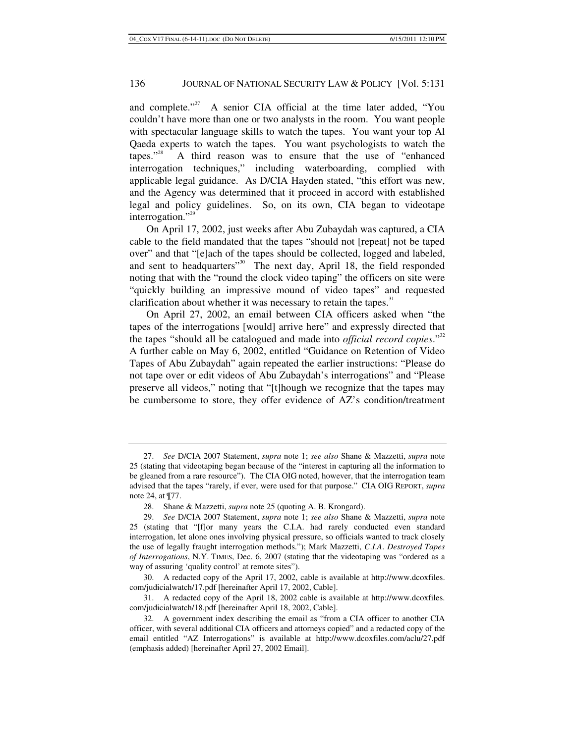and complete."[27] A senior CIA official at the time later added, "You couldn't have more than one or two analysts in the room. You want people with spectacular language skills to watch the tapes. You want your top Al Qaeda experts to watch the tapes. You want psychologists to watch the tapes."[28] A third reason was to ensure that the use of "enhanced interrogation techniques," including waterboarding, complied with applicable legal guidance. As D/CIA Hayden stated, "this effort was new, and the Agency was determined that it proceed in accord with established legal and policy guidelines. So, on its own, CIA began to videotape interrogation."[29]

On April 17, 2002, just weeks after Abu Zubaydah was captured, a CIA cable to the field mandated that the tapes "should not [repeat] not be taped over" and that "[e]ach of the tapes should be collected, logged and labeled, and sent to headquarters"[30] The next day, April 18, the field responded noting that with the "round the clock video taping" the officers on site were "quickly building an impressive mound of video tapes" and requested clarification about whether it was necessary to retain the tapes.[31]

On April 27, 2002, an email between CIA officers asked when "the tapes of the interrogations [would] arrive here" and expressly directed that the tapes "should all be catalogued and made into *official record copies*."[32] A further cable on May 6, 2002, entitled "Guidance on Retention of Video Tapes of Abu Zubaydah" again repeated the earlier instructions: "Please do not tape over or edit videos of Abu Zubaydah's interrogations" and "Please preserve all videos," noting that "[t]hough we recognize that the tapes may be cumbersome to store, they offer evidence of AZ's condition/treatment

---

27. *See* D/CIA 2007 Statement, *supra* note 1; *see also* Shane & Mazzetti, *supra* note 25 (stating that videotaping began because of the "interest in capturing all the information to be gleaned from a rare resource"). The CIA OIG noted, however, that the interrogation team advised that the tapes "rarely, if ever, were used for that purpose." CIA OIG REPORT, *supra* note 24, at ¶77.

28. Shane & Mazzetti, *supra* note 25 (quoting A. B. Krongard).

29. *See* D/CIA 2007 Statement, *supra* note 1; *see also* Shane & Mazzetti, *supra* note 25 (stating that "[f]or many years the C.I.A. had rarely conducted even standard interrogation, let alone ones involving physical pressure, so officials wanted to track closely the use of legally fraught interrogation methods."); Mark Mazzetti, *C.I.A. Destroyed Tapes of Interrogations*, N.Y. TIMES, Dec. 6, 2007 (stating that the videotaping was "ordered as a way of assuring 'quality control' at remote sites").

30. A redacted copy of the April 17, 2002, cable is available at http://www.dcoxfiles.com/judicialwatch/17.pdf [hereinafter April 17, 2002, Cable].

31. A redacted copy of the April 18, 2002 cable is available at http://www.dcoxfiles.com/judicialwatch/18.pdf [hereinafter April 18, 2002, Cable].

32. A government index describing the email as "from a CIA officer to another CIA officer, with several additional CIA officers and attorneys copied" and a redacted copy of the email entitled "AZ Interrogations" is available at http://www.dcoxfiles.com/aclu/27.pdf (emphasis added) [hereinafter April 27, 2002 Email].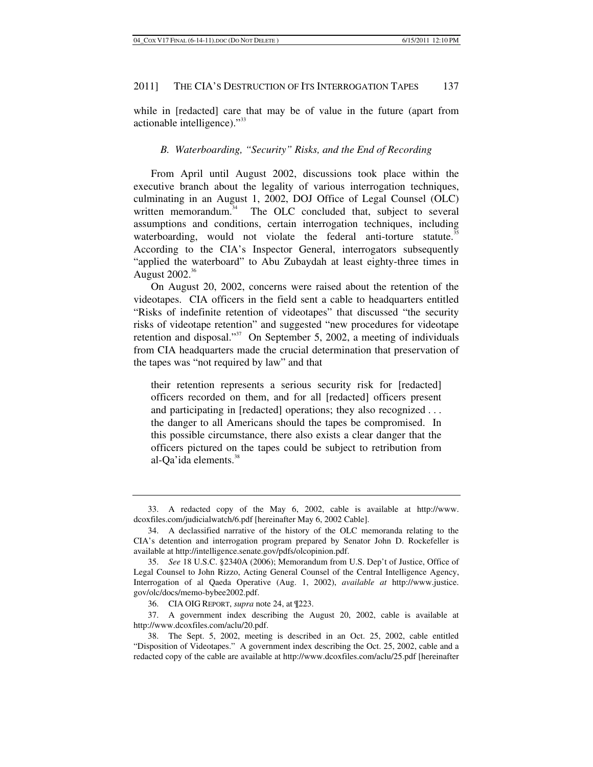while in [redacted] care that may be of value in the future (apart from actionable intelligence)."[33]

### B. *Waterboarding, "Security" Risks, and the End of Recording*

From April until August 2002, discussions took place within the executive branch about the legality of various interrogation techniques, culminating in an August 1, 2002, DOJ Office of Legal Counsel (OLC) written memorandum.[34] The OLC concluded that, subject to several assumptions and conditions, certain interrogation techniques, including waterboarding, would not violate the federal anti-torture statute.[35] According to the CIA's Inspector General, interrogators subsequently "applied the waterboard" to Abu Zubaydah at least eighty-three times in August 2002.[36]

On August 20, 2002, concerns were raised about the retention of the videotapes. CIA officers in the field sent a cable to headquarters entitled "Risks of indefinite retention of videotapes" that discussed "the security risks of videotape retention" and suggested "new procedures for videotape retention and disposal."[37] On September 5, 2002, a meeting of individuals from CIA headquarters made the crucial determination that preservation of the tapes was "not required by law" and that

> their retention represents a serious security risk for [redacted] officers recorded on them, and for all [redacted] officers present and participating in [redacted] operations; they also recognized . . . the danger to all Americans should the tapes be compromised. In this possible circumstance, there also exists a clear danger that the officers pictured on the tapes could be subject to retribution from al-Qa'ida elements.[38]

---

33. A redacted copy of the May 6, 2002, cable is available at http://www.dcoxfiles.com/judicialwatch/6.pdf [hereinafter May 6, 2002 Cable].

34. A declassified narrative of the history of the OLC memoranda relating to the CIA's detention and interrogation program prepared by Senator John D. Rockefeller is available at http://intelligence.senate.gov/pdfs/olcopinion.pdf.

35. *See* 18 U.S.C. §2340A (2006); Memorandum from U.S. Dep't of Justice, Office of Legal Counsel to John Rizzo, Acting General Counsel of the Central Intelligence Agency, Interrogation of al Qaeda Operative (Aug. 1, 2002), *available at* http://www.justice.gov/olc/docs/memo-bybee2002.pdf.

36. CIA OIG REPORT, *supra* note 24, at ¶223.

37. A government index describing the August 20, 2002, cable is available at http://www.dcoxfiles.com/aclu/20.pdf.

38. The Sept. 5, 2002, meeting is described in an Oct. 25, 2002, cable entitled "Disposition of Videotapes." A government index describing the Oct. 25, 2002, cable and a redacted copy of the cable are available at http://www.dcoxfiles.com/aclu/25.pdf [hereinafter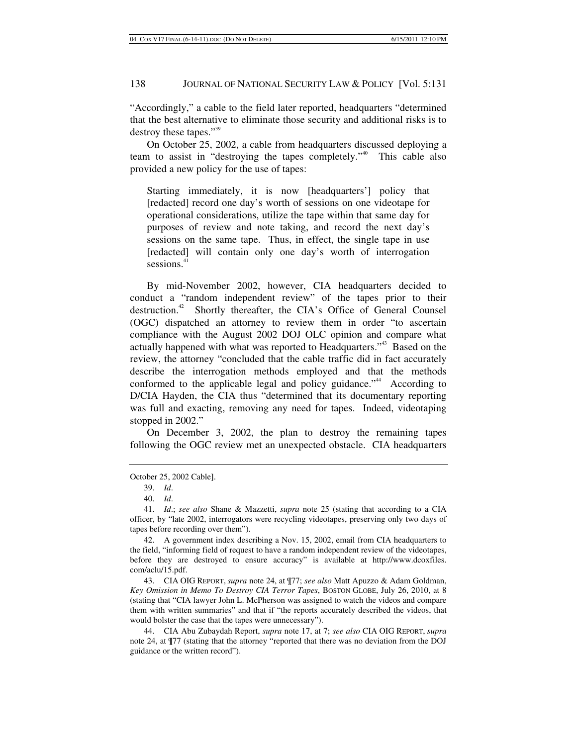"Accordingly," a cable to the field later reported, headquarters "determined that the best alternative to eliminate those security and additional risks is to destroy these tapes."[39]

On October 25, 2002, a cable from headquarters discussed deploying a team to assist in "destroying the tapes completely."[40] This cable also provided a new policy for the use of tapes:

> Starting immediately, it is now [headquarters'] policy that [redacted] record one day's worth of sessions on one videotape for operational considerations, utilize the tape within that same day for purposes of review and note taking, and record the next day's sessions on the same tape. Thus, in effect, the single tape in use [redacted] will contain only one day's worth of interrogation sessions.[41]

By mid-November 2002, however, CIA headquarters decided to conduct a "random independent review" of the tapes prior to their destruction.[42] Shortly thereafter, the CIA's Office of General Counsel (OGC) dispatched an attorney to review them in order "to ascertain compliance with the August 2002 DOJ OLC opinion and compare what actually happened with what was reported to Headquarters."[43] Based on the review, the attorney "concluded that the cable traffic did in fact accurately describe the interrogation methods employed and that the methods conformed to the applicable legal and policy guidance."[44] According to D/CIA Hayden, the CIA thus "determined that its documentary reporting was full and exacting, removing any need for tapes. Indeed, videotaping stopped in 2002."

On December 3, 2002, the plan to destroy the remaining tapes following the OGC review met an unexpected obstacle. CIA headquarters

---

October 25, 2002 Cable].

39. *Id*.

40. *Id*.

41. *Id*.; *see also* Shane & Mazzetti, *supra* note 25 (stating that according to a CIA officer, by "late 2002, interrogators were recycling videotapes, preserving only two days of tapes before recording over them").

42. A government index describing a Nov. 15, 2002, email from CIA headquarters to the field, "informing field of request to have a random independent review of the videotapes, before they are destroyed to ensure accuracy" is available at http://www.dcoxfiles.com/aclu/15.pdf.

43. CIA OIG REPORT, *supra* note 24, at ¶77; *see also* Matt Apuzzo & Adam Goldman, *Key Omission in Memo To Destroy CIA Terror Tapes*, BOSTON GLOBE, July 26, 2010, at 8 (stating that "CIA lawyer John L. McPherson was assigned to watch the videos and compare them with written summaries" and that if "the reports accurately described the videos, that would bolster the case that the tapes were unnecessary").

44. CIA Abu Zubaydah Report, *supra* note 17, at 7; *see also* CIA OIG REPORT, *supra* note 24, at ¶77 (stating that the attorney "reported that there was no deviation from the DOJ guidance or the written record").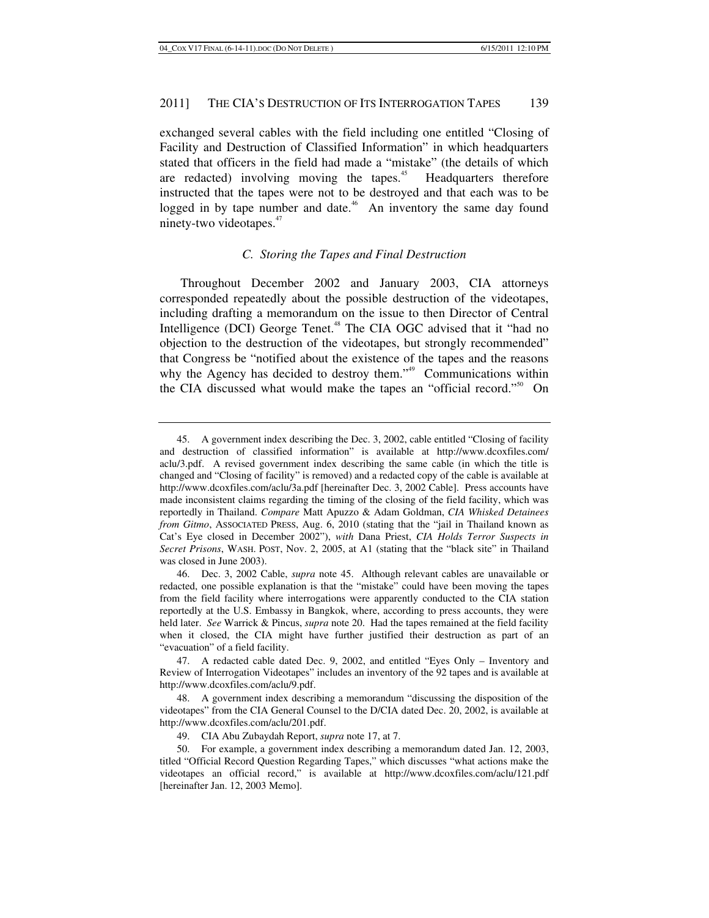exchanged several cables with the field including one entitled "Closing of Facility and Destruction of Classified Information" in which headquarters stated that officers in the field had made a "mistake" (the details of which are redacted) involving moving the tapes.[45] Headquarters therefore instructed that the tapes were not to be destroyed and that each was to be logged in by tape number and date.[46] An inventory the same day found ninety-two videotapes.[47]

### *C. Storing the Tapes and Final Destruction*

Throughout December 2002 and January 2003, CIA attorneys corresponded repeatedly about the possible destruction of the videotapes, including drafting a memorandum on the issue to then Director of Central Intelligence (DCI) George Tenet.[48] The CIA OGC advised that it "had no objection to the destruction of the videotapes, but strongly recommended" that Congress be "notified about the existence of the tapes and the reasons why the Agency has decided to destroy them."[49] Communications within the CIA discussed what would make the tapes an "official record."[50] On

---

45. A government index describing the Dec. 3, 2002, cable entitled "Closing of facility and destruction of classified information" is available at http://www.dcoxfiles.com/aclu/3.pdf. A revised government index describing the same cable (in which the title is changed and "Closing of facility" is removed) and a redacted copy of the cable is available at http://www.dcoxfiles.com/aclu/3a.pdf [hereinafter Dec. 3, 2002 Cable]. Press accounts have made inconsistent claims regarding the timing of the closing of the field facility, which was reportedly in Thailand. *Compare* Matt Apuzzo & Adam Goldman, *CIA Whisked Detainees from Gitmo*, ASSOCIATED PRESS, Aug. 6, 2010 (stating that the "jail in Thailand known as Cat's Eye closed in December 2002"), *with* Dana Priest, *CIA Holds Terror Suspects in Secret Prisons*, WASH. POST, Nov. 2, 2005, at A1 (stating that the "black site" in Thailand was closed in June 2003).

46. Dec. 3, 2002 Cable, *supra* note 45. Although relevant cables are unavailable or redacted, one possible explanation is that the "mistake" could have been moving the tapes from the field facility where interrogations were apparently conducted to the CIA station reportedly at the U.S. Embassy in Bangkok, where, according to press accounts, they were held later. *See* Warrick & Pincus, *supra* note 20. Had the tapes remained at the field facility when it closed, the CIA might have further justified their destruction as part of an "evacuation" of a field facility.

47. A redacted cable dated Dec. 9, 2002, and entitled "Eyes Only – Inventory and Review of Interrogation Videotapes" includes an inventory of the 92 tapes and is available at http://www.dcoxfiles.com/aclu/9.pdf.

48. A government index describing a memorandum "discussing the disposition of the videotapes" from the CIA General Counsel to the D/CIA dated Dec. 20, 2002, is available at http://www.dcoxfiles.com/aclu/201.pdf.

49. CIA Abu Zubaydah Report, *supra* note 17, at 7.

50. For example, a government index describing a memorandum dated Jan. 12, 2003, titled "Official Record Question Regarding Tapes," which discusses "what actions make the videotapes an official record," is available at http://www.dcoxfiles.com/aclu/121.pdf [hereinafter Jan. 12, 2003 Memo].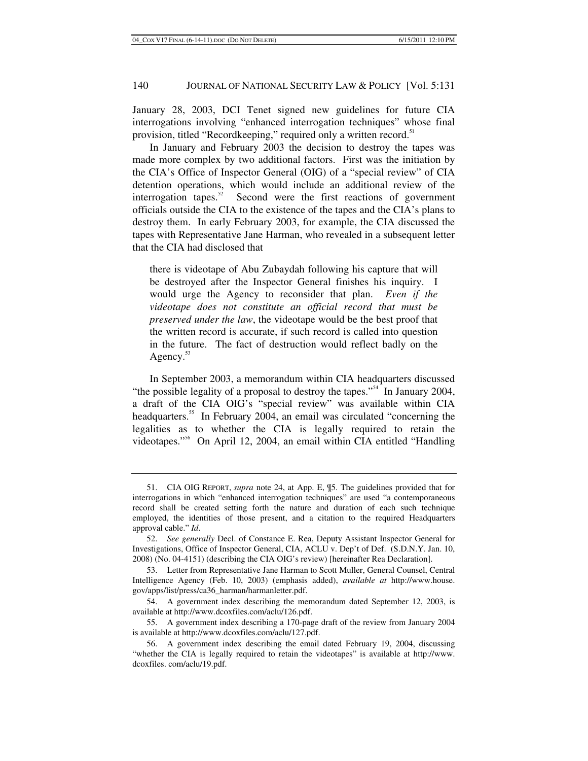January 28, 2003, DCI Tenet signed new guidelines for future CIA interrogations involving "enhanced interrogation techniques" whose final provision, titled "Recordkeeping," required only a written record.[51]

In January and February 2003 the decision to destroy the tapes was made more complex by two additional factors. First was the initiation by the CIA's Office of Inspector General (OIG) of a "special review" of CIA detention operations, which would include an additional review of the interrogation tapes.[52] Second were the first reactions of government officials outside the CIA to the existence of the tapes and the CIA's plans to destroy them. In early February 2003, for example, the CIA discussed the tapes with Representative Jane Harman, who revealed in a subsequent letter that the CIA had disclosed that

> there is videotape of Abu Zubaydah following his capture that will be destroyed after the Inspector General finishes his inquiry. I would urge the Agency to reconsider that plan. *Even if the videotape does not constitute an official record that must be preserved under the law*, the videotape would be the best proof that the written record is accurate, if such record is called into question in the future. The fact of destruction would reflect badly on the Agency.[53]

In September 2003, a memorandum within CIA headquarters discussed "the possible legality of a proposal to destroy the tapes."[54] In January 2004, a draft of the CIA OIG's "special review" was available within CIA headquarters.[55] In February 2004, an email was circulated "concerning the legalities as to whether the CIA is legally required to retain the videotapes."[56] On April 12, 2004, an email within CIA entitled "Handling

---

51. CIA OIG REPORT, *supra* note 24, at App. E, ¶5. The guidelines provided that for interrogations in which "enhanced interrogation techniques" are used "a contemporaneous record shall be created setting forth the nature and duration of each such technique employed, the identities of those present, and a citation to the required Headquarters approval cable." *Id*.

52. *See generally* Decl. of Constance E. Rea, Deputy Assistant Inspector General for Investigations, Office of Inspector General, CIA, ACLU v. Dep't of Def. (S.D.N.Y. Jan. 10, 2008) (No. 04-4151) (describing the CIA OIG's review) [hereinafter Rea Declaration].

53. Letter from Representative Jane Harman to Scott Muller, General Counsel, Central Intelligence Agency (Feb. 10, 2003) (emphasis added), *available at* http://www.house.gov/apps/list/press/ca36_harman/harmanletter.pdf.

54. A government index describing the memorandum dated September 12, 2003, is available at http://www.dcoxfiles.com/aclu/126.pdf.

55. A government index describing a 170-page draft of the review from January 2004 is available at http://www.dcoxfiles.com/aclu/127.pdf.

56. A government index describing the email dated February 19, 2004, discussing "whether the CIA is legally required to retain the videotapes" is available at http://www.dcoxfiles. com/aclu/19.pdf.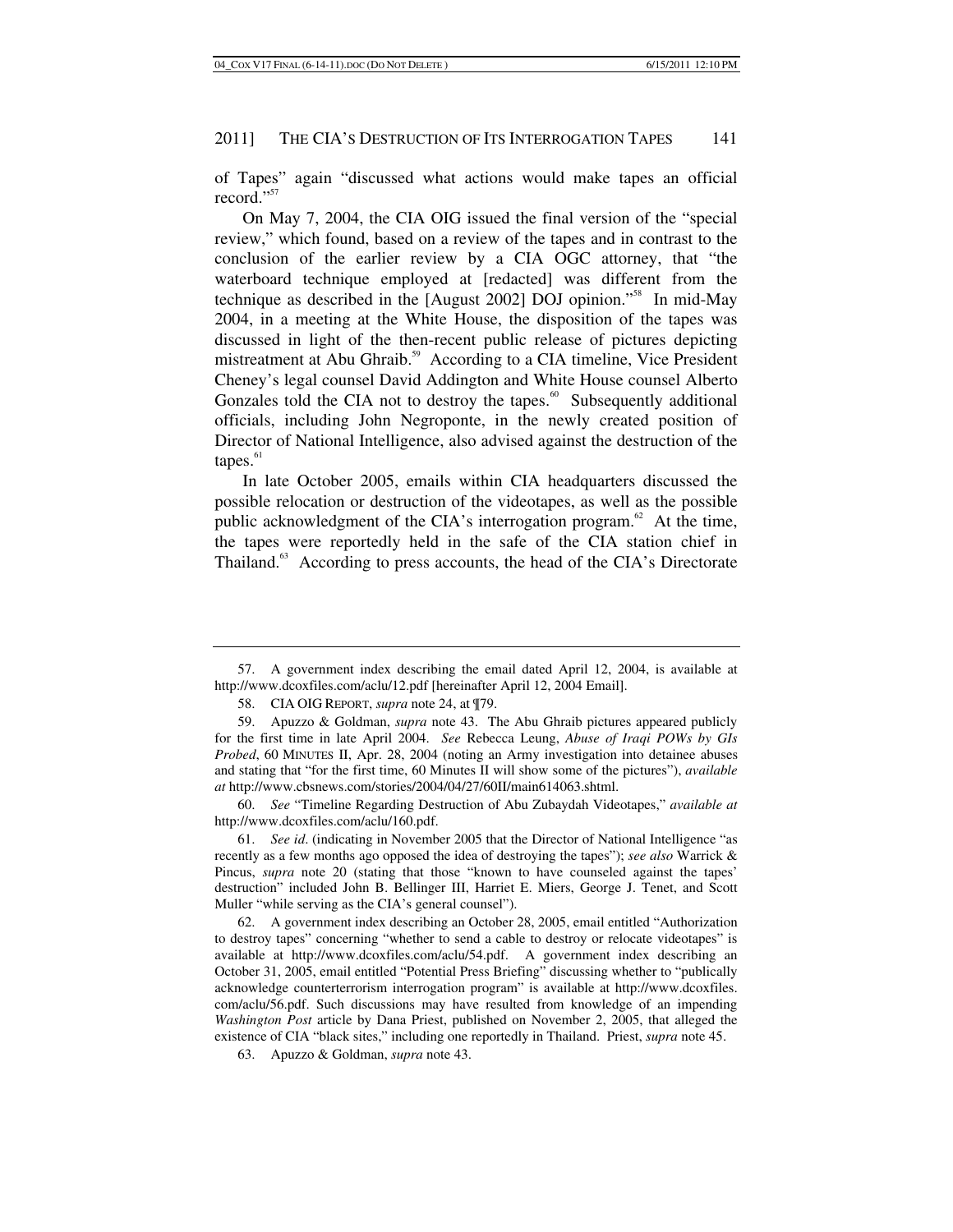of Tapes" again "discussed what actions would make tapes an official record."[57]

On May 7, 2004, the CIA OIG issued the final version of the "special review," which found, based on a review of the tapes and in contrast to the conclusion of the earlier review by a CIA OGC attorney, that "the waterboard technique employed at [redacted] was different from the technique as described in the [August 2002] DOJ opinion."[58] In mid-May 2004, in a meeting at the White House, the disposition of the tapes was discussed in light of the then-recent public release of pictures depicting mistreatment at Abu Ghraib.[59] According to a CIA timeline, Vice President Cheney's legal counsel David Addington and White House counsel Alberto Gonzales told the CIA not to destroy the tapes.[60] Subsequently additional officials, including John Negroponte, in the newly created position of Director of National Intelligence, also advised against the destruction of the tapes.[61]

In late October 2005, emails within CIA headquarters discussed the possible relocation or destruction of the videotapes, as well as the possible public acknowledgment of the CIA's interrogation program.[62] At the time, the tapes were reportedly held in the safe of the CIA station chief in Thailand.[63] According to press accounts, the head of the CIA's Directorate

---

57. A government index describing the email dated April 12, 2004, is available at http://www.dcoxfiles.com/aclu/12.pdf [hereinafter April 12, 2004 Email].

58. CIA OIG REPORT, *supra* note 24, at ¶79.

59. Apuzzo & Goldman, *supra* note 43. The Abu Ghraib pictures appeared publicly for the first time in late April 2004. *See* Rebecca Leung, *Abuse of Iraqi POWs by GIs Probed*, 60 MINUTES II, Apr. 28, 2004 (noting an Army investigation into detainee abuses and stating that "for the first time, 60 Minutes II will show some of the pictures"), *available at* http://www.cbsnews.com/stories/2004/04/27/60II/main614063.shtml.

60. *See* "Timeline Regarding Destruction of Abu Zubaydah Videotapes," *available at* http://www.dcoxfiles.com/aclu/160.pdf.

61. *See id*. (indicating in November 2005 that the Director of National Intelligence "as recently as a few months ago opposed the idea of destroying the tapes"); *see also* Warrick & Pincus, *supra* note 20 (stating that those "known to have counseled against the tapes' destruction" included John B. Bellinger III, Harriet E. Miers, George J. Tenet, and Scott Muller "while serving as the CIA's general counsel").

62. A government index describing an October 28, 2005, email entitled "Authorization to destroy tapes" concerning "whether to send a cable to destroy or relocate videotapes" is available at http://www.dcoxfiles.com/aclu/54.pdf. A government index describing an October 31, 2005, email entitled "Potential Press Briefing" discussing whether to "publically acknowledge counterterrorism interrogation program" is available at http://www.dcoxfiles.com/aclu/56.pdf. Such discussions may have resulted from knowledge of an impending *Washington Post* article by Dana Priest, published on November 2, 2005, that alleged the existence of CIA "black sites," including one reportedly in Thailand. Priest, *supra* note 45.

63. Apuzzo & Goldman, *supra* note 43.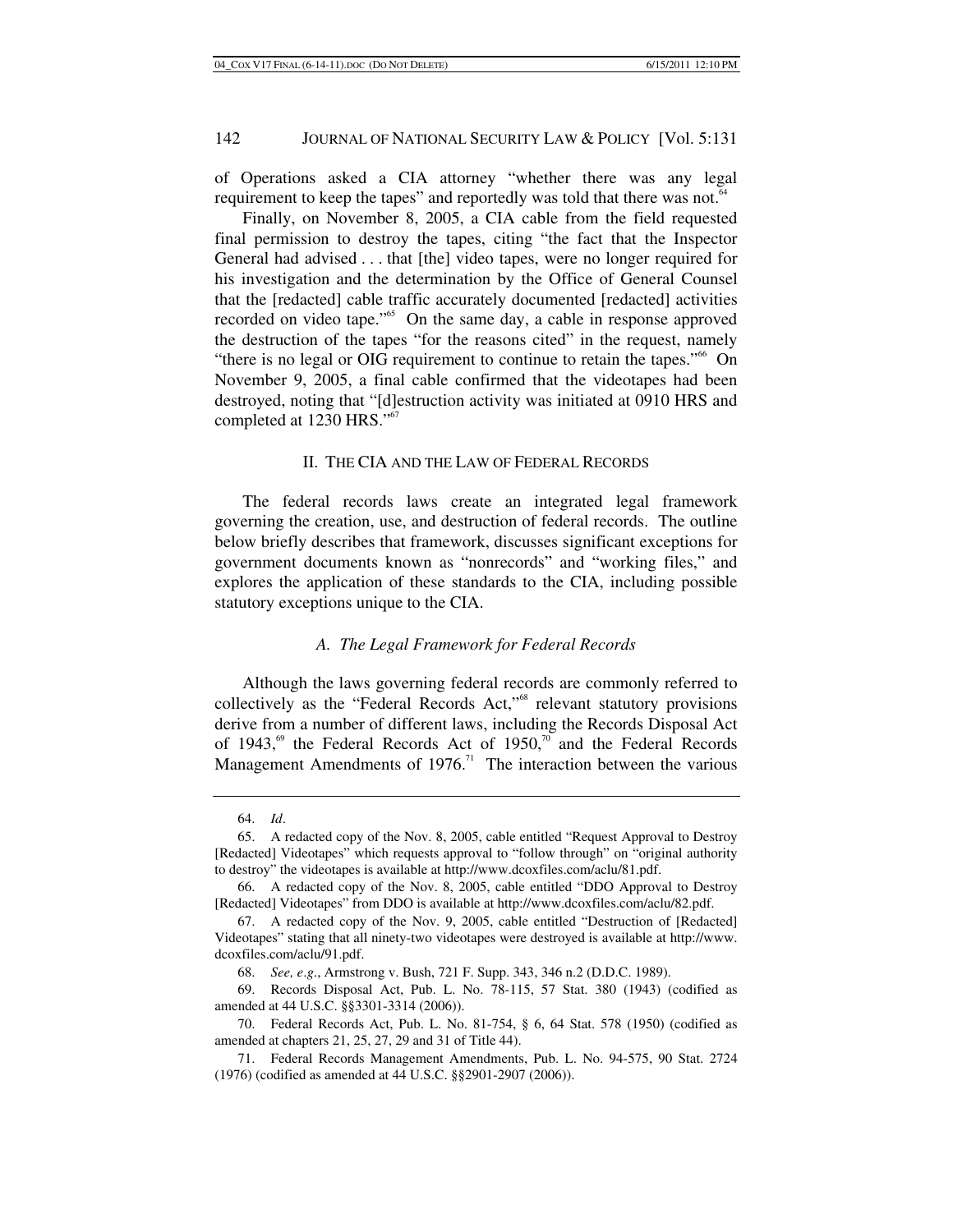of Operations asked a CIA attorney "whether there was any legal requirement to keep the tapes" and reportedly was told that there was not.[64]

Finally, on November 8, 2005, a CIA cable from the field requested final permission to destroy the tapes, citing "the fact that the Inspector General had advised . . . that [the] video tapes, were no longer required for his investigation and the determination by the Office of General Counsel that the [redacted] cable traffic accurately documented [redacted] activities recorded on video tape."[65] On the same day, a cable in response approved the destruction of the tapes "for the reasons cited" in the request, namely "there is no legal or OIG requirement to continue to retain the tapes."[66] On November 9, 2005, a final cable confirmed that the videotapes had been destroyed, noting that "[d]estruction activity was initiated at 0910 HRS and completed at 1230 HRS."[67]

## II. THE CIA AND THE LAW OF FEDERAL RECORDS

The federal records laws create an integrated legal framework governing the creation, use, and destruction of federal records. The outline below briefly describes that framework, discusses significant exceptions for government documents known as "nonrecords" and "working files," and explores the application of these standards to the CIA, including possible statutory exceptions unique to the CIA.

### *A. The Legal Framework for Federal Records*

Although the laws governing federal records are commonly referred to collectively as the "Federal Records Act,"[68] relevant statutory provisions derive from a number of different laws, including the Records Disposal Act of 1943,[69] the Federal Records Act of 1950,[70] and the Federal Records Management Amendments of 1976.[71] The interaction between the various

---

64. *Id*.

65. A redacted copy of the Nov. 8, 2005, cable entitled "Request Approval to Destroy [Redacted] Videotapes" which requests approval to "follow through" on "original authority to destroy" the videotapes is available at http://www.dcoxfiles.com/aclu/81.pdf.

66. A redacted copy of the Nov. 8, 2005, cable entitled "DDO Approval to Destroy [Redacted] Videotapes" from DDO is available at http://www.dcoxfiles.com/aclu/82.pdf.

67. A redacted copy of the Nov. 9, 2005, cable entitled "Destruction of [Redacted] Videotapes" stating that all ninety-two videotapes were destroyed is available at http://www.dcoxfiles.com/aclu/91.pdf.

68. *See, e.g*., Armstrong v. Bush, 721 F. Supp. 343, 346 n.2 (D.D.C. 1989).

69. Records Disposal Act, Pub. L. No. 78-115, 57 Stat. 380 (1943) (codified as amended at 44 U.S.C. §§3301-3314 (2006)).

70. Federal Records Act, Pub. L. No. 81-754, § 6, 64 Stat. 578 (1950) (codified as amended at chapters 21, 25, 27, 29 and 31 of Title 44).

71. Federal Records Management Amendments, Pub. L. No. 94-575, 90 Stat. 2724 (1976) (codified as amended at 44 U.S.C. §§2901-2907 (2006)).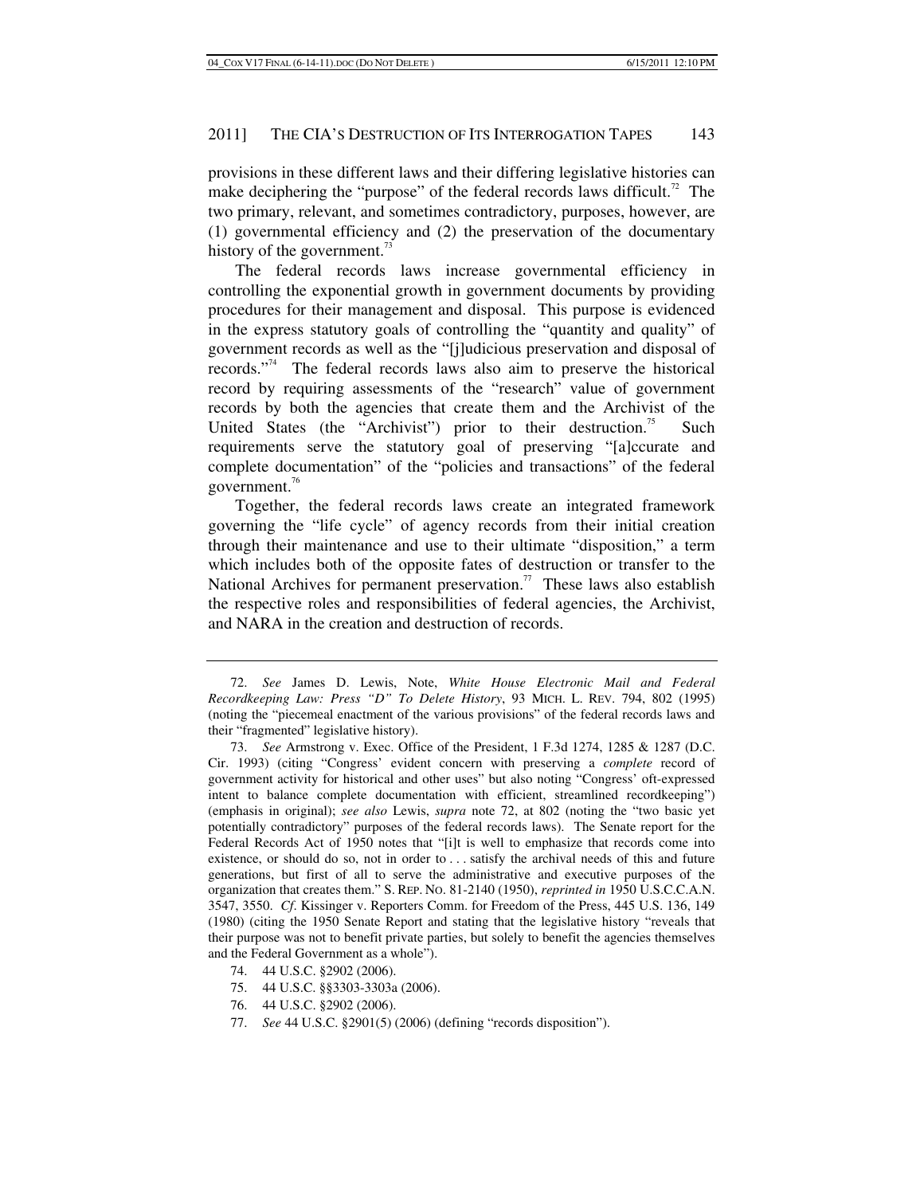provisions in these different laws and their differing legislative histories can make deciphering the "purpose" of the federal records laws difficult.[72] The two primary, relevant, and sometimes contradictory, purposes, however, are (1) governmental efficiency and (2) the preservation of the documentary history of the government.[73]

The federal records laws increase governmental efficiency in controlling the exponential growth in government documents by providing procedures for their management and disposal. This purpose is evidenced in the express statutory goals of controlling the "quantity and quality" of government records as well as the "[j]udicious preservation and disposal of records."[74] The federal records laws also aim to preserve the historical record by requiring assessments of the "research" value of government records by both the agencies that create them and the Archivist of the United States (the "Archivist") prior to their destruction.[75] Such requirements serve the statutory goal of preserving "[a]ccurate and complete documentation" of the "policies and transactions" of the federal government.[76]

Together, the federal records laws create an integrated framework governing the "life cycle" of agency records from their initial creation through their maintenance and use to their ultimate "disposition," a term which includes both of the opposite fates of destruction or transfer to the National Archives for permanent preservation.[77] These laws also establish the respective roles and responsibilities of federal agencies, the Archivist, and NARA in the creation and destruction of records.

---

72. *See* James D. Lewis, Note, *White House Electronic Mail and Federal Recordkeeping Law: Press "D" To Delete History*, 93 MICH. L. REV. 794, 802 (1995) (noting the "piecemeal enactment of the various provisions" of the federal records laws and their "fragmented" legislative history).

73. *See* Armstrong v. Exec. Office of the President, 1 F.3d 1274, 1285 & 1287 (D.C. Cir. 1993) (citing "Congress' evident concern with preserving a *complete* record of government activity for historical and other uses" but also noting "Congress' oft-expressed intent to balance complete documentation with efficient, streamlined recordkeeping") (emphasis in original); *see also* Lewis, *supra* note 72, at 802 (noting the "two basic yet potentially contradictory" purposes of the federal records laws). The Senate report for the Federal Records Act of 1950 notes that "[i]t is well to emphasize that records come into existence, or should do so, not in order to . . . satisfy the archival needs of this and future generations, but first of all to serve the administrative and executive purposes of the organization that creates them." S. REP. NO. 81-2140 (1950), *reprinted in* 1950 U.S.C.C.A.N. 3547, 3550. *Cf*. Kissinger v. Reporters Comm. for Freedom of the Press, 445 U.S. 136, 149 (1980) (citing the 1950 Senate Report and stating that the legislative history "reveals that their purpose was not to benefit private parties, but solely to benefit the agencies themselves and the Federal Government as a whole").

74. 44 U.S.C. §2902 (2006).

75. 44 U.S.C. §§3303-3303a (2006).

76. 44 U.S.C. §2902 (2006).

77. *See* 44 U.S.C. §2901(5) (2006) (defining "records disposition").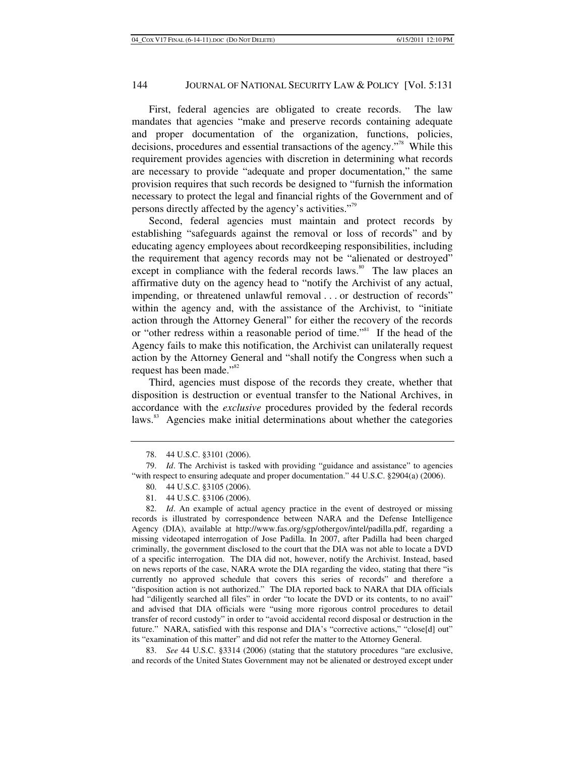First, federal agencies are obligated to create records. The law mandates that agencies "make and preserve records containing adequate and proper documentation of the organization, functions, policies, decisions, procedures and essential transactions of the agency."[78] While this requirement provides agencies with discretion in determining what records are necessary to provide "adequate and proper documentation," the same provision requires that such records be designed to "furnish the information necessary to protect the legal and financial rights of the Government and of persons directly affected by the agency's activities."[79]

Second, federal agencies must maintain and protect records by establishing "safeguards against the removal or loss of records" and by educating agency employees about recordkeeping responsibilities, including the requirement that agency records may not be "alienated or destroyed" except in compliance with the federal records laws.[80] The law places an affirmative duty on the agency head to "notify the Archivist of any actual, impending, or threatened unlawful removal . . . or destruction of records" within the agency and, with the assistance of the Archivist, to "initiate action through the Attorney General" for either the recovery of the records or "other redress within a reasonable period of time."[81] If the head of the Agency fails to make this notification, the Archivist can unilaterally request action by the Attorney General and "shall notify the Congress when such a request has been made."[82]

Third, agencies must dispose of the records they create, whether that disposition is destruction or eventual transfer to the National Archives, in accordance with the *exclusive* procedures provided by the federal records laws.[83] Agencies make initial determinations about whether the categories

---

78. 44 U.S.C. §3101 (2006).

79. *Id*. The Archivist is tasked with providing "guidance and assistance" to agencies "with respect to ensuring adequate and proper documentation." 44 U.S.C. §2904(a) (2006).

80. 44 U.S.C. §3105 (2006).

81. 44 U.S.C. §3106 (2006).

82. *Id*. An example of actual agency practice in the event of destroyed or missing records is illustrated by correspondence between NARA and the Defense Intelligence Agency (DIA), available at http://www.fas.org/sgp/othergov/intel/padilla.pdf, regarding a missing videotaped interrogation of Jose Padilla. In 2007, after Padilla had been charged criminally, the government disclosed to the court that the DIA was not able to locate a DVD of a specific interrogation. The DIA did not, however, notify the Archivist. Instead, based on news reports of the case, NARA wrote the DIA regarding the video, stating that there "is currently no approved schedule that covers this series of records" and therefore a "disposition action is not authorized." The DIA reported back to NARA that DIA officials had "diligently searched all files" in order "to locate the DVD or its contents, to no avail" and advised that DIA officials were "using more rigorous control procedures to detail transfer of record custody" in order to "avoid accidental record disposal or destruction in the future." NARA, satisfied with this response and DIA's "corrective actions," "close[d] out" its "examination of this matter" and did not refer the matter to the Attorney General.

83. *See* 44 U.S.C. §3314 (2006) (stating that the statutory procedures "are exclusive, and records of the United States Government may not be alienated or destroyed except under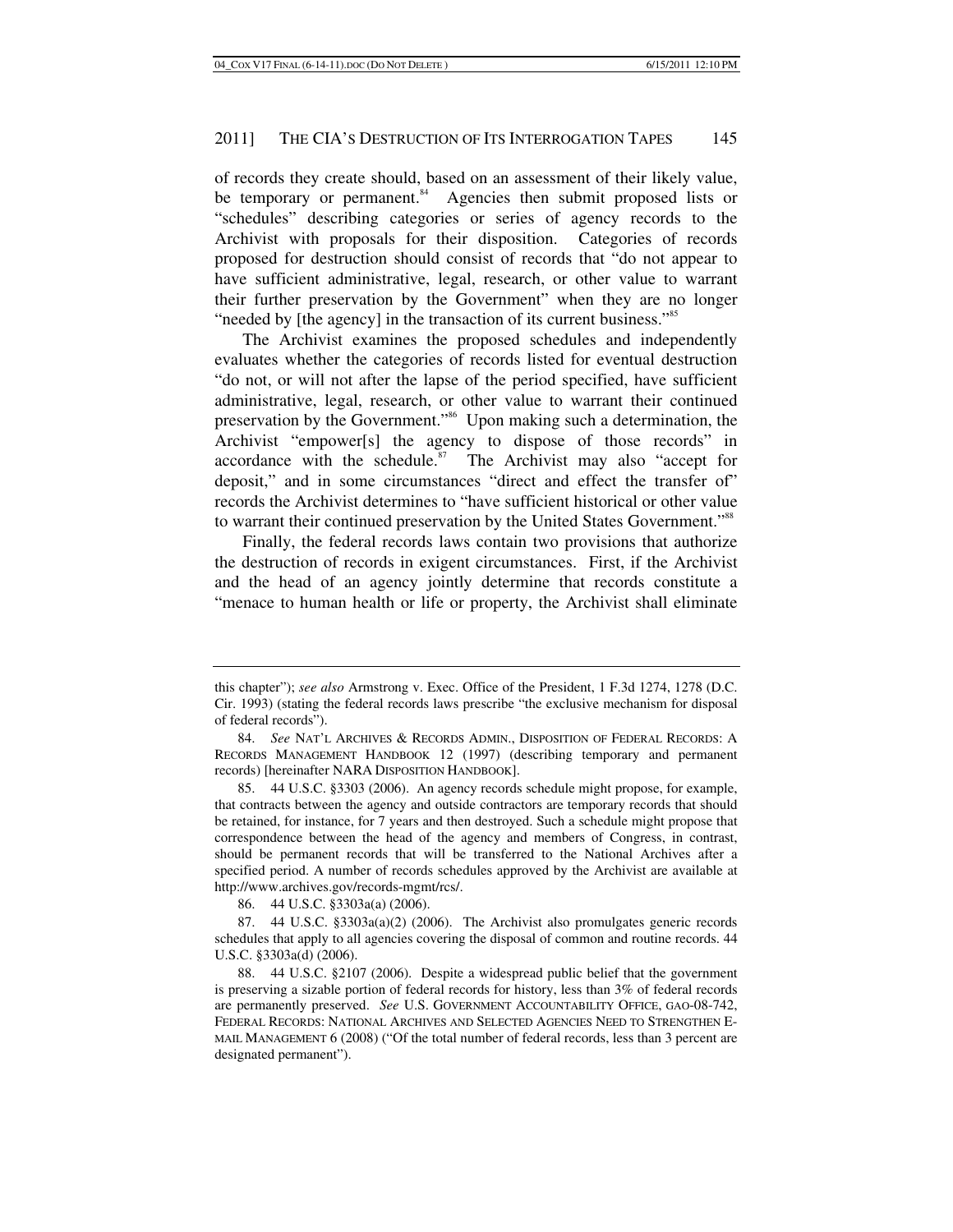of records they create should, based on an assessment of their likely value, be temporary or permanent.[84] Agencies then submit proposed lists or "schedules" describing categories or series of agency records to the Archivist with proposals for their disposition. Categories of records proposed for destruction should consist of records that "do not appear to have sufficient administrative, legal, research, or other value to warrant their further preservation by the Government" when they are no longer "needed by [the agency] in the transaction of its current business."[85]

The Archivist examines the proposed schedules and independently evaluates whether the categories of records listed for eventual destruction "do not, or will not after the lapse of the period specified, have sufficient administrative, legal, research, or other value to warrant their continued preservation by the Government."[86] Upon making such a determination, the Archivist "empower[s] the agency to dispose of those records" in accordance with the schedule.[87] The Archivist may also "accept for deposit," and in some circumstances "direct and effect the transfer of" records the Archivist determines to "have sufficient historical or other value to warrant their continued preservation by the United States Government."[88]

Finally, the federal records laws contain two provisions that authorize the destruction of records in exigent circumstances. First, if the Archivist and the head of an agency jointly determine that records constitute a "menace to human health or life or property, the Archivist shall eliminate

---

this chapter"); *see also* Armstrong v. Exec. Office of the President, 1 F.3d 1274, 1278 (D.C. Cir. 1993) (stating the federal records laws prescribe "the exclusive mechanism for disposal of federal records").

84. *See* NAT'L ARCHIVES & RECORDS ADMIN., DISPOSITION OF FEDERAL RECORDS: A RECORDS MANAGEMENT HANDBOOK 12 (1997) (describing temporary and permanent records) [hereinafter NARA DISPOSITION HANDBOOK].

85. 44 U.S.C. §3303 (2006). An agency records schedule might propose, for example, that contracts between the agency and outside contractors are temporary records that should be retained, for instance, for 7 years and then destroyed. Such a schedule might propose that correspondence between the head of the agency and members of Congress, in contrast, should be permanent records that will be transferred to the National Archives after a specified period. A number of records schedules approved by the Archivist are available at http://www.archives.gov/records-mgmt/rcs/.

86. 44 U.S.C. §3303a(a) (2006).

87. 44 U.S.C. §3303a(a)(2) (2006). The Archivist also promulgates generic records schedules that apply to all agencies covering the disposal of common and routine records. 44 U.S.C. §3303a(d) (2006).

88. 44 U.S.C. §2107 (2006). Despite a widespread public belief that the government is preserving a sizable portion of federal records for history, less than 3% of federal records are permanently preserved. *See* U.S. GOVERNMENT ACCOUNTABILITY OFFICE, GAO-08-742, FEDERAL RECORDS: NATIONAL ARCHIVES AND SELECTED AGENCIES NEED TO STRENGTHEN E-MAIL MANAGEMENT 6 (2008) ("Of the total number of federal records, less than 3 percent are designated permanent").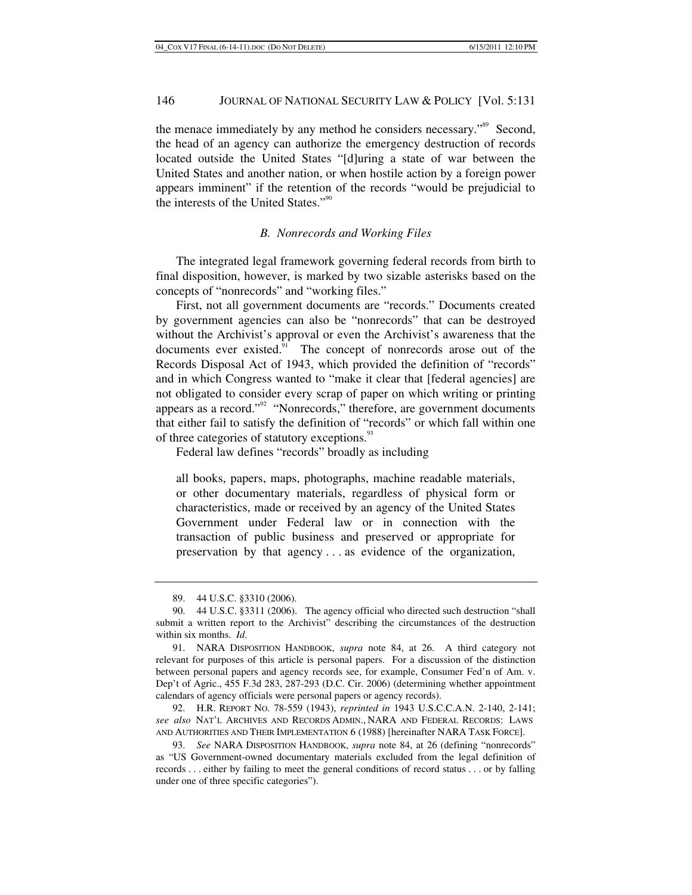the menace immediately by any method he considers necessary."[89] Second, the head of an agency can authorize the emergency destruction of records located outside the United States "[d]uring a state of war between the United States and another nation, or when hostile action by a foreign power appears imminent" if the retention of the records "would be prejudicial to the interests of the United States."[90]

### *B. Nonrecords and Working Files*

The integrated legal framework governing federal records from birth to final disposition, however, is marked by two sizable asterisks based on the concepts of "nonrecords" and "working files."

First, not all government documents are "records." Documents created by government agencies can also be "nonrecords" that can be destroyed without the Archivist's approval or even the Archivist's awareness that the documents ever existed.[91] The concept of nonrecords arose out of the Records Disposal Act of 1943, which provided the definition of "records" and in which Congress wanted to "make it clear that [federal agencies] are not obligated to consider every scrap of paper on which writing or printing appears as a record."[92] "Nonrecords," therefore, are government documents that either fail to satisfy the definition of "records" or which fall within one of three categories of statutory exceptions.[93]

Federal law defines "records" broadly as including

> all books, papers, maps, photographs, machine readable materials, or other documentary materials, regardless of physical form or characteristics, made or received by an agency of the United States Government under Federal law or in connection with the transaction of public business and preserved or appropriate for preservation by that agency . . . as evidence of the organization,

---

89. 44 U.S.C. §3310 (2006).

90. 44 U.S.C. §3311 (2006). The agency official who directed such destruction "shall submit a written report to the Archivist" describing the circumstances of the destruction within six months. *Id*.

91. NARA DISPOSITION HANDBOOK, *supra* note 84, at 26. A third category not relevant for purposes of this article is personal papers. For a discussion of the distinction between personal papers and agency records see, for example, Consumer Fed'n of Am. v. Dep't of Agric., 455 F.3d 283, 287-293 (D.C. Cir. 2006) (determining whether appointment calendars of agency officials were personal papers or agency records).

92. H.R. REPORT NO. 78-559 (1943), *reprinted in* 1943 U.S.C.C.A.N. 2-140, 2-141; *see also* NAT'L ARCHIVES AND RECORDS ADMIN., NARA AND FEDERAL RECORDS: LAWS AND AUTHORITIES AND THEIR IMPLEMENTATION 6 (1988) [hereinafter NARA TASK FORCE].

93. *See* NARA DISPOSITION HANDBOOK, *supra* note 84, at 26 (defining "nonrecords" as "US Government-owned documentary materials excluded from the legal definition of records . . . either by failing to meet the general conditions of record status . . . or by falling under one of three specific categories").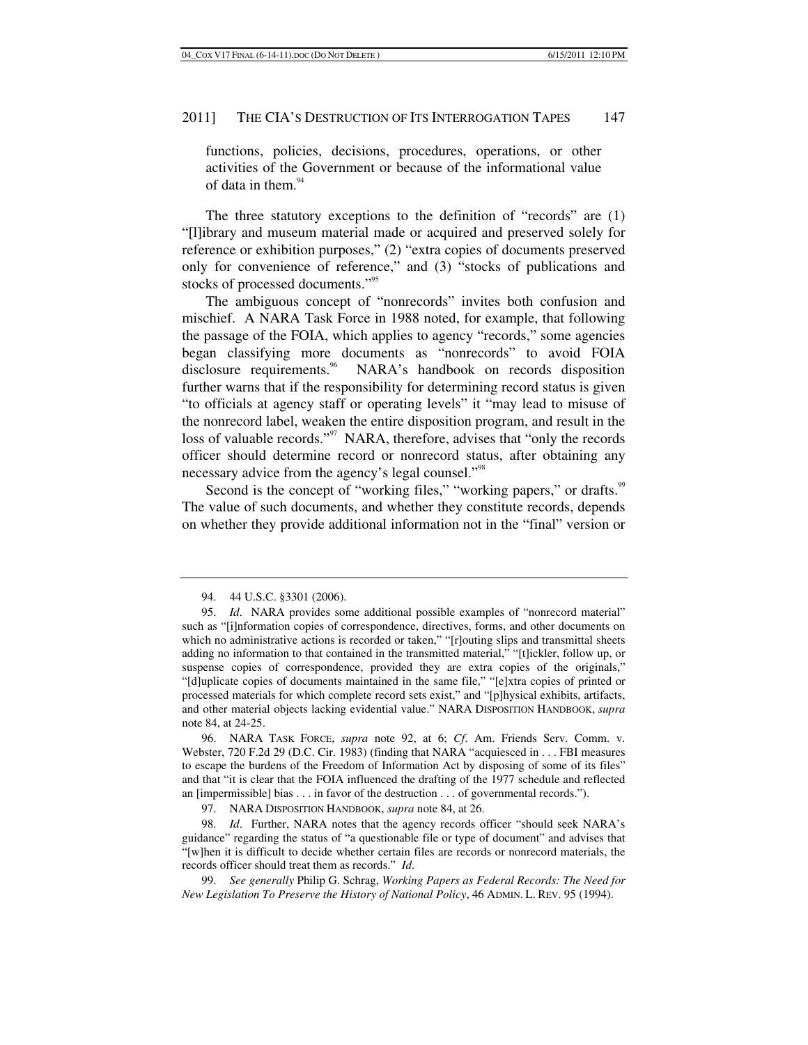functions, policies, decisions, procedures, operations, or other activities of the Government or because of the informational value of data in them.[94]

The three statutory exceptions to the definition of "records" are (1) "[l]ibrary and museum material made or acquired and preserved solely for reference or exhibition purposes," (2) "extra copies of documents preserved only for convenience of reference," and (3) "stocks of publications and stocks of processed documents."[95]

The ambiguous concept of "nonrecords" invites both confusion and mischief. A NARA Task Force in 1988 noted, for example, that following the passage of the FOIA, which applies to agency "records," some agencies began classifying more documents as "nonrecords" to avoid FOIA disclosure requirements.[96] NARA's handbook on records disposition further warns that if the responsibility for determining record status is given "to officials at agency staff or operating levels" it "may lead to misuse of the nonrecord label, weaken the entire disposition program, and result in the loss of valuable records."[97] NARA, therefore, advises that "only the records officer should determine record or nonrecord status, after obtaining any necessary advice from the agency's legal counsel."[98]

Second is the concept of "working files," "working papers," or drafts.[99] The value of such documents, and whether they constitute records, depends on whether they provide additional information not in the "final" version or

---

94. 44 U.S.C. §3301 (2006).

95. *Id*. NARA provides some additional possible examples of "nonrecord material" such as "[i]nformation copies of correspondence, directives, forms, and other documents on which no administrative actions is recorded or taken," "[r]outing slips and transmittal sheets adding no information to that contained in the transmitted material," "[t]ickler, follow up, or suspense copies of correspondence, provided they are extra copies of the originals," "[d]uplicate copies of documents maintained in the same file," "[e]xtra copies of printed or processed materials for which complete record sets exist," and "[p]hysical exhibits, artifacts, and other material objects lacking evidential value." NARA DISPOSITION HANDBOOK, *supra* note 84, at 24-25.

96. NARA TASK FORCE, *supra* note 92, at 6; *Cf*. Am. Friends Serv. Comm. v. Webster, 720 F.2d 29 (D.C. Cir. 1983) (finding that NARA "acquiesced in . . . FBI measures to escape the burdens of the Freedom of Information Act by disposing of some of its files" and that "it is clear that the FOIA influenced the drafting of the 1977 schedule and reflected an [impermissible] bias . . . in favor of the destruction . . . of governmental records.").

97. NARA DISPOSITION HANDBOOK, *supra* note 84, at 26.

98. *Id*. Further, NARA notes that the agency records officer "should seek NARA's guidance" regarding the status of "a questionable file or type of document" and advises that "[w]hen it is difficult to decide whether certain files are records or nonrecord materials, the records officer should treat them as records." *Id*.

99. *See generally* Philip G. Schrag, *Working Papers as Federal Records: The Need for New Legislation To Preserve the History of National Policy*, 46 ADMIN. L. REV. 95 (1994).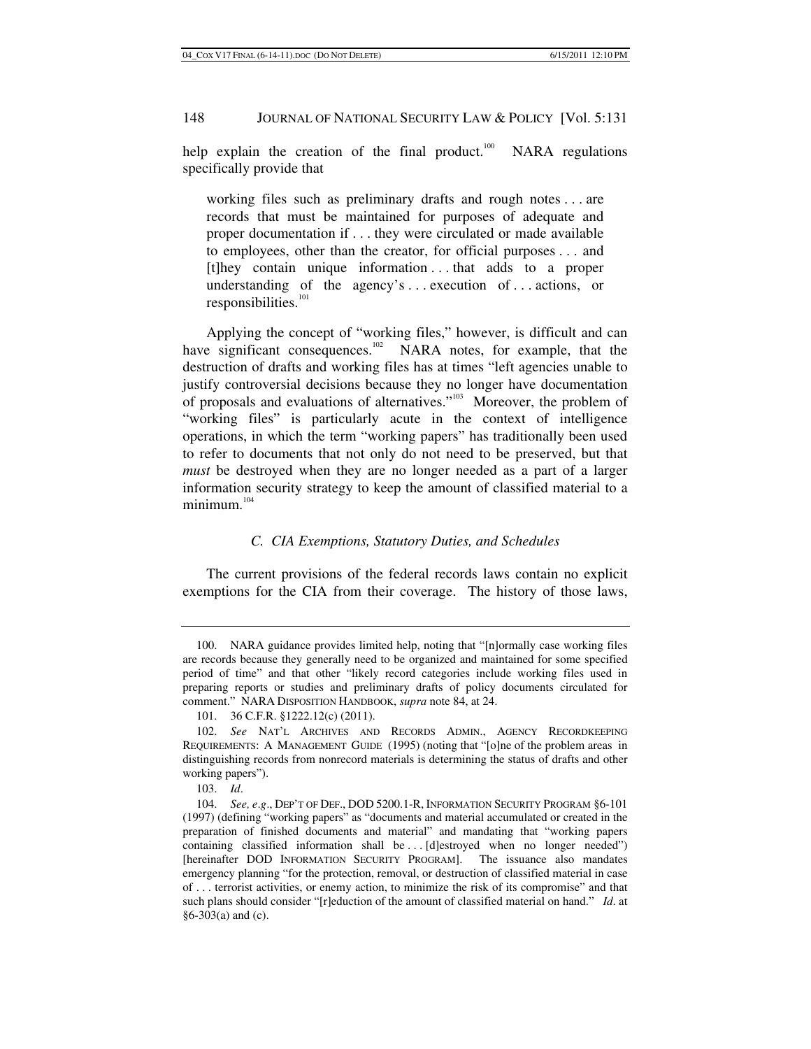help explain the creation of the final product.[100] NARA regulations specifically provide that

> working files such as preliminary drafts and rough notes . . . are records that must be maintained for purposes of adequate and proper documentation if . . . they were circulated or made available to employees, other than the creator, for official purposes . . . and [t]hey contain unique information . . . that adds to a proper understanding of the agency's . . . execution of . . . actions, or responsibilities.[101]

Applying the concept of "working files," however, is difficult and can have significant consequences.[102] NARA notes, for example, that the destruction of drafts and working files has at times "left agencies unable to justify controversial decisions because they no longer have documentation of proposals and evaluations of alternatives."[103] Moreover, the problem of "working files" is particularly acute in the context of intelligence operations, in which the term "working papers" has traditionally been used to refer to documents that not only do not need to be preserved, but that *must* be destroyed when they are no longer needed as a part of a larger information security strategy to keep the amount of classified material to a minimum.[104]

### *C. CIA Exemptions, Statutory Duties, and Schedules*

The current provisions of the federal records laws contain no explicit exemptions for the CIA from their coverage. The history of those laws,

---

100. NARA guidance provides limited help, noting that "[n]ormally case working files are records because they generally need to be organized and maintained for some specified period of time" and that other "likely record categories include working files used in preparing reports or studies and preliminary drafts of policy documents circulated for comment." NARA DISPOSITION HANDBOOK, *supra* note 84, at 24.

101. 36 C.F.R. §1222.12(c) (2011).

102. *See* NAT'L ARCHIVES AND RECORDS ADMIN., AGENCY RECORDKEEPING REQUIREMENTS: A MANAGEMENT GUIDE (1995) (noting that "[o]ne of the problem areas in distinguishing records from nonrecord materials is determining the status of drafts and other working papers").

103. *Id*.

104. *See, e.g*., DEP'T OF DEF., DOD 5200.1-R, INFORMATION SECURITY PROGRAM §6-101 (1997) (defining "working papers" as "documents and material accumulated or created in the preparation of finished documents and material" and mandating that "working papers containing classified information shall be . . . [d]estroyed when no longer needed") [hereinafter DOD INFORMATION SECURITY PROGRAM]. The issuance also mandates emergency planning "for the protection, removal, or destruction of classified material in case of . . . terrorist activities, or enemy action, to minimize the risk of its compromise" and that such plans should consider "[r]eduction of the amount of classified material on hand." *Id*. at §6-303(a) and (c).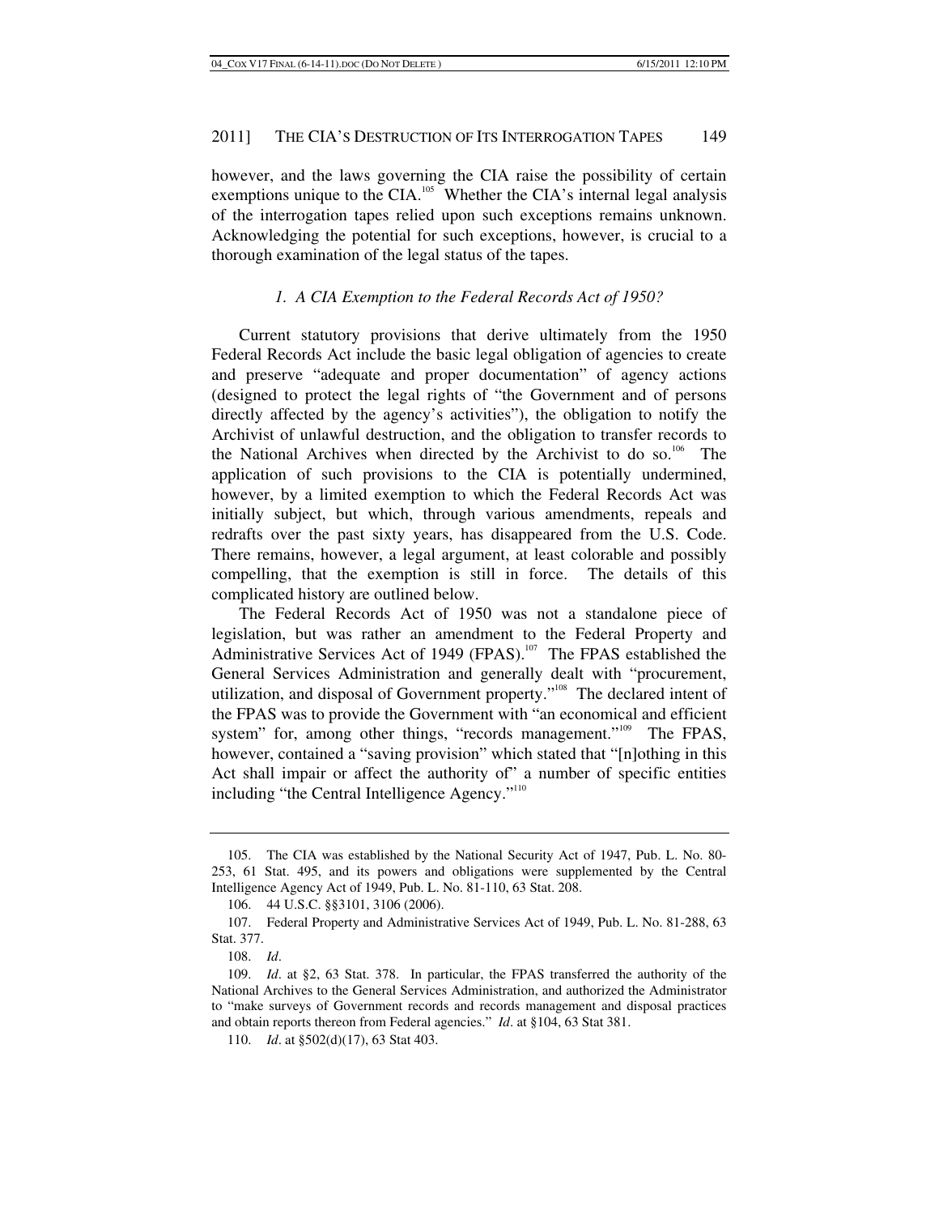however, and the laws governing the CIA raise the possibility of certain exemptions unique to the CIA.[105] Whether the CIA's internal legal analysis of the interrogation tapes relied upon such exceptions remains unknown. Acknowledging the potential for such exceptions, however, is crucial to a thorough examination of the legal status of the tapes.

### *1. A CIA Exemption to the Federal Records Act of 1950?*

Current statutory provisions that derive ultimately from the 1950 Federal Records Act include the basic legal obligation of agencies to create and preserve "adequate and proper documentation" of agency actions (designed to protect the legal rights of "the Government and of persons directly affected by the agency's activities"), the obligation to notify the Archivist of unlawful destruction, and the obligation to transfer records to the National Archives when directed by the Archivist to do so.[106] The application of such provisions to the CIA is potentially undermined, however, by a limited exemption to which the Federal Records Act was initially subject, but which, through various amendments, repeals and redrafts over the past sixty years, has disappeared from the U.S. Code. There remains, however, a legal argument, at least colorable and possibly compelling, that the exemption is still in force. The details of this complicated history are outlined below.

The Federal Records Act of 1950 was not a standalone piece of legislation, but was rather an amendment to the Federal Property and Administrative Services Act of 1949 (FPAS).[107] The FPAS established the General Services Administration and generally dealt with "procurement, utilization, and disposal of Government property."[108] The declared intent of the FPAS was to provide the Government with "an economical and efficient system" for, among other things, "records management."[109] The FPAS, however, contained a "saving provision" which stated that "[n]othing in this Act shall impair or affect the authority of" a number of specific entities including "the Central Intelligence Agency."[110]

---

105. The CIA was established by the National Security Act of 1947, Pub. L. No. 80-253, 61 Stat. 495, and its powers and obligations were supplemented by the Central Intelligence Agency Act of 1949, Pub. L. No. 81-110, 63 Stat. 208.

106. 44 U.S.C. §§3101, 3106 (2006).

107. Federal Property and Administrative Services Act of 1949, Pub. L. No. 81-288, 63 Stat. 377.

108. *Id*.

109. *Id*. at §2, 63 Stat. 378. In particular, the FPAS transferred the authority of the National Archives to the General Services Administration, and authorized the Administrator to "make surveys of Government records and records management and disposal practices and obtain reports thereon from Federal agencies." *Id*. at §104, 63 Stat 381.

110. *Id*. at §502(d)(17), 63 Stat 403.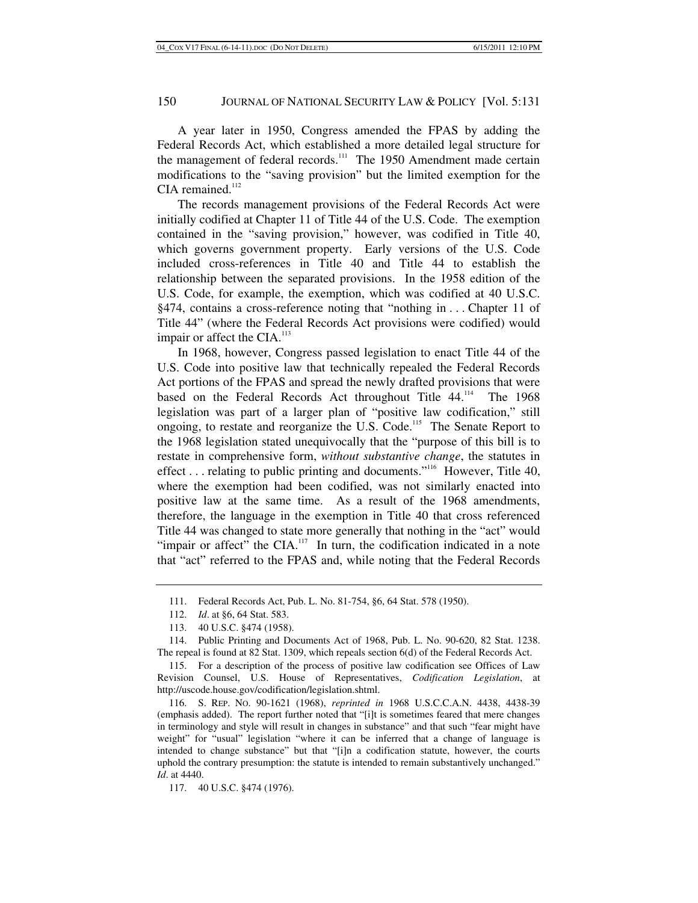A year later in 1950, Congress amended the FPAS by adding the Federal Records Act, which established a more detailed legal structure for the management of federal records.[111] The 1950 Amendment made certain modifications to the "saving provision" but the limited exemption for the CIA remained.[112]

The records management provisions of the Federal Records Act were initially codified at Chapter 11 of Title 44 of the U.S. Code. The exemption contained in the "saving provision," however, was codified in Title 40, which governs government property. Early versions of the U.S. Code included cross-references in Title 40 and Title 44 to establish the relationship between the separated provisions. In the 1958 edition of the U.S. Code, for example, the exemption, which was codified at 40 U.S.C. §474, contains a cross-reference noting that "nothing in . . . Chapter 11 of Title 44" (where the Federal Records Act provisions were codified) would impair or affect the CIA.[113]

In 1968, however, Congress passed legislation to enact Title 44 of the U.S. Code into positive law that technically repealed the Federal Records Act portions of the FPAS and spread the newly drafted provisions that were based on the Federal Records Act throughout Title 44.[114] The 1968 legislation was part of a larger plan of "positive law codification," still ongoing, to restate and reorganize the U.S. Code.[115] The Senate Report to the 1968 legislation stated unequivocally that the "purpose of this bill is to restate in comprehensive form, *without substantive change*, the statutes in effect . . . relating to public printing and documents."[116] However, Title 40, where the exemption had been codified, was not similarly enacted into positive law at the same time. As a result of the 1968 amendments, therefore, the language in the exemption in Title 40 that cross referenced Title 44 was changed to state more generally that nothing in the "act" would "impair or affect" the CIA.[117] In turn, the codification indicated in a note that "act" referred to the FPAS and, while noting that the Federal Records

---

111. Federal Records Act, Pub. L. No. 81-754, §6, 64 Stat. 578 (1950).

112. *Id*. at §6, 64 Stat. 583.

113. 40 U.S.C. §474 (1958).

114. Public Printing and Documents Act of 1968, Pub. L. No. 90-620, 82 Stat. 1238. The repeal is found at 82 Stat. 1309, which repeals section 6(d) of the Federal Records Act.

115. For a description of the process of positive law codification see Offices of Law Revision Counsel, U.S. House of Representatives, *Codification Legislation*, at http://uscode.house.gov/codification/legislation.shtml.

116. S. REP. NO. 90-1621 (1968), *reprinted in* 1968 U.S.C.C.A.N. 4438, 4438-39 (emphasis added). The report further noted that "[i]t is sometimes feared that mere changes in terminology and style will result in changes in substance" and that such "fear might have weight" for "usual" legislation "where it can be inferred that a change of language is intended to change substance" but that "[i]n a codification statute, however, the courts uphold the contrary presumption: the statute is intended to remain substantively unchanged." *Id*. at 4440.

117. 40 U.S.C. §474 (1976).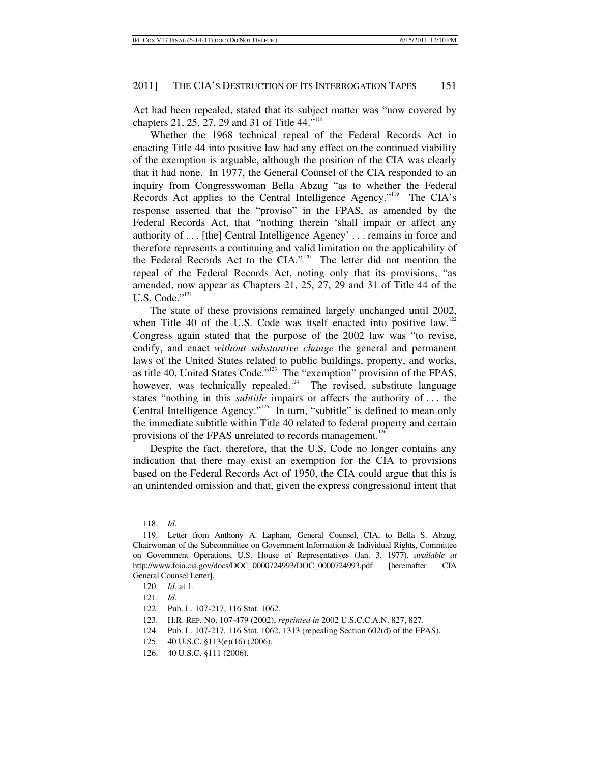Act had been repealed, stated that its subject matter was "now covered by chapters 21, 25, 27, 29 and 31 of Title 44."[118]

Whether the 1968 technical repeal of the Federal Records Act in enacting Title 44 into positive law had any effect on the continued viability of the exemption is arguable, although the position of the CIA was clearly that it had none. In 1977, the General Counsel of the CIA responded to an inquiry from Congresswoman Bella Abzug "as to whether the Federal Records Act applies to the Central Intelligence Agency."[119] The CIA's response asserted that the "proviso" in the FPAS, as amended by the Federal Records Act, that "nothing therein 'shall impair or affect any authority of . . . [the] Central Intelligence Agency' . . . remains in force and therefore represents a continuing and valid limitation on the applicability of the Federal Records Act to the CIA."[120] The letter did not mention the repeal of the Federal Records Act, noting only that its provisions, "as amended, now appear as Chapters 21, 25, 27, 29 and 31 of Title 44 of the U.S. Code."[121]

The state of these provisions remained largely unchanged until 2002, when Title 40 of the U.S. Code was itself enacted into positive law.[122] Congress again stated that the purpose of the 2002 law was "to revise, codify, and enact *without substantive change* the general and permanent laws of the United States related to public buildings, property, and works, as title 40, United States Code."[123] The "exemption" provision of the FPAS, however, was technically repealed.[124] The revised, substitute language states "nothing in this *subtitle* impairs or affects the authority of . . . the Central Intelligence Agency."[125] In turn, "subtitle" is defined to mean only the immediate subtitle within Title 40 related to federal property and certain provisions of the FPAS unrelated to records management.[126]

Despite the fact, therefore, that the U.S. Code no longer contains any indication that there may exist an exemption for the CIA to provisions based on the Federal Records Act of 1950, the CIA could argue that this is an unintended omission and that, given the express congressional intent that

---

118. *Id*.

119. Letter from Anthony A. Lapham, General Counsel, CIA, to Bella S. Abzug, Chairwoman of the Subcommittee on Government Information & Individual Rights, Committee on Government Operations, U.S. House of Representatives (Jan. 3, 1977), *available at* http://www.foia.cia.gov/docs/DOC_0000724993/DOC_0000724993.pdf [hereinafter CIA General Counsel Letter].

120. *Id*. at 1.

121. *Id*.

122. Pub. L. 107-217, 116 Stat. 1062.

123. H.R. REP. NO. 107-479 (2002), *reprinted in* 2002 U.S.C.C.A.N. 827, 827.

124. Pub. L. 107-217, 116 Stat. 1062, 1313 (repealing Section 602(d) of the FPAS).

125. 40 U.S.C. §113(e)(16) (2006).

126. 40 U.S.C. §111 (2006).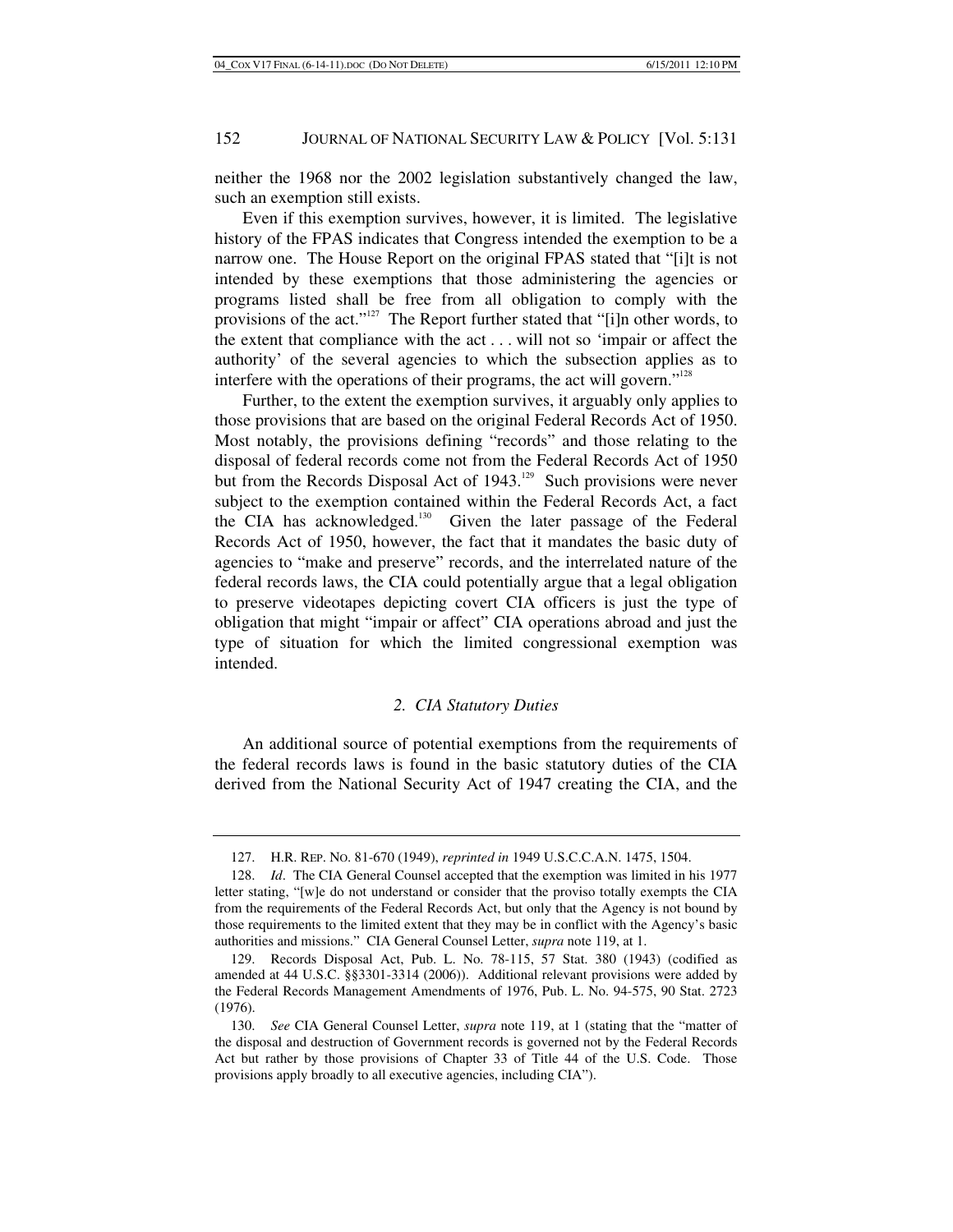neither the 1968 nor the 2002 legislation substantively changed the law, such an exemption still exists.

Even if this exemption survives, however, it is limited. The legislative history of the FPAS indicates that Congress intended the exemption to be a narrow one. The House Report on the original FPAS stated that "[i]t is not intended by these exemptions that those administering the agencies or programs listed shall be free from all obligation to comply with the provisions of the act."[127] The Report further stated that "[i]n other words, to the extent that compliance with the act . . . will not so 'impair or affect the authority' of the several agencies to which the subsection applies as to interfere with the operations of their programs, the act will govern."[128]

Further, to the extent the exemption survives, it arguably only applies to those provisions that are based on the original Federal Records Act of 1950. Most notably, the provisions defining "records" and those relating to the disposal of federal records come not from the Federal Records Act of 1950 but from the Records Disposal Act of 1943.[129] Such provisions were never subject to the exemption contained within the Federal Records Act, a fact the CIA has acknowledged.[130] Given the later passage of the Federal Records Act of 1950, however, the fact that it mandates the basic duty of agencies to "make and preserve" records, and the interrelated nature of the federal records laws, the CIA could potentially argue that a legal obligation to preserve videotapes depicting covert CIA officers is just the type of obligation that might "impair or affect" CIA operations abroad and just the type of situation for which the limited congressional exemption was intended.

### *2. CIA Statutory Duties*

An additional source of potential exemptions from the requirements of the federal records laws is found in the basic statutory duties of the CIA derived from the National Security Act of 1947 creating the CIA, and the

---

127. H.R. REP. NO. 81-670 (1949), *reprinted in* 1949 U.S.C.C.A.N. 1475, 1504.

128. *Id*. The CIA General Counsel accepted that the exemption was limited in his 1977 letter stating, "[w]e do not understand or consider that the proviso totally exempts the CIA from the requirements of the Federal Records Act, but only that the Agency is not bound by those requirements to the limited extent that they may be in conflict with the Agency's basic authorities and missions." CIA General Counsel Letter, *supra* note 119, at 1.

129. Records Disposal Act, Pub. L. No. 78-115, 57 Stat. 380 (1943) (codified as amended at 44 U.S.C. §§3301-3314 (2006)). Additional relevant provisions were added by the Federal Records Management Amendments of 1976, Pub. L. No. 94-575, 90 Stat. 2723 (1976).

130. *See* CIA General Counsel Letter, *supra* note 119, at 1 (stating that the "matter of the disposal and destruction of Government records is governed not by the Federal Records Act but rather by those provisions of Chapter 33 of Title 44 of the U.S. Code. Those provisions apply broadly to all executive agencies, including CIA").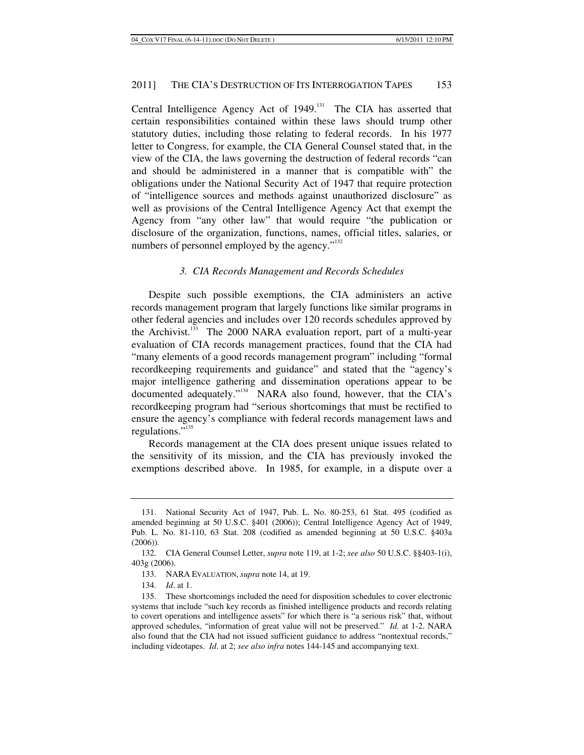Central Intelligence Agency Act of 1949.[131] The CIA has asserted that certain responsibilities contained within these laws should trump other statutory duties, including those relating to federal records. In his 1977 letter to Congress, for example, the CIA General Counsel stated that, in the view of the CIA, the laws governing the destruction of federal records "can and should be administered in a manner that is compatible with" the obligations under the National Security Act of 1947 that require protection of "intelligence sources and methods against unauthorized disclosure" as well as provisions of the Central Intelligence Agency Act that exempt the Agency from "any other law" that would require "the publication or disclosure of the organization, functions, names, official titles, salaries, or numbers of personnel employed by the agency."[132]

### *3. CIA Records Management and Records Schedules*

Despite such possible exemptions, the CIA administers an active records management program that largely functions like similar programs in other federal agencies and includes over 120 records schedules approved by the Archivist.[133] The 2000 NARA evaluation report, part of a multi-year evaluation of CIA records management practices, found that the CIA had "many elements of a good records management program" including "formal recordkeeping requirements and guidance" and stated that the "agency's major intelligence gathering and dissemination operations appear to be documented adequately."[134] NARA also found, however, that the CIA's recordkeeping program had "serious shortcomings that must be rectified to ensure the agency's compliance with federal records management laws and regulations."[135]

Records management at the CIA does present unique issues related to the sensitivity of its mission, and the CIA has previously invoked the exemptions described above. In 1985, for example, in a dispute over a

---

131. National Security Act of 1947, Pub. L. No. 80-253, 61 Stat. 495 (codified as amended beginning at 50 U.S.C. §401 (2006)); Central Intelligence Agency Act of 1949, Pub. L. No. 81-110, 63 Stat. 208 (codified as amended beginning at 50 U.S.C. §403a (2006)).

132. CIA General Counsel Letter, *supra* note 119, at 1-2; *see also* 50 U.S.C. §§403-1(i), 403g (2006).

133. NARA EVALUATION, *supra* note 14, at 19.

134. *Id*. at 1.

135. These shortcomings included the need for disposition schedules to cover electronic systems that include "such key records as finished intelligence products and records relating to covert operations and intelligence assets" for which there is "a serious risk" that, without approved schedules, "information of great value will not be preserved." *Id*. at 1-2. NARA also found that the CIA had not issued sufficient guidance to address "nontextual records," including videotapes. *Id*. at 2; *see also infra* notes 144-145 and accompanying text.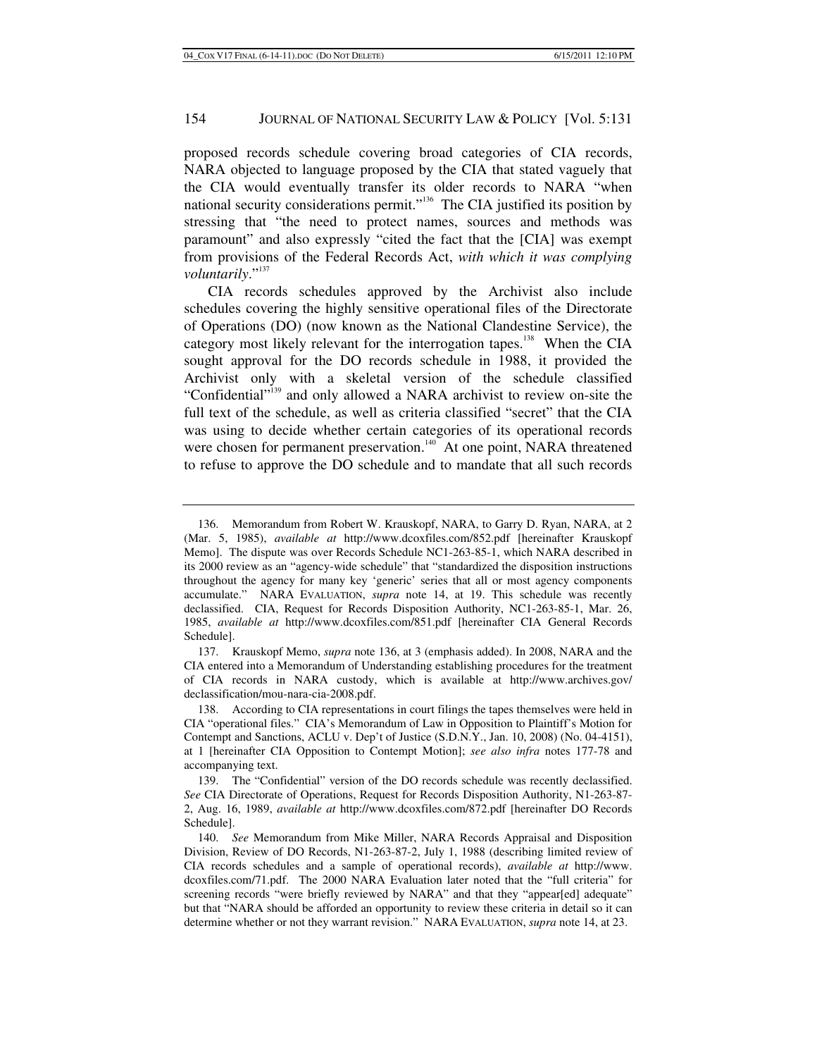proposed records schedule covering broad categories of CIA records, NARA objected to language proposed by the CIA that stated vaguely that the CIA would eventually transfer its older records to NARA "when national security considerations permit."[136] The CIA justified its position by stressing that "the need to protect names, sources and methods was paramount" and also expressly "cited the fact that the [CIA] was exempt from provisions of the Federal Records Act, *with which it was complying voluntarily*."[137]

CIA records schedules approved by the Archivist also include schedules covering the highly sensitive operational files of the Directorate of Operations (DO) (now known as the National Clandestine Service), the category most likely relevant for the interrogation tapes.[138] When the CIA sought approval for the DO records schedule in 1988, it provided the Archivist only with a skeletal version of the schedule classified "Confidential"[139] and only allowed a NARA archivist to review on-site the full text of the schedule, as well as criteria classified "secret" that the CIA was using to decide whether certain categories of its operational records were chosen for permanent preservation.[140] At one point, NARA threatened to refuse to approve the DO schedule and to mandate that all such records

---

136. Memorandum from Robert W. Krauskopf, NARA, to Garry D. Ryan, NARA, at 2 (Mar. 5, 1985), *available at* http://www.dcoxfiles.com/852.pdf [hereinafter Krauskopf Memo]. The dispute was over Records Schedule NC1-263-85-1, which NARA described in its 2000 review as an "agency-wide schedule" that "standardized the disposition instructions throughout the agency for many key 'generic' series that all or most agency components accumulate." NARA EVALUATION, *supra* note 14, at 19. This schedule was recently declassified. CIA, Request for Records Disposition Authority, NC1-263-85-1, Mar. 26, 1985, *available at* http://www.dcoxfiles.com/851.pdf [hereinafter CIA General Records Schedule].

137. Krauskopf Memo, *supra* note 136, at 3 (emphasis added). In 2008, NARA and the CIA entered into a Memorandum of Understanding establishing procedures for the treatment of CIA records in NARA custody, which is available at http://www.archives.gov/declassification/mou-nara-cia-2008.pdf.

138. According to CIA representations in court filings the tapes themselves were held in CIA "operational files." CIA's Memorandum of Law in Opposition to Plaintiff's Motion for Contempt and Sanctions, ACLU v. Dep't of Justice (S.D.N.Y., Jan. 10, 2008) (No. 04-4151), at 1 [hereinafter CIA Opposition to Contempt Motion]; *see also infra* notes 177-78 and accompanying text.

139. The "Confidential" version of the DO records schedule was recently declassified. *See* CIA Directorate of Operations, Request for Records Disposition Authority, N1-263-87-2, Aug. 16, 1989, *available at* http://www.dcoxfiles.com/872.pdf [hereinafter DO Records Schedule].

140. *See* Memorandum from Mike Miller, NARA Records Appraisal and Disposition Division, Review of DO Records, N1-263-87-2, July 1, 1988 (describing limited review of CIA records schedules and a sample of operational records), *available at* http://www.dcoxfiles.com/71.pdf. The 2000 NARA Evaluation later noted that the "full criteria" for screening records "were briefly reviewed by NARA" and that they "appear[ed] adequate" but that "NARA should be afforded an opportunity to review these criteria in detail so it can determine whether or not they warrant revision." NARA EVALUATION, *supra* note 14, at 23.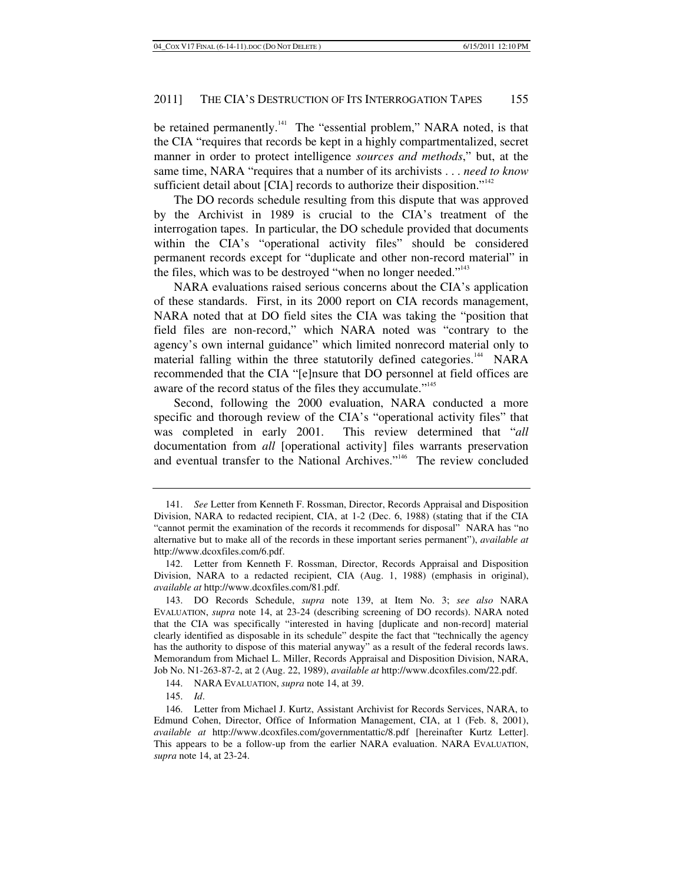be retained permanently.[141] The "essential problem," NARA noted, is that the CIA "requires that records be kept in a highly compartmentalized, secret manner in order to protect intelligence *sources and methods*," but, at the same time, NARA "requires that a number of its archivists . . . *need to know* sufficient detail about [CIA] records to authorize their disposition."[142]

The DO records schedule resulting from this dispute that was approved by the Archivist in 1989 is crucial to the CIA's treatment of the interrogation tapes. In particular, the DO schedule provided that documents within the CIA's "operational activity files" should be considered permanent records except for "duplicate and other non-record material" in the files, which was to be destroyed "when no longer needed."[143]

NARA evaluations raised serious concerns about the CIA's application of these standards. First, in its 2000 report on CIA records management, NARA noted that at DO field sites the CIA was taking the "position that field files are non-record," which NARA noted was "contrary to the agency's own internal guidance" which limited nonrecord material only to material falling within the three statutorily defined categories.[144] NARA recommended that the CIA "[e]nsure that DO personnel at field offices are aware of the record status of the files they accumulate."[145]

Second, following the 2000 evaluation, NARA conducted a more specific and thorough review of the CIA's "operational activity files" that was completed in early 2001. This review determined that "*all* documentation from *all* [operational activity] files warrants preservation and eventual transfer to the National Archives."[146] The review concluded

---

141. *See* Letter from Kenneth F. Rossman, Director, Records Appraisal and Disposition Division, NARA to redacted recipient, CIA, at 1-2 (Dec. 6, 1988) (stating that if the CIA "cannot permit the examination of the records it recommends for disposal" NARA has "no alternative but to make all of the records in these important series permanent"), *available at* http://www.dcoxfiles.com/6.pdf.

142. Letter from Kenneth F. Rossman, Director, Records Appraisal and Disposition Division, NARA to a redacted recipient, CIA (Aug. 1, 1988) (emphasis in original), *available at* http://www.dcoxfiles.com/81.pdf.

143. DO Records Schedule, *supra* note 139, at Item No. 3; *see also* NARA EVALUATION, *supra* note 14, at 23-24 (describing screening of DO records). NARA noted that the CIA was specifically "interested in having [duplicate and non-record] material clearly identified as disposable in its schedule" despite the fact that "technically the agency has the authority to dispose of this material anyway" as a result of the federal records laws. Memorandum from Michael L. Miller, Records Appraisal and Disposition Division, NARA, Job No. N1-263-87-2, at 2 (Aug. 22, 1989), *available at* http://www.dcoxfiles.com/22.pdf.

144. NARA EVALUATION, *supra* note 14, at 39.

145. *Id*.

146. Letter from Michael J. Kurtz, Assistant Archivist for Records Services, NARA, to Edmund Cohen, Director, Office of Information Management, CIA, at 1 (Feb. 8, 2001), *available at* http://www.dcoxfiles.com/governmentattic/8.pdf [hereinafter Kurtz Letter]. This appears to be a follow-up from the earlier NARA evaluation. NARA EVALUATION, *supra* note 14, at 23-24.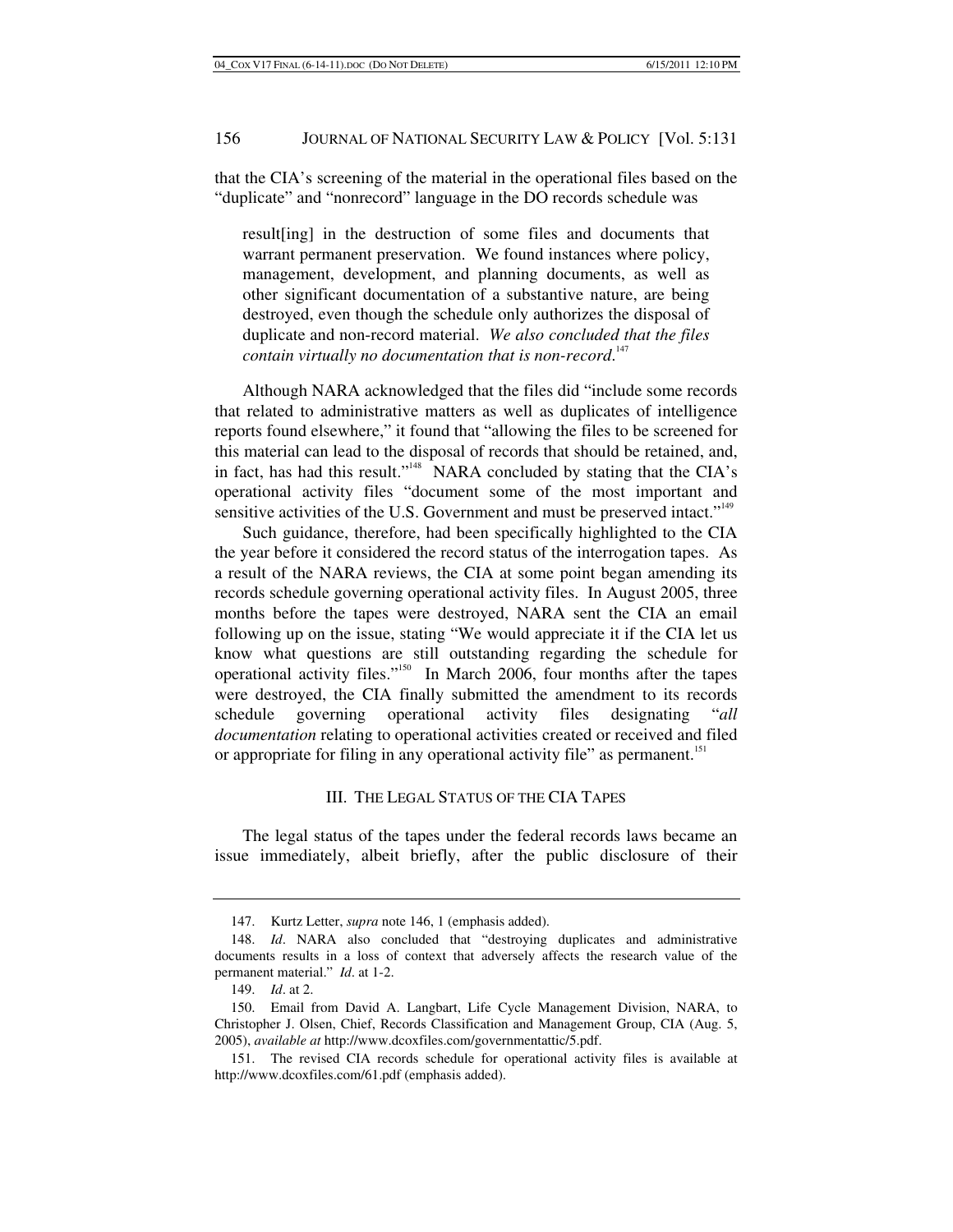that the CIA's screening of the material in the operational files based on the "duplicate" and "nonrecord" language in the DO records schedule was

> result[ing] in the destruction of some files and documents that warrant permanent preservation. We found instances where policy, management, development, and planning documents, as well as other significant documentation of a substantive nature, are being destroyed, even though the schedule only authorizes the disposal of duplicate and non-record material. *We also concluded that the files contain virtually no documentation that is non-record*.[147]

Although NARA acknowledged that the files did "include some records that related to administrative matters as well as duplicates of intelligence reports found elsewhere," it found that "allowing the files to be screened for this material can lead to the disposal of records that should be retained, and, in fact, has had this result."[148] NARA concluded by stating that the CIA's operational activity files "document some of the most important and sensitive activities of the U.S. Government and must be preserved intact."[149]

Such guidance, therefore, had been specifically highlighted to the CIA the year before it considered the record status of the interrogation tapes. As a result of the NARA reviews, the CIA at some point began amending its records schedule governing operational activity files. In August 2005, three months before the tapes were destroyed, NARA sent the CIA an email following up on the issue, stating "We would appreciate it if the CIA let us know what questions are still outstanding regarding the schedule for operational activity files."[150] In March 2006, four months after the tapes were destroyed, the CIA finally submitted the amendment to its records schedule governing operational activity files designating "*all documentation* relating to operational activities created or received and filed or appropriate for filing in any operational activity file" as permanent.[151]

## III. THE LEGAL STATUS OF THE CIA TAPES

The legal status of the tapes under the federal records laws became an issue immediately, albeit briefly, after the public disclosure of their

---

147. Kurtz Letter, *supra* note 146, 1 (emphasis added).

148. *Id*. NARA also concluded that "destroying duplicates and administrative documents results in a loss of context that adversely affects the research value of the permanent material." *Id*. at 1-2.

149. *Id*. at 2.

150. Email from David A. Langbart, Life Cycle Management Division, NARA, to Christopher J. Olsen, Chief, Records Classification and Management Group, CIA (Aug. 5, 2005), *available at* http://www.dcoxfiles.com/governmentattic/5.pdf.

151. The revised CIA records schedule for operational activity files is available at http://www.dcoxfiles.com/61.pdf (emphasis added).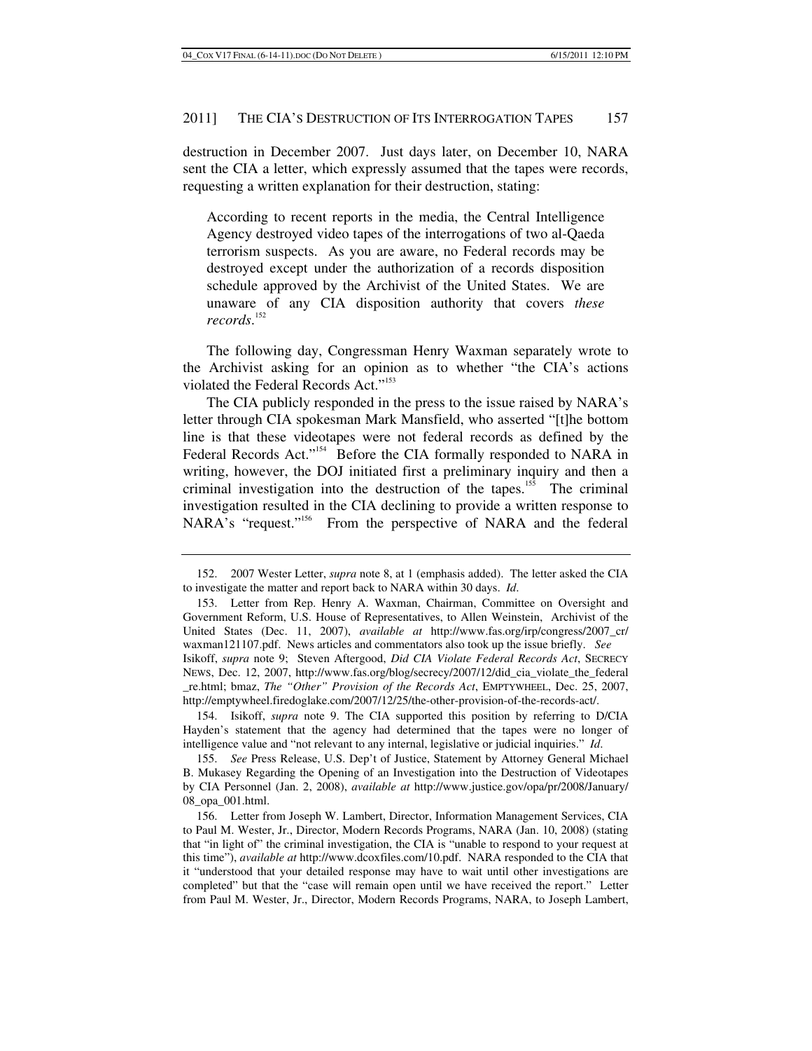destruction in December 2007. Just days later, on December 10, NARA sent the CIA a letter, which expressly assumed that the tapes were records, requesting a written explanation for their destruction, stating:

> According to recent reports in the media, the Central Intelligence Agency destroyed video tapes of the interrogations of two al-Qaeda terrorism suspects. As you are aware, no Federal records may be destroyed except under the authorization of a records disposition schedule approved by the Archivist of the United States. We are unaware of any CIA disposition authority that covers *these records*.[152]

The following day, Congressman Henry Waxman separately wrote to the Archivist asking for an opinion as to whether "the CIA's actions violated the Federal Records Act."[153]

The CIA publicly responded in the press to the issue raised by NARA's letter through CIA spokesman Mark Mansfield, who asserted "[t]he bottom line is that these videotapes were not federal records as defined by the Federal Records Act."[154] Before the CIA formally responded to NARA in writing, however, the DOJ initiated first a preliminary inquiry and then a criminal investigation into the destruction of the tapes.[155] The criminal investigation resulted in the CIA declining to provide a written response to NARA's "request."[156] From the perspective of NARA and the federal

---

152. 2007 Wester Letter, *supra* note 8, at 1 (emphasis added). The letter asked the CIA to investigate the matter and report back to NARA within 30 days. *Id*.

153. Letter from Rep. Henry A. Waxman, Chairman, Committee on Oversight and Government Reform, U.S. House of Representatives, to Allen Weinstein, Archivist of the United States (Dec. 11, 2007), *available at* http://www.fas.org/irp/congress/2007_cr/waxman121107.pdf. News articles and commentators also took up the issue briefly. *See* Isikoff, *supra* note 9; Steven Aftergood, *Did CIA Violate Federal Records Act*, SECRECY NEWS, Dec. 12, 2007, http://www.fas.org/blog/secrecy/2007/12/did_cia_violate_the_federal_re.html; bmaz, *The "Other" Provision of the Records Act*, EMPTYWHEEL, Dec. 25, 2007, http://emptywheel.firedoglake.com/2007/12/25/the-other-provision-of-the-records-act/.

154. Isikoff, *supra* note 9. The CIA supported this position by referring to D/CIA Hayden's statement that the agency had determined that the tapes were no longer of intelligence value and "not relevant to any internal, legislative or judicial inquiries." *Id*.

155. *See* Press Release, U.S. Dep't of Justice, Statement by Attorney General Michael B. Mukasey Regarding the Opening of an Investigation into the Destruction of Videotapes by CIA Personnel (Jan. 2, 2008), *available at* http://www.justice.gov/opa/pr/2008/January/08_opa_001.html.

156. Letter from Joseph W. Lambert, Director, Information Management Services, CIA to Paul M. Wester, Jr., Director, Modern Records Programs, NARA (Jan. 10, 2008) (stating that "in light of" the criminal investigation, the CIA is "unable to respond to your request at this time"), *available at* http://www.dcoxfiles.com/10.pdf. NARA responded to the CIA that it "understood that your detailed response may have to wait until other investigations are completed" but that the "case will remain open until we have received the report." Letter from Paul M. Wester, Jr., Director, Modern Records Programs, NARA, to Joseph Lambert,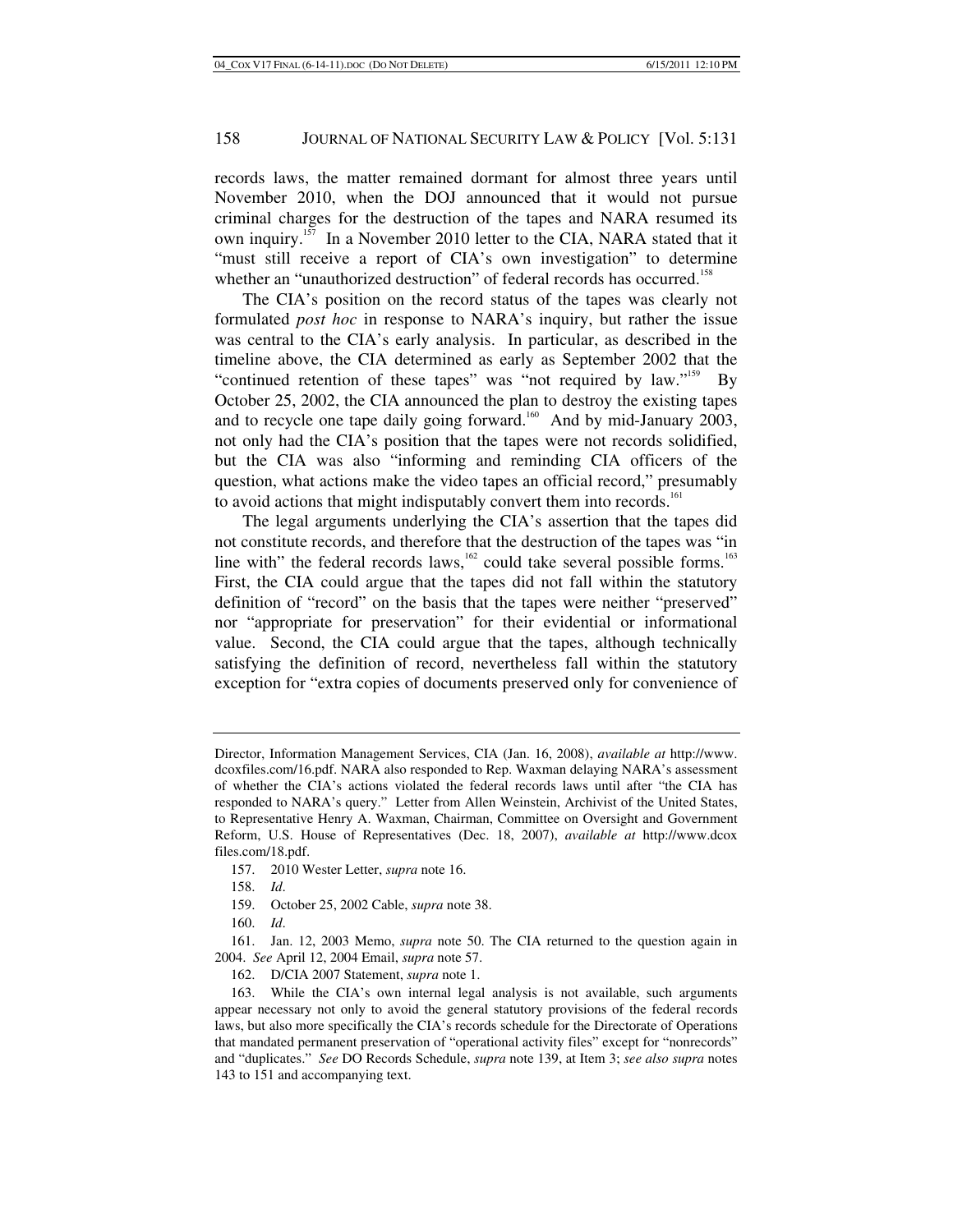records laws, the matter remained dormant for almost three years until November 2010, when the DOJ announced that it would not pursue criminal charges for the destruction of the tapes and NARA resumed its own inquiry.[157] In a November 2010 letter to the CIA, NARA stated that it "must still receive a report of CIA's own investigation" to determine whether an "unauthorized destruction" of federal records has occurred.[158]

The CIA's position on the record status of the tapes was clearly not formulated *post hoc* in response to NARA's inquiry, but rather the issue was central to the CIA's early analysis. In particular, as described in the timeline above, the CIA determined as early as September 2002 that the "continued retention of these tapes" was "not required by law."[159] By October 25, 2002, the CIA announced the plan to destroy the existing tapes and to recycle one tape daily going forward.[160] And by mid-January 2003, not only had the CIA's position that the tapes were not records solidified, but the CIA was also "informing and reminding CIA officers of the question, what actions make the video tapes an official record," presumably to avoid actions that might indisputably convert them into records.[161]

The legal arguments underlying the CIA's assertion that the tapes did not constitute records, and therefore that the destruction of the tapes was "in line with" the federal records laws,[162] could take several possible forms.[163] First, the CIA could argue that the tapes did not fall within the statutory definition of "record" on the basis that the tapes were neither "preserved" nor "appropriate for preservation" for their evidential or informational value. Second, the CIA could argue that the tapes, although technically satisfying the definition of record, nevertheless fall within the statutory exception for "extra copies of documents preserved only for convenience of

---

Director, Information Management Services, CIA (Jan. 16, 2008), *available at* http://www.dcoxfiles.com/16.pdf. NARA also responded to Rep. Waxman delaying NARA's assessment of whether the CIA's actions violated the federal records laws until after "the CIA has responded to NARA's query." Letter from Allen Weinstein, Archivist of the United States, to Representative Henry A. Waxman, Chairman, Committee on Oversight and Government Reform, U.S. House of Representatives (Dec. 18, 2007), *available at* http://www.dcoxfiles.com/18.pdf.

157. 2010 Wester Letter, *supra* note 16.

158. *Id.*

159. October 25, 2002 Cable, *supra* note 38.

160. *Id.*

161. Jan. 12, 2003 Memo, *supra* note 50. The CIA returned to the question again in 2004. *See* April 12, 2004 Email, *supra* note 57.

162. D/CIA 2007 Statement, *supra* note 1.

163. While the CIA's own internal legal analysis is not available, such arguments appear necessary not only to avoid the general statutory provisions of the federal records laws, but also more specifically the CIA's records schedule for the Directorate of Operations that mandated permanent preservation of "operational activity files" except for "nonrecords" and "duplicates." *See* DO Records Schedule, *supra* note 139, at Item 3; *see also supra* notes 143 to 151 and accompanying text.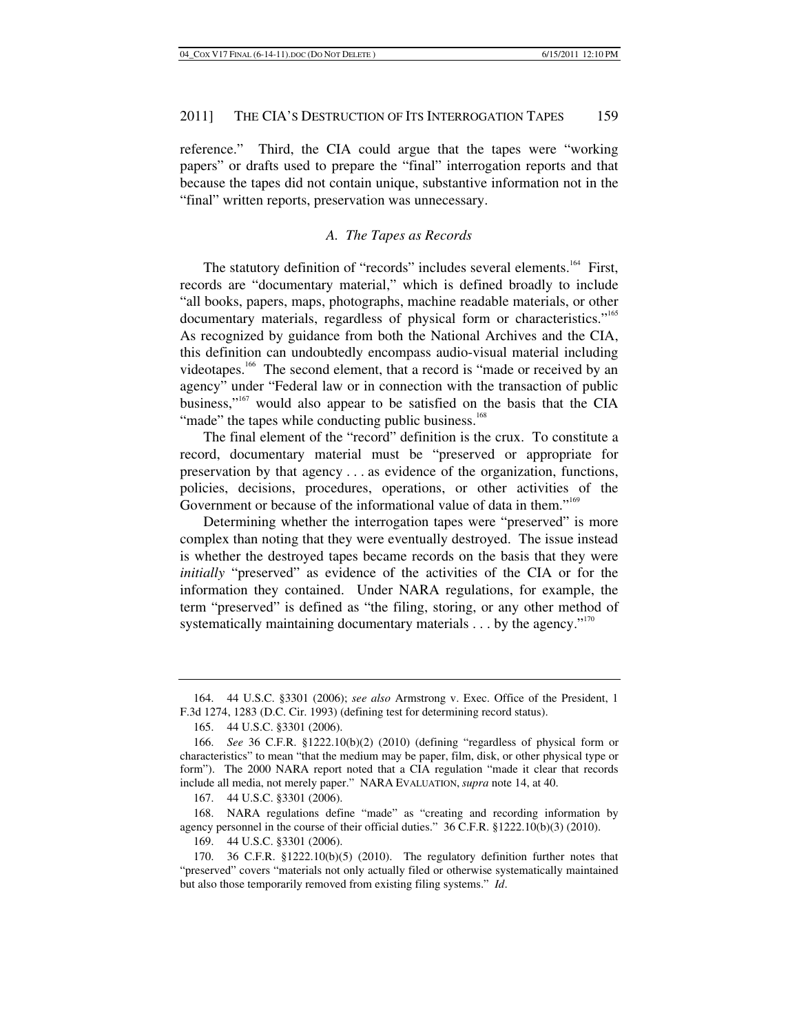reference." Third, the CIA could argue that the tapes were "working papers" or drafts used to prepare the "final" interrogation reports and that because the tapes did not contain unique, substantive information not in the "final" written reports, preservation was unnecessary.

### *A. The Tapes as Records*

The statutory definition of "records" includes several elements.[164] First, records are "documentary material," which is defined broadly to include "all books, papers, maps, photographs, machine readable materials, or other documentary materials, regardless of physical form or characteristics."[165] As recognized by guidance from both the National Archives and the CIA, this definition can undoubtedly encompass audio-visual material including videotapes.[166] The second element, that a record is "made or received by an agency" under "Federal law or in connection with the transaction of public business,"[167] would also appear to be satisfied on the basis that the CIA "made" the tapes while conducting public business.[168]

The final element of the "record" definition is the crux. To constitute a record, documentary material must be "preserved or appropriate for preservation by that agency . . . as evidence of the organization, functions, policies, decisions, procedures, operations, or other activities of the Government or because of the informational value of data in them."[169]

Determining whether the interrogation tapes were "preserved" is more complex than noting that they were eventually destroyed. The issue instead is whether the destroyed tapes became records on the basis that they were *initially* "preserved" as evidence of the activities of the CIA or for the information they contained. Under NARA regulations, for example, the term "preserved" is defined as "the filing, storing, or any other method of systematically maintaining documentary materials . . . by the agency."[170]

---

164. 44 U.S.C. §3301 (2006); *see also* Armstrong v. Exec. Office of the President, 1 F.3d 1274, 1283 (D.C. Cir. 1993) (defining test for determining record status).

165. 44 U.S.C. §3301 (2006).

166. *See* 36 C.F.R. §1222.10(b)(2) (2010) (defining "regardless of physical form or characteristics" to mean "that the medium may be paper, film, disk, or other physical type or form"). The 2000 NARA report noted that a CIA regulation "made it clear that records include all media, not merely paper." NARA EVALUATION, *supra* note 14, at 40.

167. 44 U.S.C. §3301 (2006).

168. NARA regulations define "made" as "creating and recording information by agency personnel in the course of their official duties." 36 C.F.R. §1222.10(b)(3) (2010).

169. 44 U.S.C. §3301 (2006).

170. 36 C.F.R. §1222.10(b)(5) (2010). The regulatory definition further notes that "preserved" covers "materials not only actually filed or otherwise systematically maintained but also those temporarily removed from existing filing systems." *Id*.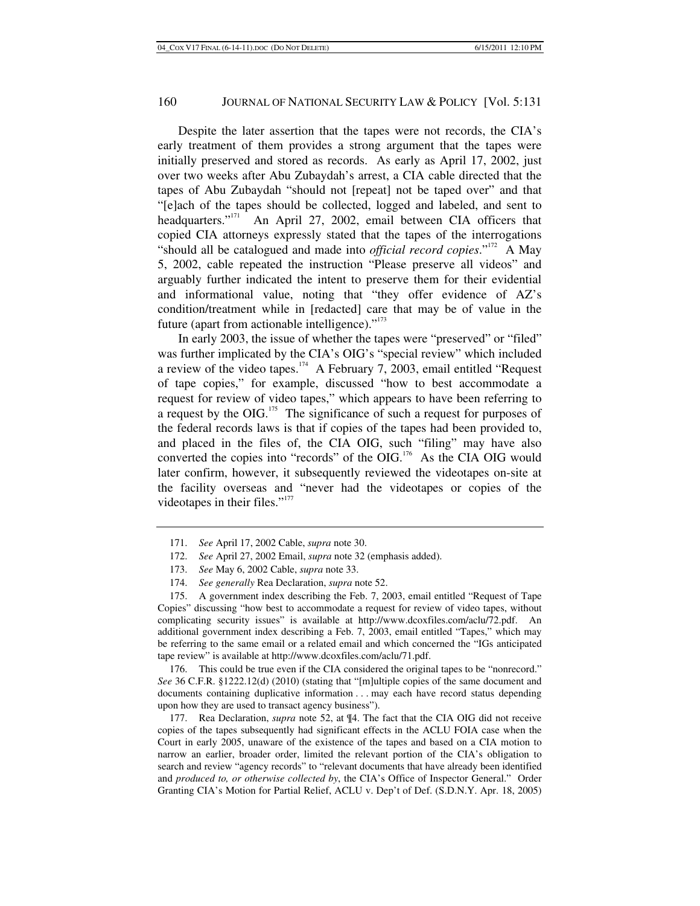Despite the later assertion that the tapes were not records, the CIA's early treatment of them provides a strong argument that the tapes were initially preserved and stored as records. As early as April 17, 2002, just over two weeks after Abu Zubaydah's arrest, a CIA cable directed that the tapes of Abu Zubaydah "should not [repeat] not be taped over" and that "[e]ach of the tapes should be collected, logged and labeled, and sent to headquarters."[171] An April 27, 2002, email between CIA officers that copied CIA attorneys expressly stated that the tapes of the interrogations "should all be catalogued and made into *official record copies*."[172] A May 5, 2002, cable repeated the instruction "Please preserve all videos" and arguably further indicated the intent to preserve them for their evidential and informational value, noting that "they offer evidence of AZ's condition/treatment while in [redacted] care that may be of value in the future (apart from actionable intelligence)."[173]

In early 2003, the issue of whether the tapes were "preserved" or "filed" was further implicated by the CIA's OIG's "special review" which included a review of the video tapes.[174] A February 7, 2003, email entitled "Request of tape copies," for example, discussed "how to best accommodate a request for review of video tapes," which appears to have been referring to a request by the OIG.[175] The significance of such a request for purposes of the federal records laws is that if copies of the tapes had been provided to, and placed in the files of, the CIA OIG, such "filing" may have also converted the copies into "records" of the OIG.[176] As the CIA OIG would later confirm, however, it subsequently reviewed the videotapes on-site at the facility overseas and "never had the videotapes or copies of the videotapes in their files."[177]

---

171. *See* April 17, 2002 Cable, *supra* note 30.

172. *See* April 27, 2002 Email, *supra* note 32 (emphasis added).

173. *See* May 6, 2002 Cable, *supra* note 33.

174. *See generally* Rea Declaration, *supra* note 52.

175. A government index describing the Feb. 7, 2003, email entitled "Request of Tape Copies" discussing "how best to accommodate a request for review of video tapes, without complicating security issues" is available at http://www.dcoxfiles.com/aclu/72.pdf. An additional government index describing a Feb. 7, 2003, email entitled "Tapes," which may be referring to the same email or a related email and which concerned the "IGs anticipated tape review" is available at http://www.dcoxfiles.com/aclu/71.pdf.

176. This could be true even if the CIA considered the original tapes to be "nonrecord." *See* 36 C.F.R. §1222.12(d) (2010) (stating that "[m]ultiple copies of the same document and documents containing duplicative information . . . may each have record status depending upon how they are used to transact agency business").

177. Rea Declaration, *supra* note 52, at ¶4. The fact that the CIA OIG did not receive copies of the tapes subsequently had significant effects in the ACLU FOIA case when the Court in early 2005, unaware of the existence of the tapes and based on a CIA motion to narrow an earlier, broader order, limited the relevant portion of the CIA's obligation to search and review "agency records" to "relevant documents that have already been identified and *produced to, or otherwise collected by*, the CIA's Office of Inspector General." Order Granting CIA's Motion for Partial Relief, ACLU v. Dep't of Def. (S.D.N.Y. Apr. 18, 2005)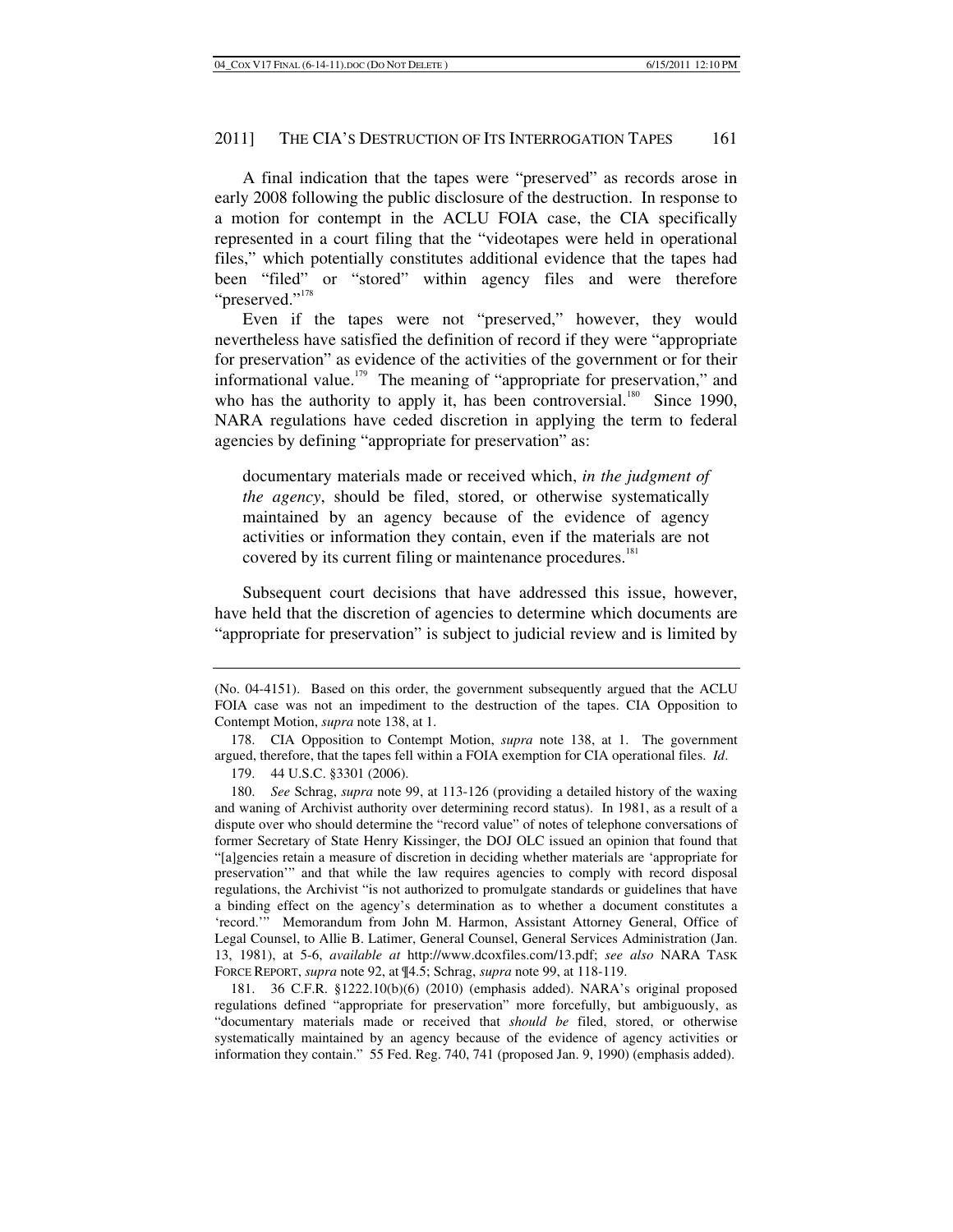A final indication that the tapes were "preserved" as records arose in early 2008 following the public disclosure of the destruction. In response to a motion for contempt in the ACLU FOIA case, the CIA specifically represented in a court filing that the "videotapes were held in operational files," which potentially constitutes additional evidence that the tapes had been "filed" or "stored" within agency files and were therefore "preserved."[178]

Even if the tapes were not "preserved," however, they would nevertheless have satisfied the definition of record if they were "appropriate for preservation" as evidence of the activities of the government or for their informational value.[179] The meaning of "appropriate for preservation," and who has the authority to apply it, has been controversial.[180] Since 1990, NARA regulations have ceded discretion in applying the term to federal agencies by defining "appropriate for preservation" as:

> documentary materials made or received which, *in the judgment of the agency*, should be filed, stored, or otherwise systematically maintained by an agency because of the evidence of agency activities or information they contain, even if the materials are not covered by its current filing or maintenance procedures.[181]

Subsequent court decisions that have addressed this issue, however, have held that the discretion of agencies to determine which documents are "appropriate for preservation" is subject to judicial review and is limited by

---

(No. 04-4151). Based on this order, the government subsequently argued that the ACLU FOIA case was not an impediment to the destruction of the tapes. CIA Opposition to Contempt Motion, *supra* note 138, at 1.

178. CIA Opposition to Contempt Motion, *supra* note 138, at 1. The government argued, therefore, that the tapes fell within a FOIA exemption for CIA operational files. *Id*.

179. 44 U.S.C. §3301 (2006).

180. *See* Schrag, *supra* note 99, at 113-126 (providing a detailed history of the waxing and waning of Archivist authority over determining record status). In 1981, as a result of a dispute over who should determine the "record value" of notes of telephone conversations of former Secretary of State Henry Kissinger, the DOJ OLC issued an opinion that found that "[a]gencies retain a measure of discretion in deciding whether materials are 'appropriate for preservation'" and that while the law requires agencies to comply with record disposal regulations, the Archivist "is not authorized to promulgate standards or guidelines that have a binding effect on the agency's determination as to whether a document constitutes a 'record.'" Memorandum from John M. Harmon, Assistant Attorney General, Office of Legal Counsel, to Allie B. Latimer, General Counsel, General Services Administration (Jan. 13, 1981), at 5-6, *available at* http://www.dcoxfiles.com/13.pdf; *see also* NARA TASK FORCE REPORT, *supra* note 92, at ¶4.5; Schrag, *supra* note 99, at 118-119.

181. 36 C.F.R. §1222.10(b)(6) (2010) (emphasis added). NARA's original proposed regulations defined "appropriate for preservation" more forcefully, but ambiguously, as "documentary materials made or received that *should be* filed, stored, or otherwise systematically maintained by an agency because of the evidence of agency activities or information they contain." 55 Fed. Reg. 740, 741 (proposed Jan. 9, 1990) (emphasis added).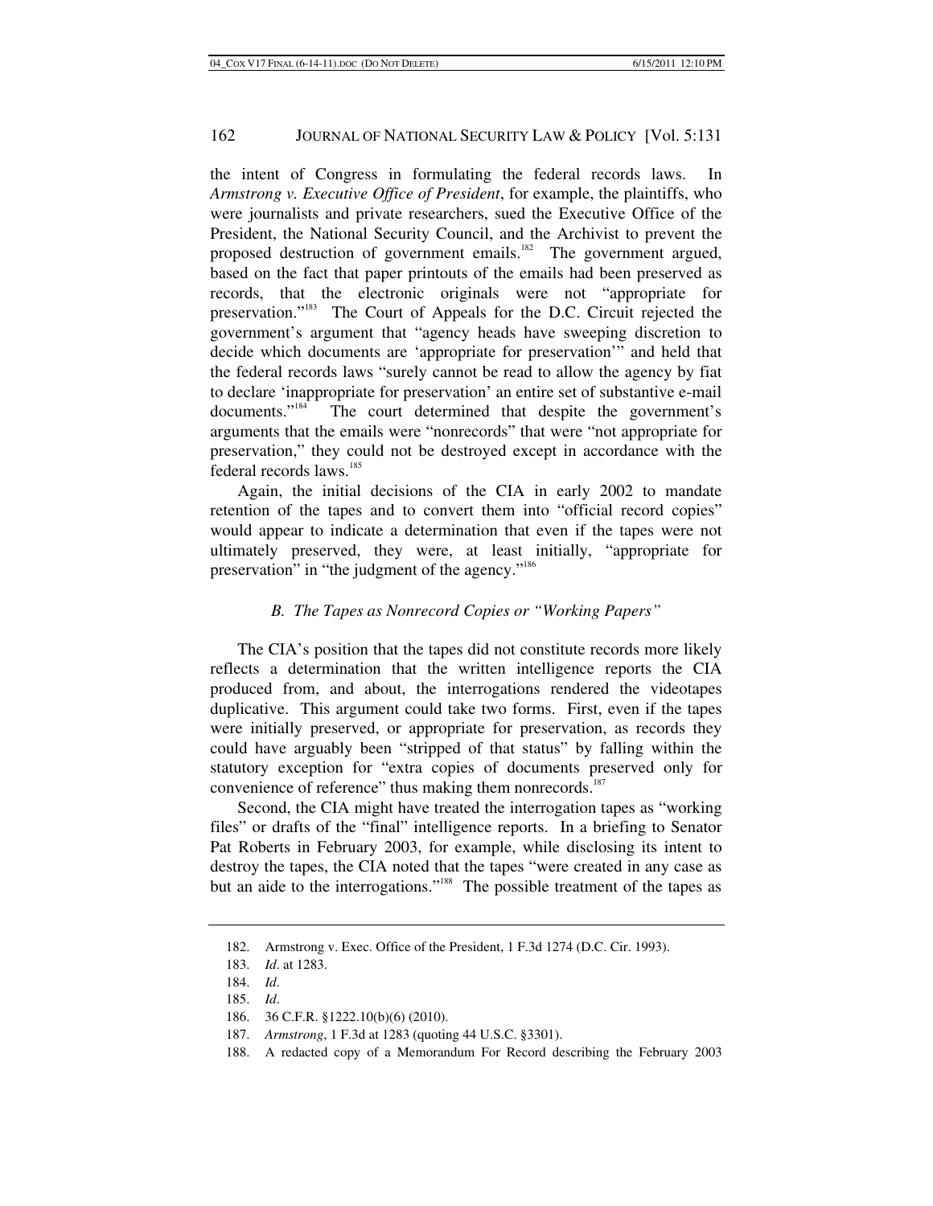the intent of Congress in formulating the federal records laws. In *Armstrong v. Executive Office of President*, for example, the plaintiffs, who were journalists and private researchers, sued the Executive Office of the President, the National Security Council, and the Archivist to prevent the proposed destruction of government emails.[182] The government argued, based on the fact that paper printouts of the emails had been preserved as records, that the electronic originals were not "appropriate for preservation."[183] The Court of Appeals for the D.C. Circuit rejected the government's argument that "agency heads have sweeping discretion to decide which documents are 'appropriate for preservation'" and held that the federal records laws "surely cannot be read to allow the agency by fiat to declare 'inappropriate for preservation' an entire set of substantive e-mail documents."[184] The court determined that despite the government's arguments that the emails were "nonrecords" that were "not appropriate for preservation," they could not be destroyed except in accordance with the federal records laws.[185]

Again, the initial decisions of the CIA in early 2002 to mandate retention of the tapes and to convert them into "official record copies" would appear to indicate a determination that even if the tapes were not ultimately preserved, they were, at least initially, "appropriate for preservation" in "the judgment of the agency."[186]

### *B. The Tapes as Nonrecord Copies or "Working Papers"*

The CIA's position that the tapes did not constitute records more likely reflects a determination that the written intelligence reports the CIA produced from, and about, the interrogations rendered the videotapes duplicative. This argument could take two forms. First, even if the tapes were initially preserved, or appropriate for preservation, as records they could have arguably been "stripped of that status" by falling within the statutory exception for "extra copies of documents preserved only for convenience of reference" thus making them nonrecords.[187]

Second, the CIA might have treated the interrogation tapes as "working files" or drafts of the "final" intelligence reports. In a briefing to Senator Pat Roberts in February 2003, for example, while disclosing its intent to destroy the tapes, the CIA noted that the tapes "were created in any case as but an aide to the interrogations."[188] The possible treatment of the tapes as

182. Armstrong v. Exec. Office of the President, 1 F.3d 1274 (D.C. Cir. 1993).

183. *Id*. at 1283.

184. *Id*.

185. *Id*.

186. 36 C.F.R. §1222.10(b)(6) (2010).

187. *Armstrong*, 1 F.3d at 1283 (quoting 44 U.S.C. §3301).

188. A redacted copy of a Memorandum For Record describing the February 2003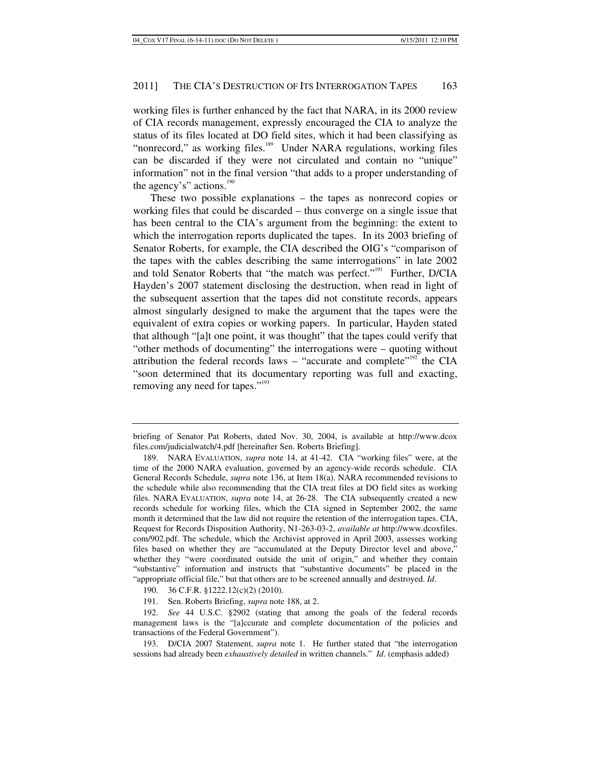working files is further enhanced by the fact that NARA, in its 2000 review of CIA records management, expressly encouraged the CIA to analyze the status of its files located at DO field sites, which it had been classifying as "nonrecord," as working files.[189] Under NARA regulations, working files can be discarded if they were not circulated and contain no "unique" information" not in the final version "that adds to a proper understanding of the agency's" actions.[190]

These two possible explanations – the tapes as nonrecord copies or working files that could be discarded – thus converge on a single issue that has been central to the CIA's argument from the beginning: the extent to which the interrogation reports duplicated the tapes. In its 2003 briefing of Senator Roberts, for example, the CIA described the OIG's "comparison of the tapes with the cables describing the same interrogations" in late 2002 and told Senator Roberts that "the match was perfect."[191] Further, D/CIA Hayden's 2007 statement disclosing the destruction, when read in light of the subsequent assertion that the tapes did not constitute records, appears almost singularly designed to make the argument that the tapes were the equivalent of extra copies or working papers. In particular, Hayden stated that although "[a]t one point, it was thought" that the tapes could verify that "other methods of documenting" the interrogations were – quoting without attribution the federal records laws – "accurate and complete"[192] the CIA "soon determined that its documentary reporting was full and exacting, removing any need for tapes."[193]

---

briefing of Senator Pat Roberts, dated Nov. 30, 2004, is available at http://www.dcoxfiles.com/judicialwatch/4.pdf [hereinafter Sen. Roberts Briefing].

189. NARA EVALUATION, *supra* note 14, at 41-42. CIA "working files" were, at the time of the 2000 NARA evaluation, governed by an agency-wide records schedule. CIA General Records Schedule, *supra* note 136, at Item 18(a). NARA recommended revisions to the schedule while also recommending that the CIA treat files at DO field sites as working files. NARA EVALUATION, *supra* note 14, at 26-28. The CIA subsequently created a new records schedule for working files, which the CIA signed in September 2002, the same month it determined that the law did not require the retention of the interrogation tapes. CIA, Request for Records Disposition Authority, N1-263-03-2, *available at* http://www.dcoxfiles.com/902.pdf. The schedule, which the Archivist approved in April 2003, assesses working files based on whether they are "accumulated at the Deputy Director level and above," whether they "were coordinated outside the unit of origin," and whether they contain "substantive" information and instructs that "substantive documents" be placed in the "appropriate official file," but that others are to be screened annually and destroyed. *Id*.

190. 36 C.F.R. §1222.12(c)(2) (2010).

191. Sen. Roberts Briefing, *supra* note 188, at 2.

192. *See* 44 U.S.C. §2902 (stating that among the goals of the federal records management laws is the "[a]ccurate and complete documentation of the policies and transactions of the Federal Government").

193. D/CIA 2007 Statement, *supra* note 1. He further stated that "the interrogation sessions had already been *exhaustively detailed* in written channels." *Id*. (emphasis added)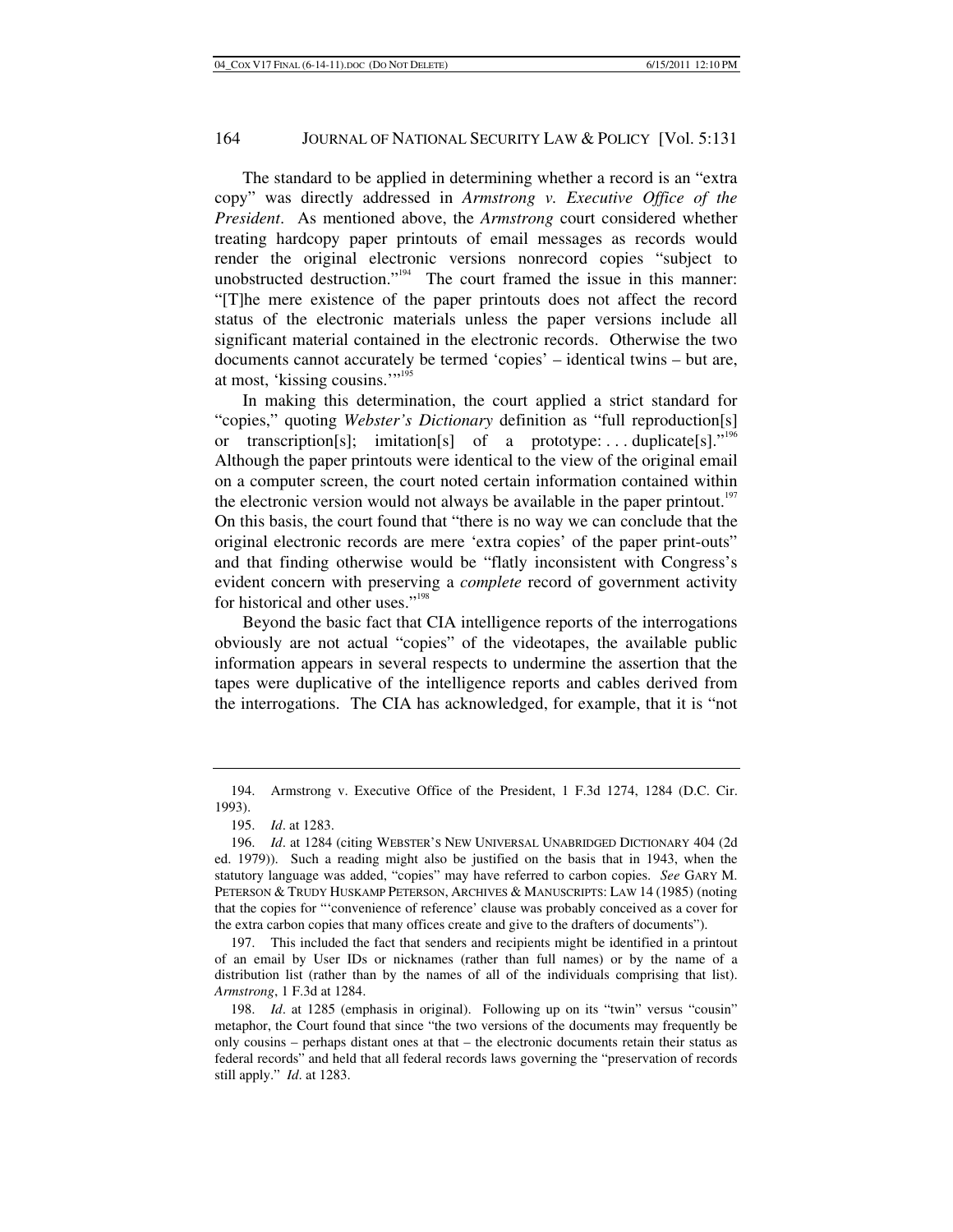The standard to be applied in determining whether a record is an "extra copy" was directly addressed in *Armstrong v. Executive Office of the President*. As mentioned above, the *Armstrong* court considered whether treating hardcopy paper printouts of email messages as records would render the original electronic versions nonrecord copies "subject to unobstructed destruction."[194] The court framed the issue in this manner: "[T]he mere existence of the paper printouts does not affect the record status of the electronic materials unless the paper versions include all significant material contained in the electronic records. Otherwise the two documents cannot accurately be termed 'copies' – identical twins – but are, at most, 'kissing cousins.'"[195]

In making this determination, the court applied a strict standard for "copies," quoting *Webster's Dictionary* definition as "full reproduction[s] or transcription[s]; imitation[s] of a prototype: . . . duplicate[s]."[196] Although the paper printouts were identical to the view of the original email on a computer screen, the court noted certain information contained within the electronic version would not always be available in the paper printout.[197] On this basis, the court found that "there is no way we can conclude that the original electronic records are mere 'extra copies' of the paper print-outs" and that finding otherwise would be "flatly inconsistent with Congress's evident concern with preserving a *complete* record of government activity for historical and other uses."[198]

Beyond the basic fact that CIA intelligence reports of the interrogations obviously are not actual "copies" of the videotapes, the available public information appears in several respects to undermine the assertion that the tapes were duplicative of the intelligence reports and cables derived from the interrogations. The CIA has acknowledged, for example, that it is "not

---

194. Armstrong v. Executive Office of the President, 1 F.3d 1274, 1284 (D.C. Cir. 1993).

195. *Id*. at 1283.

196. *Id*. at 1284 (citing WEBSTER'S NEW UNIVERSAL UNABRIDGED DICTIONARY 404 (2d ed. 1979)). Such a reading might also be justified on the basis that in 1943, when the statutory language was added, "copies" may have referred to carbon copies. *See* GARY M. PETERSON & TRUDY HUSKAMP PETERSON, ARCHIVES & MANUSCRIPTS: LAW 14 (1985) (noting that the copies for "'convenience of reference' clause was probably conceived as a cover for the extra carbon copies that many offices create and give to the drafters of documents").

197. This included the fact that senders and recipients might be identified in a printout of an email by User IDs or nicknames (rather than full names) or by the name of a distribution list (rather than by the names of all of the individuals comprising that list). *Armstrong*, 1 F.3d at 1284.

198. *Id*. at 1285 (emphasis in original). Following up on its "twin" versus "cousin" metaphor, the Court found that since "the two versions of the documents may frequently be only cousins – perhaps distant ones at that – the electronic documents retain their status as federal records" and held that all federal records laws governing the "preservation of records still apply." *Id*. at 1283.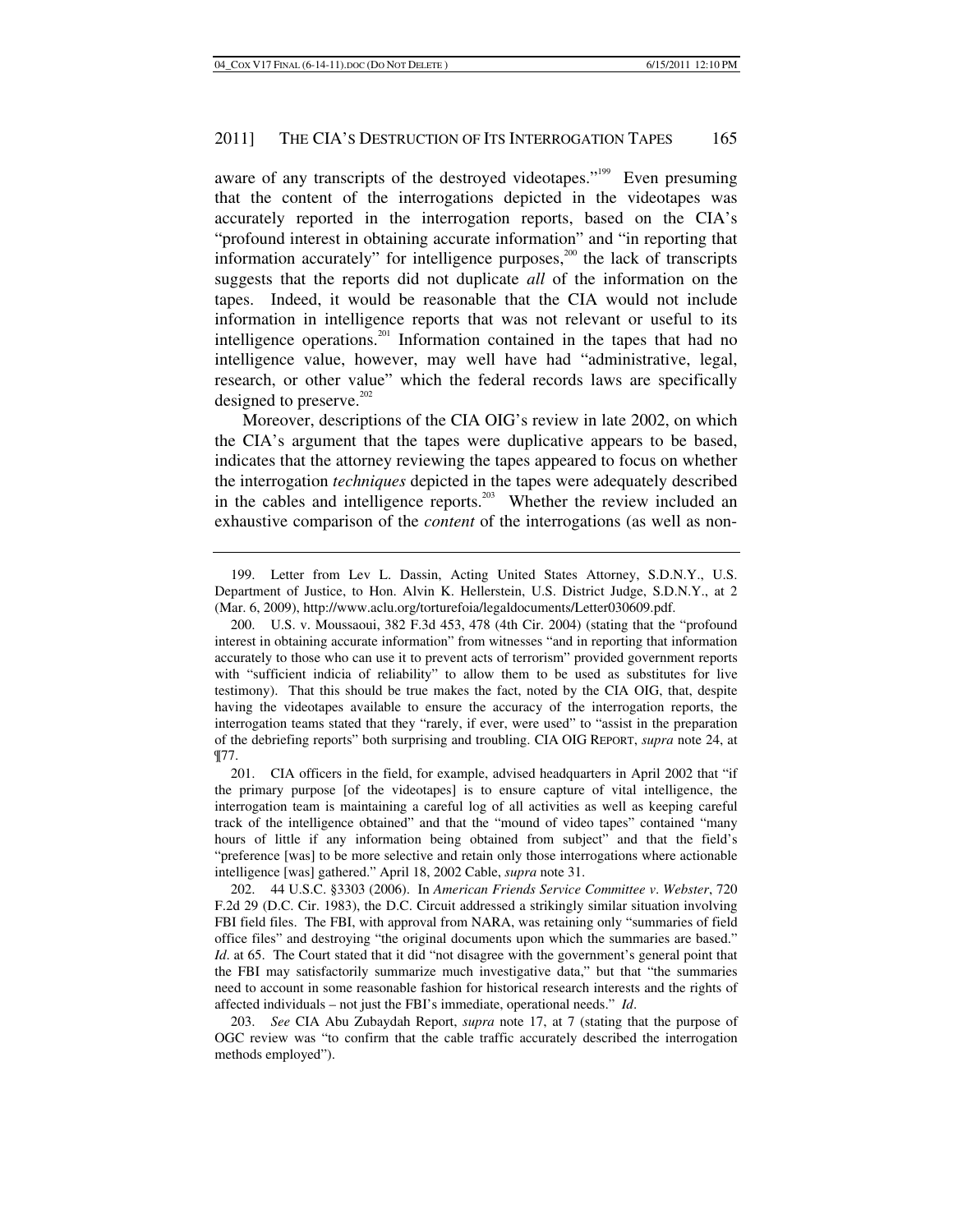aware of any transcripts of the destroyed videotapes."[199] Even presuming that the content of the interrogations depicted in the videotapes was accurately reported in the interrogation reports, based on the CIA's "profound interest in obtaining accurate information" and "in reporting that information accurately" for intelligence purposes,[200] the lack of transcripts suggests that the reports did not duplicate *all* of the information on the tapes. Indeed, it would be reasonable that the CIA would not include information in intelligence reports that was not relevant or useful to its intelligence operations.[201] Information contained in the tapes that had no intelligence value, however, may well have had "administrative, legal, research, or other value" which the federal records laws are specifically designed to preserve.[202]

Moreover, descriptions of the CIA OIG's review in late 2002, on which the CIA's argument that the tapes were duplicative appears to be based, indicates that the attorney reviewing the tapes appeared to focus on whether the interrogation *techniques* depicted in the tapes were adequately described in the cables and intelligence reports.[203] Whether the review included an exhaustive comparison of the *content* of the interrogations (as well as non-

---

199. Letter from Lev L. Dassin, Acting United States Attorney, S.D.N.Y., U.S. Department of Justice, to Hon. Alvin K. Hellerstein, U.S. District Judge, S.D.N.Y., at 2 (Mar. 6, 2009), http://www.aclu.org/torturefoia/legaldocuments/Letter030609.pdf.

200. U.S. v. Moussaoui, 382 F.3d 453, 478 (4th Cir. 2004) (stating that the "profound interest in obtaining accurate information" from witnesses "and in reporting that information accurately to those who can use it to prevent acts of terrorism" provided government reports with "sufficient indicia of reliability" to allow them to be used as substitutes for live testimony). That this should be true makes the fact, noted by the CIA OIG, that, despite having the videotapes available to ensure the accuracy of the interrogation reports, the interrogation teams stated that they "rarely, if ever, were used" to "assist in the preparation of the debriefing reports" both surprising and troubling. CIA OIG REPORT, *supra* note 24, at ¶77.

201. CIA officers in the field, for example, advised headquarters in April 2002 that "if the primary purpose [of the videotapes] is to ensure capture of vital intelligence, the interrogation team is maintaining a careful log of all activities as well as keeping careful track of the intelligence obtained" and that the "mound of video tapes" contained "many hours of little if any information being obtained from subject" and that the field's "preference [was] to be more selective and retain only those interrogations where actionable intelligence [was] gathered." April 18, 2002 Cable, *supra* note 31.

202. 44 U.S.C. §3303 (2006). In *American Friends Service Committee v. Webster*, 720 F.2d 29 (D.C. Cir. 1983), the D.C. Circuit addressed a strikingly similar situation involving FBI field files. The FBI, with approval from NARA, was retaining only "summaries of field office files" and destroying "the original documents upon which the summaries are based." *Id*. at 65. The Court stated that it did "not disagree with the government's general point that the FBI may satisfactorily summarize much investigative data," but that "the summaries need to account in some reasonable fashion for historical research interests and the rights of affected individuals – not just the FBI's immediate, operational needs." *Id*.

203. *See* CIA Abu Zubaydah Report, *supra* note 17, at 7 (stating that the purpose of OGC review was "to confirm that the cable traffic accurately described the interrogation methods employed").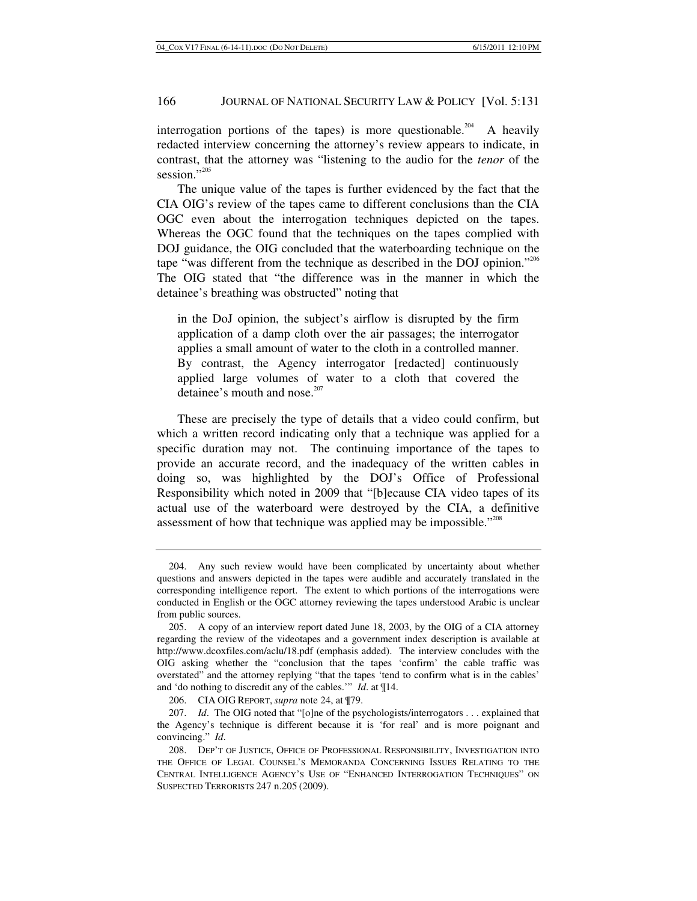interrogation portions of the tapes) is more questionable.[204] A heavily redacted interview concerning the attorney's review appears to indicate, in contrast, that the attorney was "listening to the audio for the *tenor* of the session."[205]

The unique value of the tapes is further evidenced by the fact that the CIA OIG's review of the tapes came to different conclusions than the CIA OGC even about the interrogation techniques depicted on the tapes. Whereas the OGC found that the techniques on the tapes complied with DOJ guidance, the OIG concluded that the waterboarding technique on the tape "was different from the technique as described in the DOJ opinion."[206] The OIG stated that "the difference was in the manner in which the detainee's breathing was obstructed" noting that

> in the DoJ opinion, the subject's airflow is disrupted by the firm application of a damp cloth over the air passages; the interrogator applies a small amount of water to the cloth in a controlled manner. By contrast, the Agency interrogator [redacted] continuously applied large volumes of water to a cloth that covered the detainee's mouth and nose.[207]

These are precisely the type of details that a video could confirm, but which a written record indicating only that a technique was applied for a specific duration may not. The continuing importance of the tapes to provide an accurate record, and the inadequacy of the written cables in doing so, was highlighted by the DOJ's Office of Professional Responsibility which noted in 2009 that "[b]ecause CIA video tapes of its actual use of the waterboard were destroyed by the CIA, a definitive assessment of how that technique was applied may be impossible."[208]

---

204. Any such review would have been complicated by uncertainty about whether questions and answers depicted in the tapes were audible and accurately translated in the corresponding intelligence report. The extent to which portions of the interrogations were conducted in English or the OGC attorney reviewing the tapes understood Arabic is unclear from public sources.

205. A copy of an interview report dated June 18, 2003, by the OIG of a CIA attorney regarding the review of the videotapes and a government index description is available at http://www.dcoxfiles.com/aclu/18.pdf (emphasis added). The interview concludes with the OIG asking whether the "conclusion that the tapes 'confirm' the cable traffic was overstated" and the attorney replying "that the tapes 'tend to confirm what is in the cables' and 'do nothing to discredit any of the cables.'" *Id*. at ¶14.

206. CIA OIG REPORT, *supra* note 24, at ¶79.

207. *Id*. The OIG noted that "[o]ne of the psychologists/interrogators . . . explained that the Agency's technique is different because it is 'for real' and is more poignant and convincing." *Id*.

208. DEP'T OF JUSTICE, OFFICE OF PROFESSIONAL RESPONSIBILITY, INVESTIGATION INTO THE OFFICE OF LEGAL COUNSEL'S MEMORANDA CONCERNING ISSUES RELATING TO THE CENTRAL INTELLIGENCE AGENCY'S USE OF "ENHANCED INTERROGATION TECHNIQUES" ON SUSPECTED TERRORISTS 247 n.205 (2009).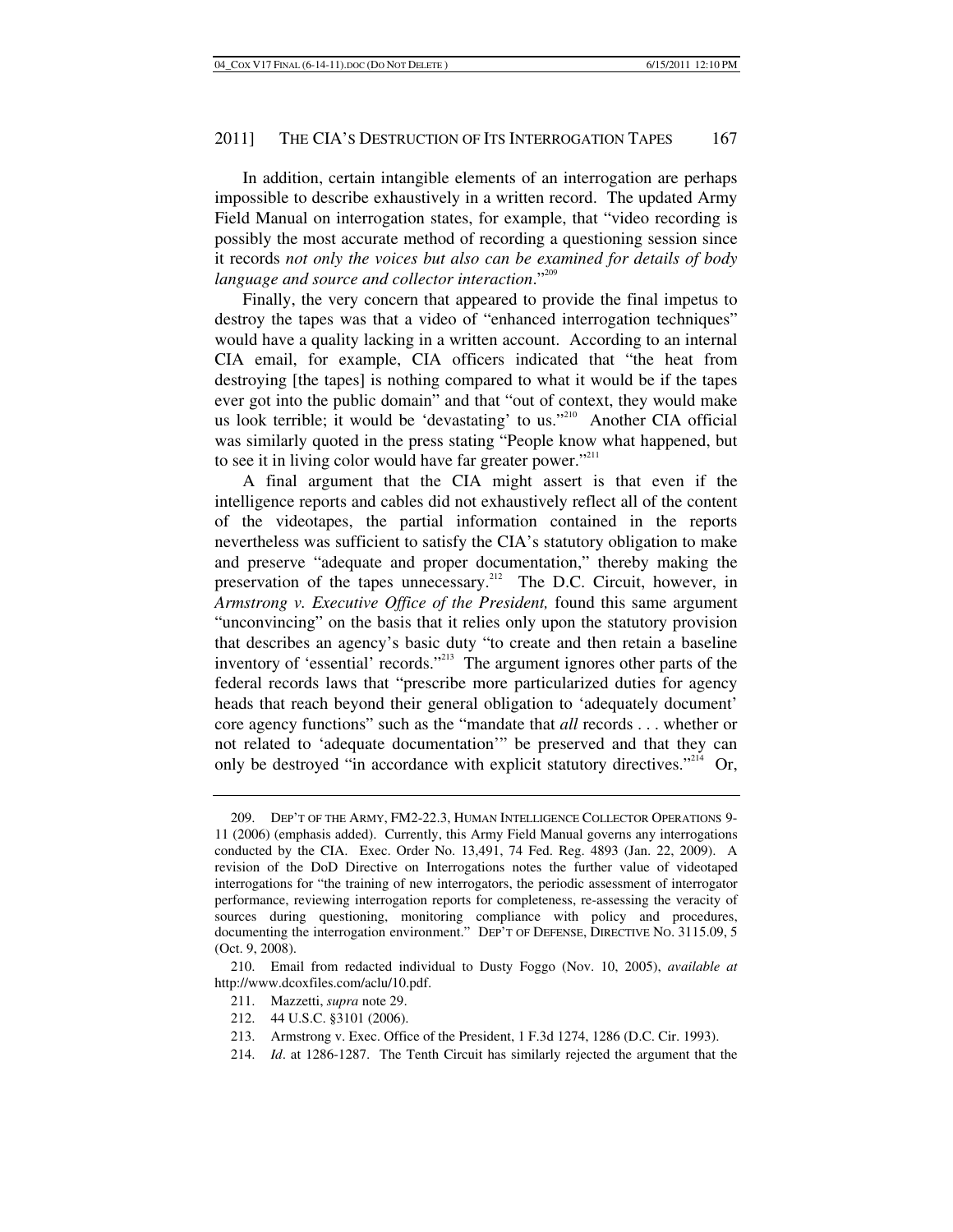In addition, certain intangible elements of an interrogation are perhaps impossible to describe exhaustively in a written record. The updated Army Field Manual on interrogation states, for example, that "video recording is possibly the most accurate method of recording a questioning session since it records *not only the voices but also can be examined for details of body language and source and collector interaction*."[209]

Finally, the very concern that appeared to provide the final impetus to destroy the tapes was that a video of "enhanced interrogation techniques" would have a quality lacking in a written account. According to an internal CIA email, for example, CIA officers indicated that "the heat from destroying [the tapes] is nothing compared to what it would be if the tapes ever got into the public domain" and that "out of context, they would make us look terrible; it would be 'devastating' to us."[210] Another CIA official was similarly quoted in the press stating "People know what happened, but to see it in living color would have far greater power."[211]

A final argument that the CIA might assert is that even if the intelligence reports and cables did not exhaustively reflect all of the content of the videotapes, the partial information contained in the reports nevertheless was sufficient to satisfy the CIA's statutory obligation to make and preserve "adequate and proper documentation," thereby making the preservation of the tapes unnecessary.[212] The D.C. Circuit, however, in *Armstrong v. Executive Office of the President,* found this same argument "unconvincing" on the basis that it relies only upon the statutory provision that describes an agency's basic duty "to create and then retain a baseline inventory of 'essential' records."[213] The argument ignores other parts of the federal records laws that "prescribe more particularized duties for agency heads that reach beyond their general obligation to 'adequately document' core agency functions" such as the "mandate that *all* records . . . whether or not related to 'adequate documentation'" be preserved and that they can only be destroyed "in accordance with explicit statutory directives."[214] Or,

---

209. DEP'T OF THE ARMY, FM2-22.3, HUMAN INTELLIGENCE COLLECTOR OPERATIONS 9-11 (2006) (emphasis added). Currently, this Army Field Manual governs any interrogations conducted by the CIA. Exec. Order No. 13,491, 74 Fed. Reg. 4893 (Jan. 22, 2009). A revision of the DoD Directive on Interrogations notes the further value of videotaped interrogations for "the training of new interrogators, the periodic assessment of interrogator performance, reviewing interrogation reports for completeness, re-assessing the veracity of sources during questioning, monitoring compliance with policy and procedures, documenting the interrogation environment." DEP'T OF DEFENSE, DIRECTIVE NO. 3115.09, 5 (Oct. 9, 2008).

210. Email from redacted individual to Dusty Foggo (Nov. 10, 2005), *available at* http://www.dcoxfiles.com/aclu/10.pdf.

211. Mazzetti, *supra* note 29.

212. 44 U.S.C. §3101 (2006).

213. Armstrong v. Exec. Office of the President, 1 F.3d 1274, 1286 (D.C. Cir. 1993).

214. *Id*. at 1286-1287. The Tenth Circuit has similarly rejected the argument that the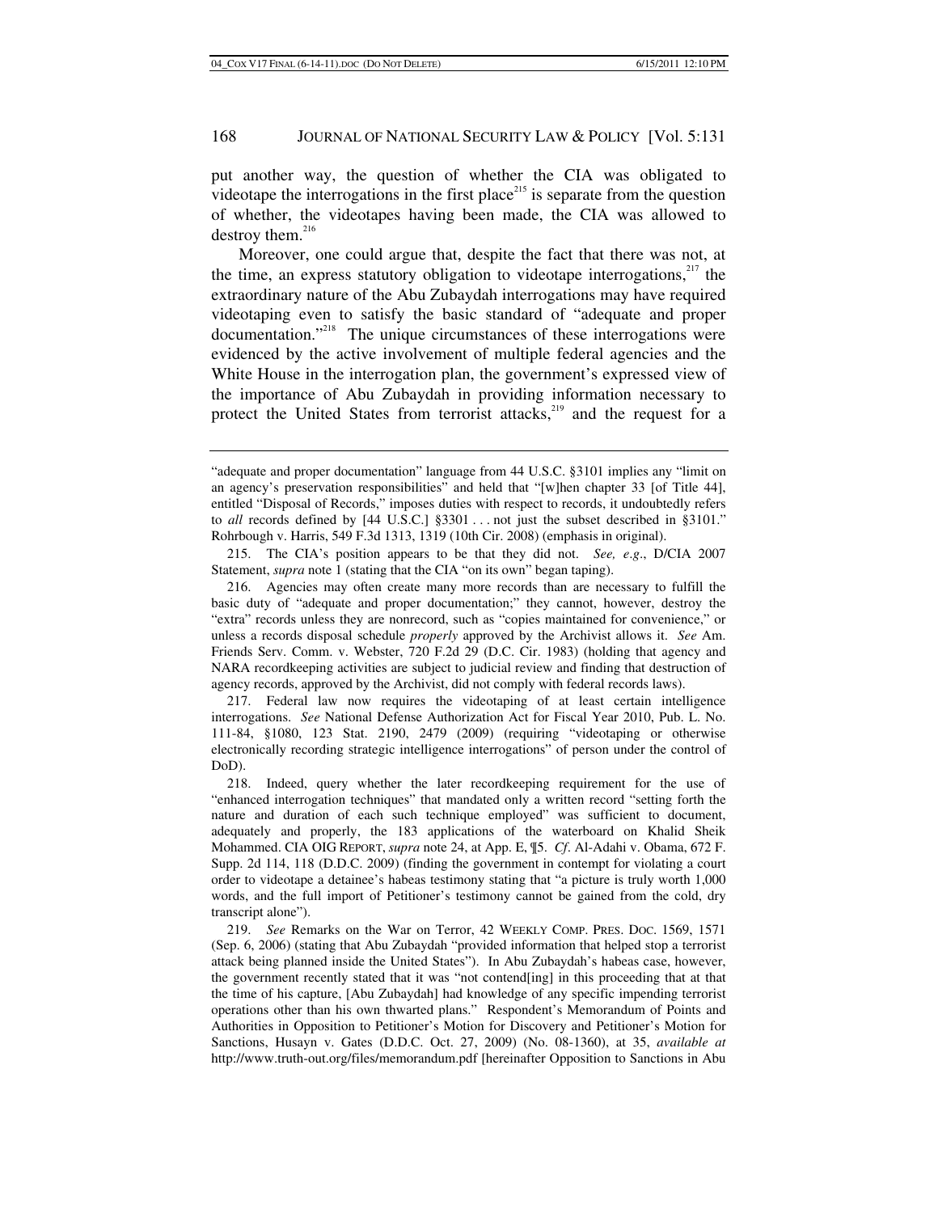put another way, the question of whether the CIA was obligated to videotape the interrogations in the first place[215] is separate from the question of whether, the videotapes having been made, the CIA was allowed to destroy them.[216]

Moreover, one could argue that, despite the fact that there was not, at the time, an express statutory obligation to videotape interrogations,[217] the extraordinary nature of the Abu Zubaydah interrogations may have required videotaping even to satisfy the basic standard of "adequate and proper documentation."[218] The unique circumstances of these interrogations were evidenced by the active involvement of multiple federal agencies and the White House in the interrogation plan, the government's expressed view of the importance of Abu Zubaydah in providing information necessary to protect the United States from terrorist attacks,[219] and the request for a

---

"adequate and proper documentation" language from 44 U.S.C. §3101 implies any "limit on an agency's preservation responsibilities" and held that "[w]hen chapter 33 [of Title 44], entitled "Disposal of Records," imposes duties with respect to records, it undoubtedly refers to *all* records defined by [44 U.S.C.] §3301 . . . not just the subset described in §3101." Rohrbough v. Harris, 549 F.3d 1313, 1319 (10th Cir. 2008) (emphasis in original).

215. The CIA's position appears to be that they did not. *See, e.g*., D/CIA 2007 Statement, *supra* note 1 (stating that the CIA "on its own" began taping).

216. Agencies may often create many more records than are necessary to fulfill the basic duty of "adequate and proper documentation;" they cannot, however, destroy the "extra" records unless they are nonrecord, such as "copies maintained for convenience," or unless a records disposal schedule *properly* approved by the Archivist allows it. *See* Am. Friends Serv. Comm. v. Webster, 720 F.2d 29 (D.C. Cir. 1983) (holding that agency and NARA recordkeeping activities are subject to judicial review and finding that destruction of agency records, approved by the Archivist, did not comply with federal records laws).

217. Federal law now requires the videotaping of at least certain intelligence interrogations. *See* National Defense Authorization Act for Fiscal Year 2010, Pub. L. No. 111-84, §1080, 123 Stat. 2190, 2479 (2009) (requiring "videotaping or otherwise electronically recording strategic intelligence interrogations" of person under the control of DoD).

218. Indeed, query whether the later recordkeeping requirement for the use of "enhanced interrogation techniques" that mandated only a written record "setting forth the nature and duration of each such technique employed" was sufficient to document, adequately and properly, the 183 applications of the waterboard on Khalid Sheik Mohammed. CIA OIG REPORT, *supra* note 24, at App. E, ¶5. *Cf*. Al-Adahi v. Obama, 672 F. Supp. 2d 114, 118 (D.D.C. 2009) (finding the government in contempt for violating a court order to videotape a detainee's habeas testimony stating that "a picture is truly worth 1,000 words, and the full import of Petitioner's testimony cannot be gained from the cold, dry transcript alone").

219. *See* Remarks on the War on Terror, 42 WEEKLY COMP. PRES. DOC. 1569, 1571 (Sep. 6, 2006) (stating that Abu Zubaydah "provided information that helped stop a terrorist attack being planned inside the United States"). In Abu Zubaydah's habeas case, however, the government recently stated that it was "not contend[ing] in this proceeding that at that the time of his capture, [Abu Zubaydah] had knowledge of any specific impending terrorist operations other than his own thwarted plans." Respondent's Memorandum of Points and Authorities in Opposition to Petitioner's Motion for Discovery and Petitioner's Motion for Sanctions, Husayn v. Gates (D.D.C. Oct. 27, 2009) (No. 08-1360), at 35, *available at* http://www.truth-out.org/files/memorandum.pdf [hereinafter Opposition to Sanctions in Abu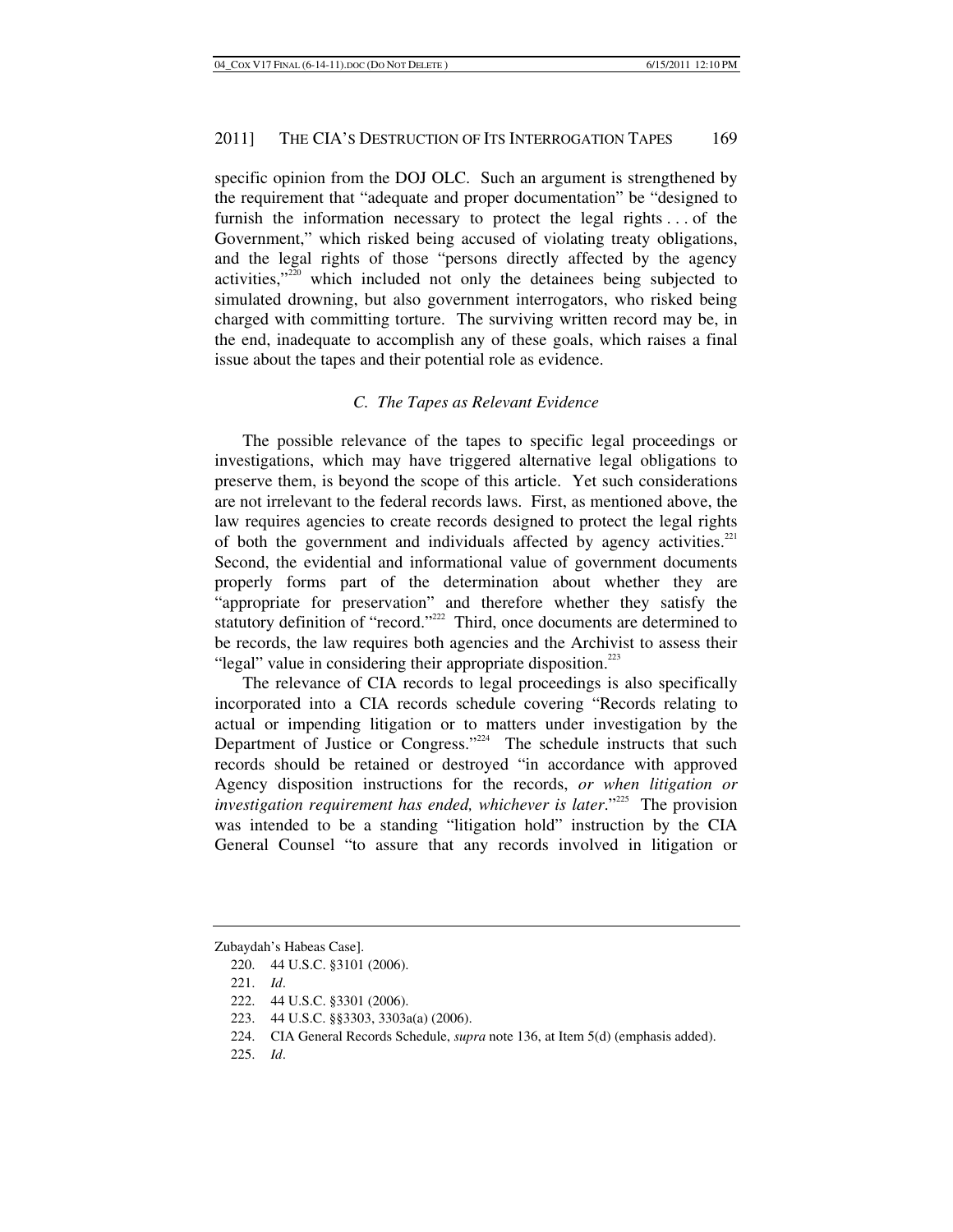specific opinion from the DOJ OLC. Such an argument is strengthened by the requirement that "adequate and proper documentation" be "designed to furnish the information necessary to protect the legal rights . . . of the Government," which risked being accused of violating treaty obligations, and the legal rights of those "persons directly affected by the agency activities,"[220] which included not only the detainees being subjected to simulated drowning, but also government interrogators, who risked being charged with committing torture. The surviving written record may be, in the end, inadequate to accomplish any of these goals, which raises a final issue about the tapes and their potential role as evidence.

### *C. The Tapes as Relevant Evidence*

The possible relevance of the tapes to specific legal proceedings or investigations, which may have triggered alternative legal obligations to preserve them, is beyond the scope of this article. Yet such considerations are not irrelevant to the federal records laws. First, as mentioned above, the law requires agencies to create records designed to protect the legal rights of both the government and individuals affected by agency activities.[221] Second, the evidential and informational value of government documents properly forms part of the determination about whether they are "appropriate for preservation" and therefore whether they satisfy the statutory definition of "record."[222] Third, once documents are determined to be records, the law requires both agencies and the Archivist to assess their "legal" value in considering their appropriate disposition.[223]

The relevance of CIA records to legal proceedings is also specifically incorporated into a CIA records schedule covering "Records relating to actual or impending litigation or to matters under investigation by the Department of Justice or Congress."[224] The schedule instructs that such records should be retained or destroyed "in accordance with approved Agency disposition instructions for the records, *or when litigation or investigation requirement has ended, whichever is later*."[225] The provision was intended to be a standing "litigation hold" instruction by the CIA General Counsel "to assure that any records involved in litigation or

---

Zubaydah's Habeas Case].

220. 44 U.S.C. §3101 (2006).

221. *Id*.

222. 44 U.S.C. §3301 (2006).

223. 44 U.S.C. §§3303, 3303a(a) (2006).

224. CIA General Records Schedule, *supra* note 136, at Item 5(d) (emphasis added).

225. *Id*.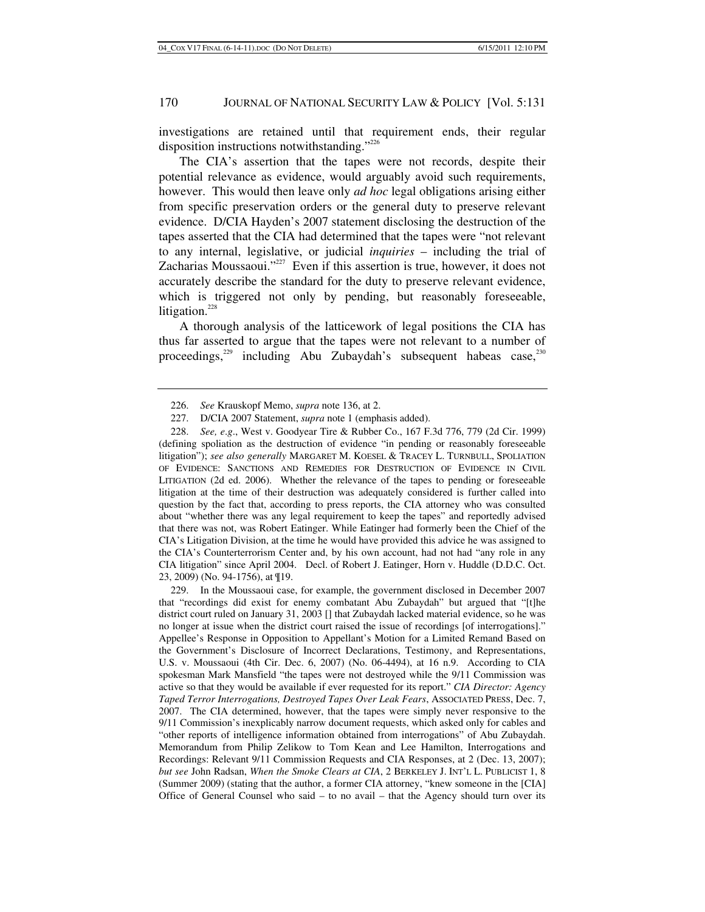investigations are retained until that requirement ends, their regular disposition instructions notwithstanding."[226]

The CIA's assertion that the tapes were not records, despite their potential relevance as evidence, would arguably avoid such requirements, however. This would then leave only *ad hoc* legal obligations arising either from specific preservation orders or the general duty to preserve relevant evidence. D/CIA Hayden's 2007 statement disclosing the destruction of the tapes asserted that the CIA had determined that the tapes were "not relevant to any internal, legislative, or judicial *inquiries* – including the trial of Zacharias Moussaoui."[227] Even if this assertion is true, however, it does not accurately describe the standard for the duty to preserve relevant evidence, which is triggered not only by pending, but reasonably foreseeable, litigation.[228]

A thorough analysis of the latticework of legal positions the CIA has thus far asserted to argue that the tapes were not relevant to a number of proceedings,[229] including Abu Zubaydah's subsequent habeas case,[230]

---

226. *See* Krauskopf Memo, *supra* note 136, at 2.

227. D/CIA 2007 Statement, *supra* note 1 (emphasis added).

228. *See, e.g*., West v. Goodyear Tire & Rubber Co., 167 F.3d 776, 779 (2d Cir. 1999) (defining spoliation as the destruction of evidence "in pending or reasonably foreseeable litigation"); *see also generally* MARGARET M. KOESEL & TRACEY L. TURNBULL, SPOLIATION OF EVIDENCE: SANCTIONS AND REMEDIES FOR DESTRUCTION OF EVIDENCE IN CIVIL LITIGATION (2d ed. 2006). Whether the relevance of the tapes to pending or foreseeable litigation at the time of their destruction was adequately considered is further called into question by the fact that, according to press reports, the CIA attorney who was consulted about "whether there was any legal requirement to keep the tapes" and reportedly advised that there was not, was Robert Eatinger. While Eatinger had formerly been the Chief of the CIA's Litigation Division, at the time he would have provided this advice he was assigned to the CIA's Counterterrorism Center and, by his own account, had not had "any role in any CIA litigation" since April 2004. Decl. of Robert J. Eatinger, Horn v. Huddle (D.D.C. Oct. 23, 2009) (No. 94-1756), at ¶19.

229. In the Moussaoui case, for example, the government disclosed in December 2007 that "recordings did exist for enemy combatant Abu Zubaydah" but argued that "[t]he district court ruled on January 31, 2003 [] that Zubaydah lacked material evidence, so he was no longer at issue when the district court raised the issue of recordings [of interrogations]." Appellee's Response in Opposition to Appellant's Motion for a Limited Remand Based on the Government's Disclosure of Incorrect Declarations, Testimony, and Representations, U.S. v. Moussaoui (4th Cir. Dec. 6, 2007) (No. 06-4494), at 16 n.9. According to CIA spokesman Mark Mansfield "the tapes were not destroyed while the 9/11 Commission was active so that they would be available if ever requested for its report." *CIA Director: Agency Taped Terror Interrogations, Destroyed Tapes Over Leak Fears*, ASSOCIATED PRESS, Dec. 7, 2007. The CIA determined, however, that the tapes were simply never responsive to the 9/11 Commission's inexplicably narrow document requests, which asked only for cables and "other reports of intelligence information obtained from interrogations" of Abu Zubaydah. Memorandum from Philip Zelikow to Tom Kean and Lee Hamilton, Interrogations and Recordings: Relevant 9/11 Commission Requests and CIA Responses, at 2 (Dec. 13, 2007); *but see* John Radsan, *When the Smoke Clears at CIA*, 2 BERKELEY J. INT'L L. PUBLICIST 1, 8 (Summer 2009) (stating that the author, a former CIA attorney, "knew someone in the [CIA] Office of General Counsel who said – to no avail – that the Agency should turn over its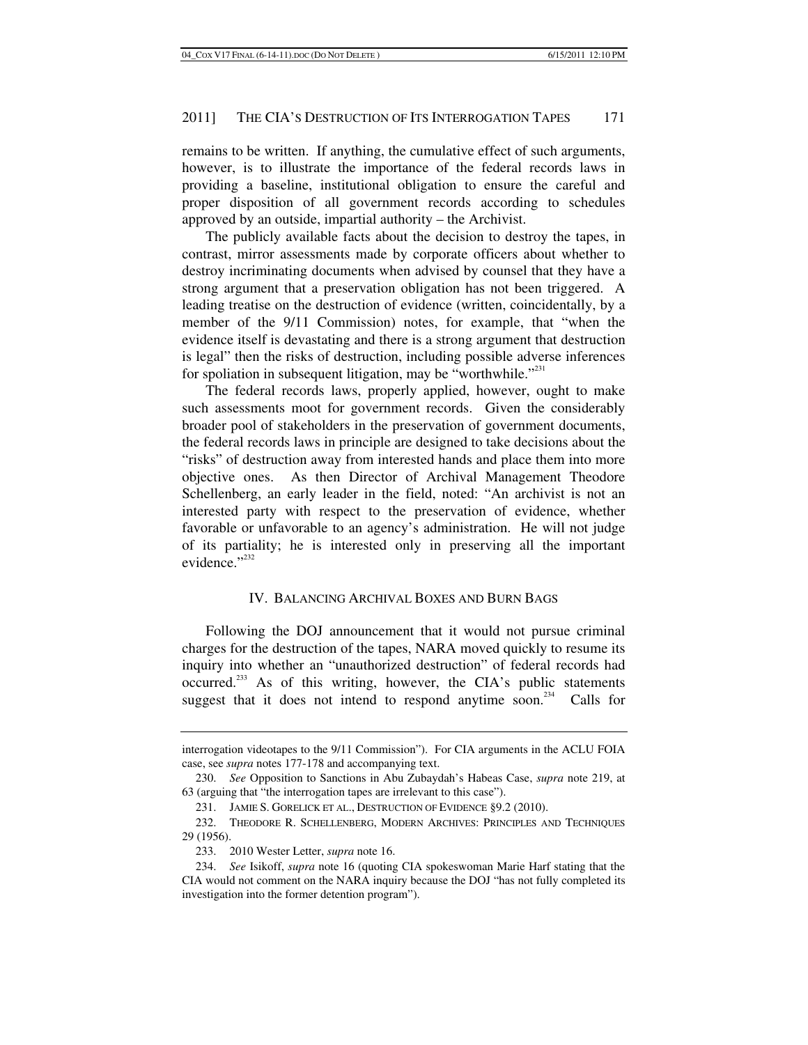remains to be written. If anything, the cumulative effect of such arguments, however, is to illustrate the importance of the federal records laws in providing a baseline, institutional obligation to ensure the careful and proper disposition of all government records according to schedules approved by an outside, impartial authority – the Archivist.

The publicly available facts about the decision to destroy the tapes, in contrast, mirror assessments made by corporate officers about whether to destroy incriminating documents when advised by counsel that they have a strong argument that a preservation obligation has not been triggered. A leading treatise on the destruction of evidence (written, coincidentally, by a member of the 9/11 Commission) notes, for example, that "when the evidence itself is devastating and there is a strong argument that destruction is legal" then the risks of destruction, including possible adverse inferences for spoliation in subsequent litigation, may be "worthwhile."[231]

The federal records laws, properly applied, however, ought to make such assessments moot for government records. Given the considerably broader pool of stakeholders in the preservation of government documents, the federal records laws in principle are designed to take decisions about the "risks" of destruction away from interested hands and place them into more objective ones. As then Director of Archival Management Theodore Schellenberg, an early leader in the field, noted: "An archivist is not an interested party with respect to the preservation of evidence, whether favorable or unfavorable to an agency's administration. He will not judge of its partiality; he is interested only in preserving all the important evidence."[232]

## IV. BALANCING ARCHIVAL BOXES AND BURN BAGS

Following the DOJ announcement that it would not pursue criminal charges for the destruction of the tapes, NARA moved quickly to resume its inquiry into whether an "unauthorized destruction" of federal records had occurred.[233] As of this writing, however, the CIA's public statements suggest that it does not intend to respond anytime soon.[234] Calls for

---

interrogation videotapes to the 9/11 Commission"). For CIA arguments in the ACLU FOIA case, see *supra* notes 177-178 and accompanying text.

230. *See* Opposition to Sanctions in Abu Zubaydah's Habeas Case, *supra* note 219, at 63 (arguing that "the interrogation tapes are irrelevant to this case").

231. JAMIE S. GORELICK ET AL., DESTRUCTION OF EVIDENCE §9.2 (2010).

232. THEODORE R. SCHELLENBERG, MODERN ARCHIVES: PRINCIPLES AND TECHNIQUES 29 (1956).

233. 2010 Wester Letter, *supra* note 16.

234. *See* Isikoff, *supra* note 16 (quoting CIA spokeswoman Marie Harf stating that the CIA would not comment on the NARA inquiry because the DOJ "has not fully completed its investigation into the former detention program").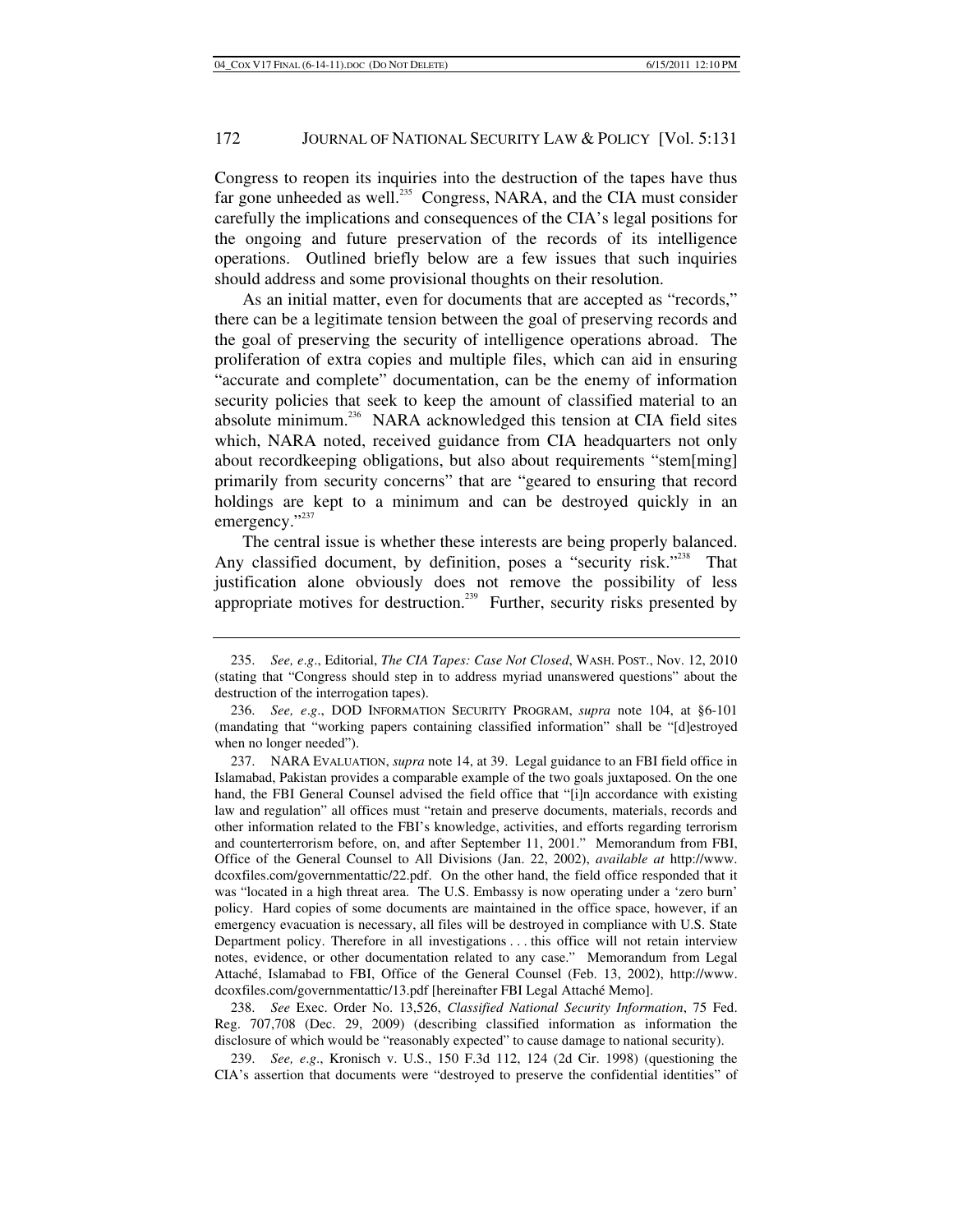Congress to reopen its inquiries into the destruction of the tapes have thus far gone unheeded as well.[235] Congress, NARA, and the CIA must consider carefully the implications and consequences of the CIA's legal positions for the ongoing and future preservation of the records of its intelligence operations. Outlined briefly below are a few issues that such inquiries should address and some provisional thoughts on their resolution.

As an initial matter, even for documents that are accepted as "records," there can be a legitimate tension between the goal of preserving records and the goal of preserving the security of intelligence operations abroad. The proliferation of extra copies and multiple files, which can aid in ensuring "accurate and complete" documentation, can be the enemy of information security policies that seek to keep the amount of classified material to an absolute minimum.[236] NARA acknowledged this tension at CIA field sites which, NARA noted, received guidance from CIA headquarters not only about recordkeeping obligations, but also about requirements "stem[ming] primarily from security concerns" that are "geared to ensuring that record holdings are kept to a minimum and can be destroyed quickly in an emergency."[237]

The central issue is whether these interests are being properly balanced. Any classified document, by definition, poses a "security risk."[238] That justification alone obviously does not remove the possibility of less appropriate motives for destruction.[239] Further, security risks presented by

---

235. *See, e.g*., Editorial, *The CIA Tapes: Case Not Closed*, WASH. POST., Nov. 12, 2010 (stating that "Congress should step in to address myriad unanswered questions" about the destruction of the interrogation tapes).

236. *See, e.g*., DOD INFORMATION SECURITY PROGRAM, *supra* note 104, at §6-101 (mandating that "working papers containing classified information" shall be "[d]estroyed when no longer needed").

237. NARA EVALUATION, *supra* note 14, at 39. Legal guidance to an FBI field office in Islamabad, Pakistan provides a comparable example of the two goals juxtaposed. On the one hand, the FBI General Counsel advised the field office that "[i]n accordance with existing law and regulation" all offices must "retain and preserve documents, materials, records and other information related to the FBI's knowledge, activities, and efforts regarding terrorism and counterterrorism before, on, and after September 11, 2001." Memorandum from FBI, Office of the General Counsel to All Divisions (Jan. 22, 2002), *available at* http://www.dcoxfiles.com/governmentattic/22.pdf. On the other hand, the field office responded that it was "located in a high threat area. The U.S. Embassy is now operating under a 'zero burn' policy. Hard copies of some documents are maintained in the office space, however, if an emergency evacuation is necessary, all files will be destroyed in compliance with U.S. State Department policy. Therefore in all investigations . . . this office will not retain interview notes, evidence, or other documentation related to any case." Memorandum from Legal Attaché, Islamabad to FBI, Office of the General Counsel (Feb. 13, 2002), http://www.dcoxfiles.com/governmentattic/13.pdf [hereinafter FBI Legal Attaché Memo].

238. *See* Exec. Order No. 13,526, *Classified National Security Information*, 75 Fed. Reg. 707,708 (Dec. 29, 2009) (describing classified information as information the disclosure of which would be "reasonably expected" to cause damage to national security).

239. *See, e.g*., Kronisch v. U.S., 150 F.3d 112, 124 (2d Cir. 1998) (questioning the CIA's assertion that documents were "destroyed to preserve the confidential identities" of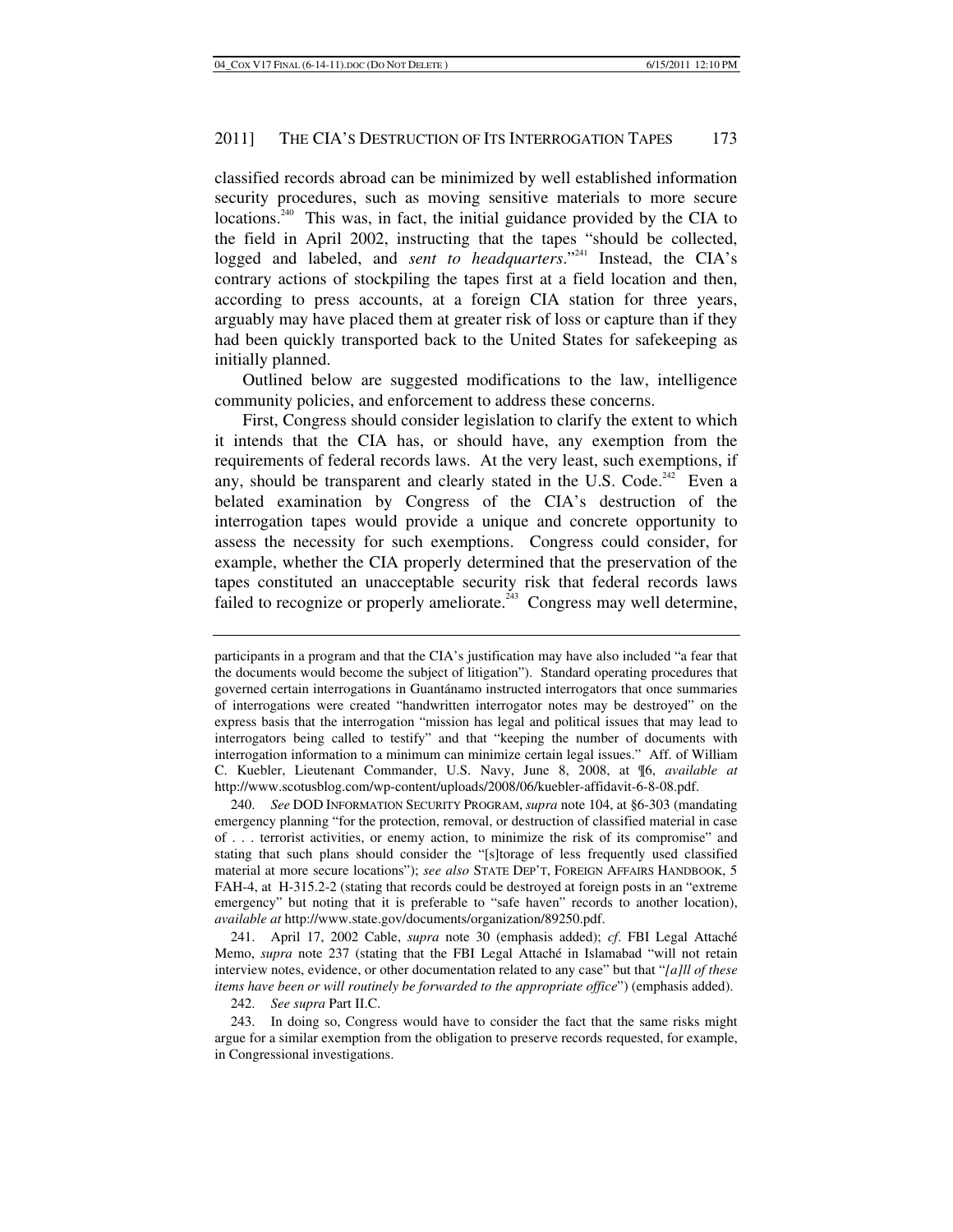classified records abroad can be minimized by well established information security procedures, such as moving sensitive materials to more secure locations.[240] This was, in fact, the initial guidance provided by the CIA to the field in April 2002, instructing that the tapes "should be collected, logged and labeled, and *sent to headquarters*."[241] Instead, the CIA's contrary actions of stockpiling the tapes first at a field location and then, according to press accounts, at a foreign CIA station for three years, arguably may have placed them at greater risk of loss or capture than if they had been quickly transported back to the United States for safekeeping as initially planned.

Outlined below are suggested modifications to the law, intelligence community policies, and enforcement to address these concerns.

First, Congress should consider legislation to clarify the extent to which it intends that the CIA has, or should have, any exemption from the requirements of federal records laws. At the very least, such exemptions, if any, should be transparent and clearly stated in the U.S. Code.[242] Even a belated examination by Congress of the CIA's destruction of the interrogation tapes would provide a unique and concrete opportunity to assess the necessity for such exemptions. Congress could consider, for example, whether the CIA properly determined that the preservation of the tapes constituted an unacceptable security risk that federal records laws failed to recognize or properly ameliorate.[243] Congress may well determine,

---

participants in a program and that the CIA's justification may have also included "a fear that the documents would become the subject of litigation"). Standard operating procedures that governed certain interrogations in Guantánamo instructed interrogators that once summaries of interrogations were created "handwritten interrogator notes may be destroyed" on the express basis that the interrogation "mission has legal and political issues that may lead to interrogators being called to testify" and that "keeping the number of documents with interrogation information to a minimum can minimize certain legal issues." Aff. of William C. Kuebler, Lieutenant Commander, U.S. Navy, June 8, 2008, at ¶6, *available at* http://www.scotusblog.com/wp-content/uploads/2008/06/kuebler-affidavit-6-8-08.pdf.

240. *See* DOD INFORMATION SECURITY PROGRAM, *supra* note 104, at §6-303 (mandating emergency planning "for the protection, removal, or destruction of classified material in case of . . . terrorist activities, or enemy action, to minimize the risk of its compromise" and stating that such plans should consider the "[s]torage of less frequently used classified material at more secure locations"); *see also* STATE DEP'T, FOREIGN AFFAIRS HANDBOOK, 5 FAH-4, at H-315.2-2 (stating that records could be destroyed at foreign posts in an "extreme emergency" but noting that it is preferable to "safe haven" records to another location), *available at* http://www.state.gov/documents/organization/89250.pdf.

241. April 17, 2002 Cable, *supra* note 30 (emphasis added); *cf*. FBI Legal Attaché Memo, *supra* note 237 (stating that the FBI Legal Attaché in Islamabad "will not retain interview notes, evidence, or other documentation related to any case" but that "*[a]ll of these items have been or will routinely be forwarded to the appropriate office*") (emphasis added).

242. *See supra* Part II.C.

243. In doing so, Congress would have to consider the fact that the same risks might argue for a similar exemption from the obligation to preserve records requested, for example, in Congressional investigations.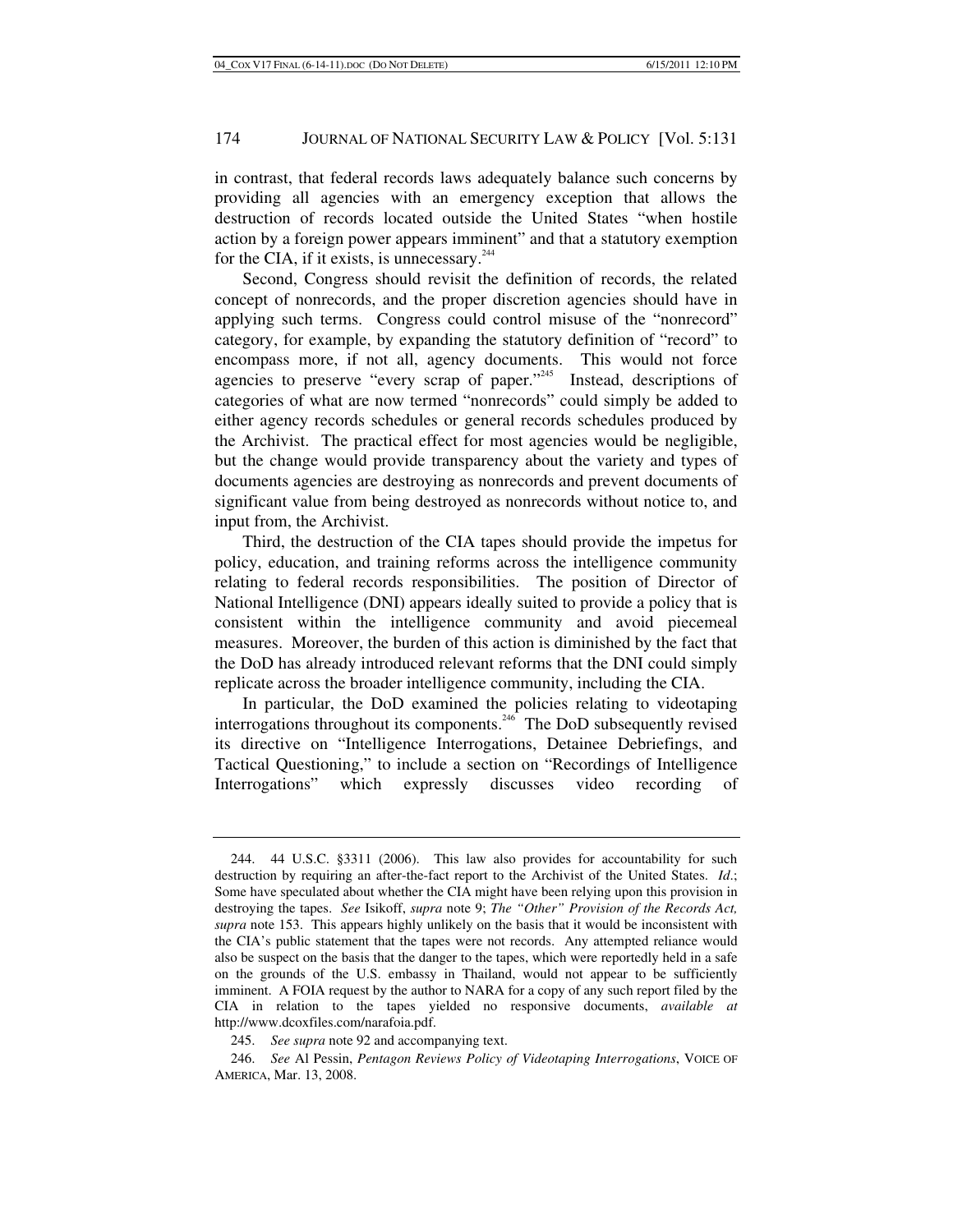in contrast, that federal records laws adequately balance such concerns by providing all agencies with an emergency exception that allows the destruction of records located outside the United States "when hostile action by a foreign power appears imminent" and that a statutory exemption for the CIA, if it exists, is unnecessary.[244]

Second, Congress should revisit the definition of records, the related concept of nonrecords, and the proper discretion agencies should have in applying such terms. Congress could control misuse of the "nonrecord" category, for example, by expanding the statutory definition of "record" to encompass more, if not all, agency documents. This would not force agencies to preserve "every scrap of paper."[245] Instead, descriptions of categories of what are now termed "nonrecords" could simply be added to either agency records schedules or general records schedules produced by the Archivist. The practical effect for most agencies would be negligible, but the change would provide transparency about the variety and types of documents agencies are destroying as nonrecords and prevent documents of significant value from being destroyed as nonrecords without notice to, and input from, the Archivist.

Third, the destruction of the CIA tapes should provide the impetus for policy, education, and training reforms across the intelligence community relating to federal records responsibilities. The position of Director of National Intelligence (DNI) appears ideally suited to provide a policy that is consistent within the intelligence community and avoid piecemeal measures. Moreover, the burden of this action is diminished by the fact that the DoD has already introduced relevant reforms that the DNI could simply replicate across the broader intelligence community, including the CIA.

In particular, the DoD examined the policies relating to videotaping interrogations throughout its components.[246] The DoD subsequently revised its directive on "Intelligence Interrogations, Detainee Debriefings, and Tactical Questioning," to include a section on "Recordings of Intelligence Interrogations" which expressly discusses video recording of

---

244. 44 U.S.C. §3311 (2006). This law also provides for accountability for such destruction by requiring an after-the-fact report to the Archivist of the United States. *Id*.; Some have speculated about whether the CIA might have been relying upon this provision in destroying the tapes. *See* Isikoff, *supra* note 9; *The "Other" Provision of the Records Act, supra* note 153. This appears highly unlikely on the basis that it would be inconsistent with the CIA's public statement that the tapes were not records. Any attempted reliance would also be suspect on the basis that the danger to the tapes, which were reportedly held in a safe on the grounds of the U.S. embassy in Thailand, would not appear to be sufficiently imminent. A FOIA request by the author to NARA for a copy of any such report filed by the CIA in relation to the tapes yielded no responsive documents, *available at* http://www.dcoxfiles.com/narafoia.pdf.

245. *See supra* note 92 and accompanying text.

246. *See* Al Pessin, *Pentagon Reviews Policy of Videotaping Interrogations*, VOICE OF AMERICA, Mar. 13, 2008.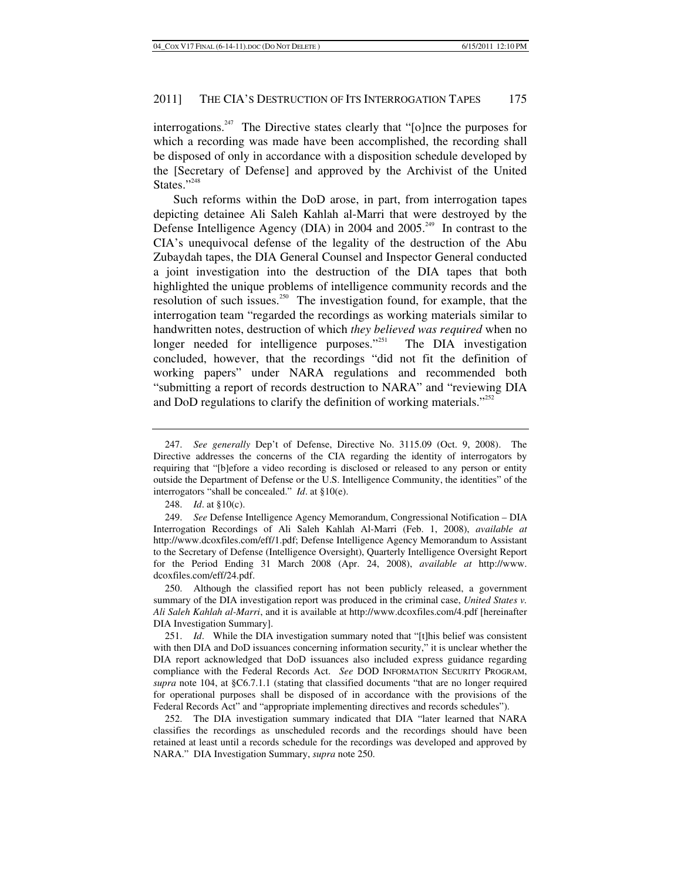interrogations.[247] The Directive states clearly that "[o]nce the purposes for which a recording was made have been accomplished, the recording shall be disposed of only in accordance with a disposition schedule developed by the [Secretary of Defense] and approved by the Archivist of the United States."[248]

Such reforms within the DoD arose, in part, from interrogation tapes depicting detainee Ali Saleh Kahlah al-Marri that were destroyed by the Defense Intelligence Agency (DIA) in 2004 and 2005.[249] In contrast to the CIA's unequivocal defense of the legality of the destruction of the Abu Zubaydah tapes, the DIA General Counsel and Inspector General conducted a joint investigation into the destruction of the DIA tapes that both highlighted the unique problems of intelligence community records and the resolution of such issues.[250] The investigation found, for example, that the interrogation team "regarded the recordings as working materials similar to handwritten notes, destruction of which *they believed was required* when no longer needed for intelligence purposes."[251] The DIA investigation concluded, however, that the recordings "did not fit the definition of working papers" under NARA regulations and recommended both "submitting a report of records destruction to NARA" and "reviewing DIA and DoD regulations to clarify the definition of working materials."[252]

---

247. *See generally* Dep't of Defense, Directive No. 3115.09 (Oct. 9, 2008). The Directive addresses the concerns of the CIA regarding the identity of interrogators by requiring that "[b]efore a video recording is disclosed or released to any person or entity outside the Department of Defense or the U.S. Intelligence Community, the identities" of the interrogators "shall be concealed." *Id*. at §10(e).

248. *Id*. at §10(c).

249. *See* Defense Intelligence Agency Memorandum, Congressional Notification – DIA Interrogation Recordings of Ali Saleh Kahlah Al-Marri (Feb. 1, 2008), *available at* http://www.dcoxfiles.com/eff/1.pdf; Defense Intelligence Agency Memorandum to Assistant to the Secretary of Defense (Intelligence Oversight), Quarterly Intelligence Oversight Report for the Period Ending 31 March 2008 (Apr. 24, 2008), *available at* http://www.dcoxfiles.com/eff/24.pdf.

250. Although the classified report has not been publicly released, a government summary of the DIA investigation report was produced in the criminal case, *United States v. Ali Saleh Kahlah al-Marri*, and it is available at http://www.dcoxfiles.com/4.pdf [hereinafter DIA Investigation Summary].

251. *Id*. While the DIA investigation summary noted that "[t]his belief was consistent with then DIA and DoD issuances concerning information security," it is unclear whether the DIA report acknowledged that DoD issuances also included express guidance regarding compliance with the Federal Records Act. *See* DOD INFORMATION SECURITY PROGRAM, *supra* note 104, at §C6.7.1.1 (stating that classified documents "that are no longer required for operational purposes shall be disposed of in accordance with the provisions of the Federal Records Act" and "appropriate implementing directives and records schedules").

252. The DIA investigation summary indicated that DIA "later learned that NARA classifies the recordings as unscheduled records and the recordings should have been retained at least until a records schedule for the recordings was developed and approved by NARA." DIA Investigation Summary, *supra* note 250.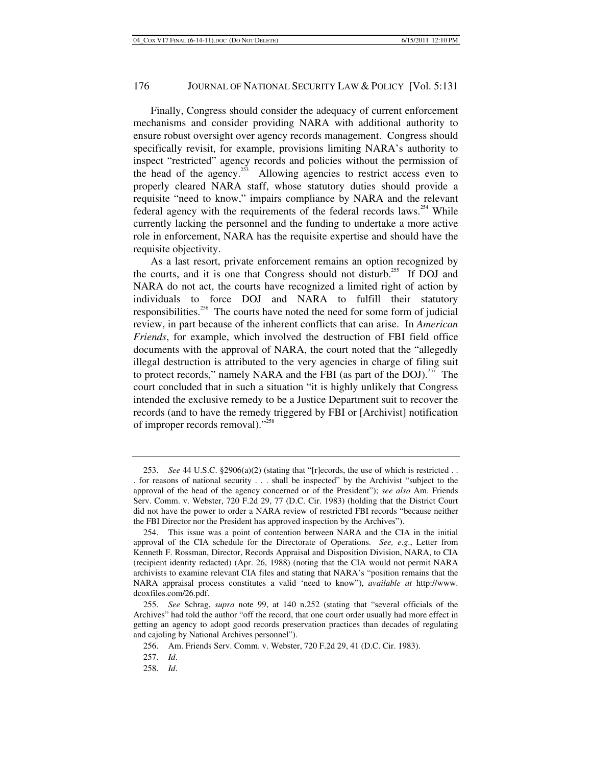Finally, Congress should consider the adequacy of current enforcement mechanisms and consider providing NARA with additional authority to ensure robust oversight over agency records management. Congress should specifically revisit, for example, provisions limiting NARA's authority to inspect "restricted" agency records and policies without the permission of the head of the agency.[253] Allowing agencies to restrict access even to properly cleared NARA staff, whose statutory duties should provide a requisite "need to know," impairs compliance by NARA and the relevant federal agency with the requirements of the federal records laws.[254] While currently lacking the personnel and the funding to undertake a more active role in enforcement, NARA has the requisite expertise and should have the requisite objectivity.

As a last resort, private enforcement remains an option recognized by the courts, and it is one that Congress should not disturb.[255] If DOJ and NARA do not act, the courts have recognized a limited right of action by individuals to force DOJ and NARA to fulfill their statutory responsibilities.[256] The courts have noted the need for some form of judicial review, in part because of the inherent conflicts that can arise. In *American Friends*, for example, which involved the destruction of FBI field office documents with the approval of NARA, the court noted that the "allegedly illegal destruction is attributed to the very agencies in charge of filing suit to protect records," namely NARA and the FBI (as part of the DOJ).[257] The court concluded that in such a situation "it is highly unlikely that Congress intended the exclusive remedy to be a Justice Department suit to recover the records (and to have the remedy triggered by FBI or [Archivist] notification of improper records removal)."[258]

---

253. *See* 44 U.S.C. §2906(a)(2) (stating that "[r]ecords, the use of which is restricted . . . for reasons of national security . . . shall be inspected" by the Archivist "subject to the approval of the head of the agency concerned or of the President"); *see also* Am. Friends Serv. Comm. v. Webster, 720 F.2d 29, 77 (D.C. Cir. 1983) (holding that the District Court did not have the power to order a NARA review of restricted FBI records "because neither the FBI Director nor the President has approved inspection by the Archives").

254. This issue was a point of contention between NARA and the CIA in the initial approval of the CIA schedule for the Directorate of Operations. *See, e.g*., Letter from Kenneth F. Rossman, Director, Records Appraisal and Disposition Division, NARA, to CIA (recipient identity redacted) (Apr. 26, 1988) (noting that the CIA would not permit NARA archivists to examine relevant CIA files and stating that NARA's "position remains that the NARA appraisal process constitutes a valid 'need to know'"), *available at* http://www.dcoxfiles.com/26.pdf.

255. *See* Schrag, *supra* note 99, at 140 n.252 (stating that "several officials of the Archives" had told the author "off the record, that one court order usually had more effect in getting an agency to adopt good records preservation practices than decades of regulating and cajoling by National Archives personnel").

256. Am. Friends Serv. Comm. v. Webster, 720 F.2d 29, 41 (D.C. Cir. 1983).

257. *Id*.

258. *Id*.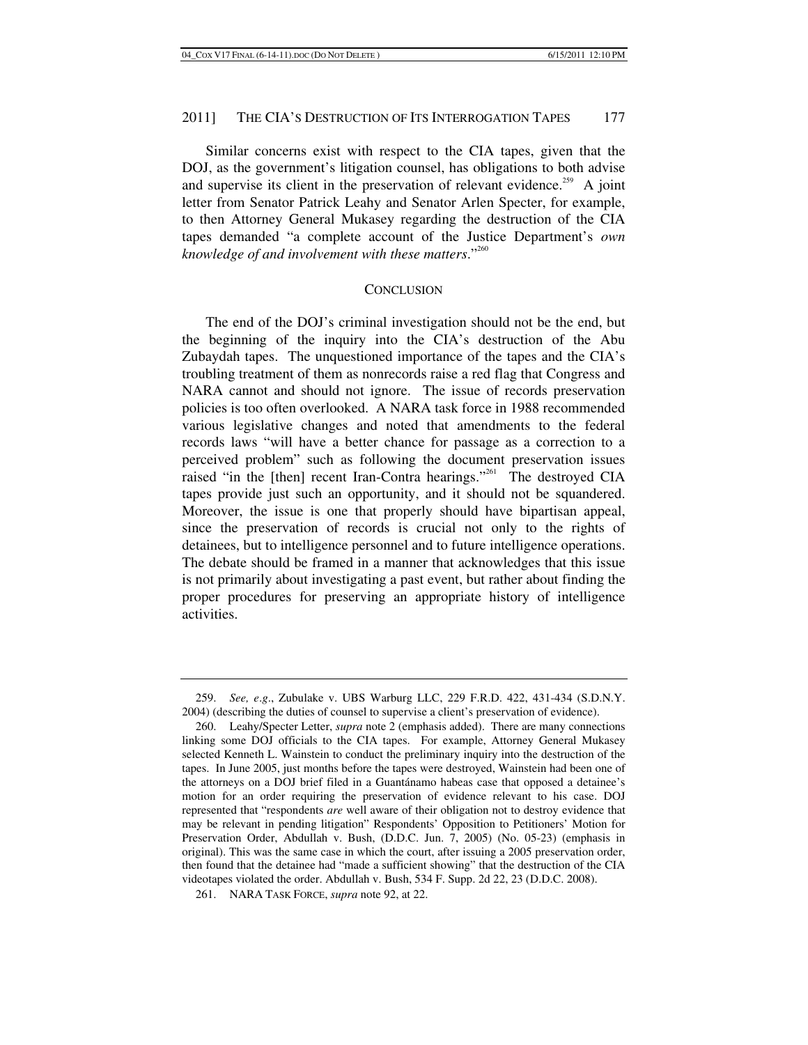Similar concerns exist with respect to the CIA tapes, given that the DOJ, as the government's litigation counsel, has obligations to both advise and supervise its client in the preservation of relevant evidence.[259] A joint letter from Senator Patrick Leahy and Senator Arlen Specter, for example, to then Attorney General Mukasey regarding the destruction of the CIA tapes demanded "a complete account of the Justice Department's *own knowledge of and involvement with these matters*."[260]

## CONCLUSION

The end of the DOJ's criminal investigation should not be the end, but the beginning of the inquiry into the CIA's destruction of the Abu Zubaydah tapes. The unquestioned importance of the tapes and the CIA's troubling treatment of them as nonrecords raise a red flag that Congress and NARA cannot and should not ignore. The issue of records preservation policies is too often overlooked. A NARA task force in 1988 recommended various legislative changes and noted that amendments to the federal records laws "will have a better chance for passage as a correction to a perceived problem" such as following the document preservation issues raised "in the [then] recent Iran-Contra hearings."[261] The destroyed CIA tapes provide just such an opportunity, and it should not be squandered. Moreover, the issue is one that properly should have bipartisan appeal, since the preservation of records is crucial not only to the rights of detainees, but to intelligence personnel and to future intelligence operations. The debate should be framed in a manner that acknowledges that this issue is not primarily about investigating a past event, but rather about finding the proper procedures for preserving an appropriate history of intelligence activities.

---

259. *See, e.g*., Zubulake v. UBS Warburg LLC, 229 F.R.D. 422, 431-434 (S.D.N.Y. 2004) (describing the duties of counsel to supervise a client's preservation of evidence).

260. Leahy/Specter Letter, *supra* note 2 (emphasis added). There are many connections linking some DOJ officials to the CIA tapes. For example, Attorney General Mukasey selected Kenneth L. Wainstein to conduct the preliminary inquiry into the destruction of the tapes. In June 2005, just months before the tapes were destroyed, Wainstein had been one of the attorneys on a DOJ brief filed in a Guantánamo habeas case that opposed a detainee's motion for an order requiring the preservation of evidence relevant to his case. DOJ represented that "respondents *are* well aware of their obligation not to destroy evidence that may be relevant in pending litigation" Respondents' Opposition to Petitioners' Motion for Preservation Order, Abdullah v. Bush, (D.D.C. Jun. 7, 2005) (No. 05-23) (emphasis in original). This was the same case in which the court, after issuing a 2005 preservation order, then found that the detainee had "made a sufficient showing" that the destruction of the CIA videotapes violated the order. Abdullah v. Bush, 534 F. Supp. 2d 22, 23 (D.D.C. 2008).

261. NARA TASK FORCE, *supra* note 92, at 22.